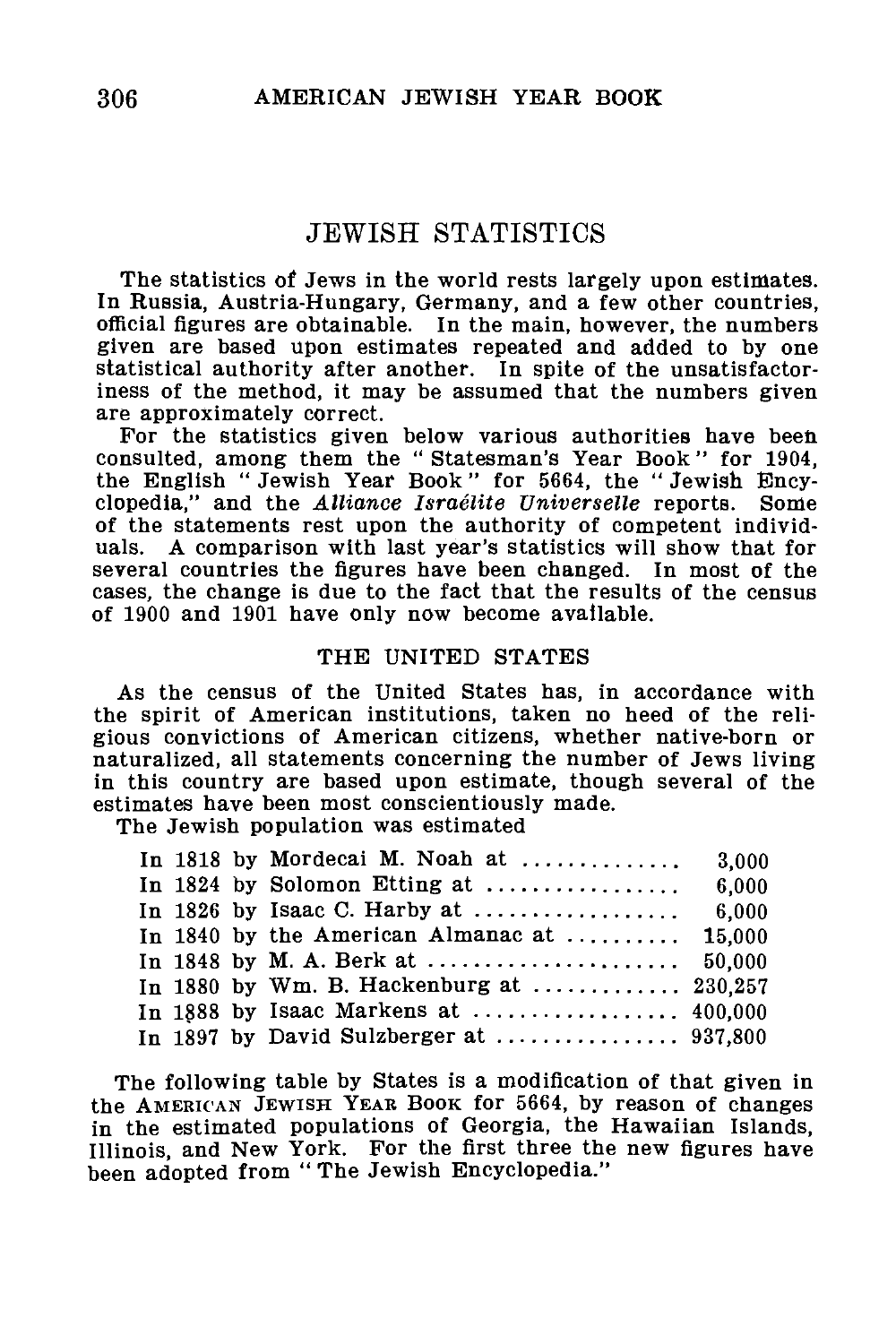# JEWISH STATISTICS

The statistics of Jews in the world rests largely upon estimates. In Russia, Austria-Hungary, Germany, and a few other countries, official figures are obtainable. In the main, however, the numbers given are based upon estimates repeated and added to by one statistical authority after another. In spite of the unsatisfactoriness of the method, it may be assumed that the numbers given are approximately correct.

For the statistics given below various authorities have been consulted, among them the "Statesman's Year Book" for 1904, the English "Jewish Year Book" for 5664, the "Jewish Encyclopedia," and the *Alliance Israélite Universelle* reports. Some of the statements rest upon the authority of competent individuals. A comparison with last year's statistics will show that for several countries the figures have been changed. In most of the cases, the change is due to the fact that the results of the census of 1900 and 1901 have only now become available.

## THE UNITED STATES

As the census of the United States has, in accordance with the spirit of American institutions, taken no heed of the religious convictions of American citizens, whether native-born or naturalized, all statements concerning the number of Jews living in this country are based upon estimate, though several of the estimates have been most conscientiously made.

The Jewish population was estimated

| | |
|---|---|
| In 1818 by Mordecai M. Noah at | 3,000 |
| In 1824 by Solomon Etting at | 6,000 |
| In 1826 by Isaac C. Harby at | 6,000 |
| In 1840 by the American Almanac at | 15,000 |
| In 1848 by M. A. Berk at | 50,000 |
| In 1880 by Wm. B. Hackenburg at | 230,257 |
| In 1888 by Isaac Markens at | 400,000 |
| In 1897 by David Sulzberger at | 937,800 |

The following table by States is a modification of that given in the AMERICAN JEWISH YEAR BOOK for 5664, by reason of changes in the estimated populations of Georgia, the Hawaiian Islands, Illinois, and New York. For the first three the new figures have been adopted from "The Jewish Encyclopedia."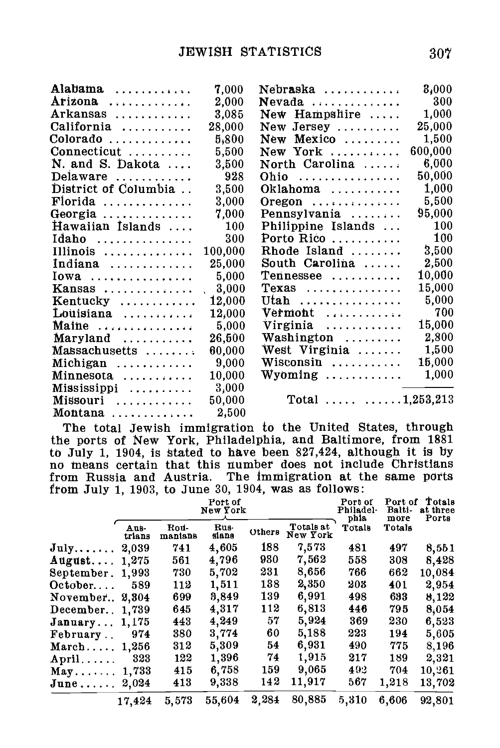| | | | |
|---|---|---|---|
| Alabama | 7,000 | Nebraska | 3,000 |
| Arizona | 2,000 | Nevada | 300 |
| Arkansas | 3,085 | New Hampshire | 1,000 |
| California | 28,000 | New Jersey | 25,000 |
| Colorado | 5,800 | New Mexico | 1,500 |
| Connecticut | 5,500 | New York | 600,000 |
| N. and S. Dakota | 3,500 | North Carolina | 6,000 |
| Delaware | 928 | Ohio | 50,000 |
| District of Columbia | 3,500 | Oklahoma | 1,000 |
| Florida | 3,000 | Oregon | 5,500 |
| Georgia | 7,000 | Pennsylvania | 95,000 |
| Hawaiian Islands | 100 | Philippine Islands | 100 |
| Idaho | 300 | Porto Rico | 100 |
| Illinois | 100,000 | Rhode Island | 3,500 |
| Indiana | 25,000 | South Carolina | 2,500 |
| Iowa | 5,000 | Tennessee | 10,000 |
| Kansas | 3,000 | Texas | 15,000 |
| Kentucky | 12,000 | Utah | 5,000 |
| Louisiana | 12,000 | Vermont | 700 |
| Maine | 5,000 | Virginia | 15,000 |
| Maryland | 26,500 | Washington | 2,800 |
| Massachusetts | 60,000 | West Virginia | 1,500 |
| Michigan | 9,000 | Wisconsin | 15,000 |
| Minnesota | 10,000 | Wyoming | 1,000 |
| Mississippi | 3,000 | | |
| Missouri | 50,000 | Total | 1,253,213 |
| Montana | 2,500 | | |

The total Jewish immigration to the United States, through the ports of New York, Philadelphia, and Baltimore, from 1881 to July 1, 1904, is stated to have been 827,424, although it is by no means certain that this number does not include Christians from Russia and Austria. The immigration at the same ports from July 1, 1903, to June 30, 1904, was as follows:

| | Port of New York | | | | | Port of Philadelphia | Port of Baltimore | Totals at three Ports |
|---|---|---|---|---|---|---|---|---|
| | Austrians | Roumanians | Russians | Others | Totals at New York | Totals | Totals | |
| July | 2,039 | 741 | 4,605 | 188 | 7,573 | 481 | 497 | 8,551 |
| August | 1,275 | 561 | 4,796 | 930 | 7,562 | 558 | 308 | 8,428 |
| September | 1,993 | 730 | 5,702 | 231 | 8,656 | 766 | 662 | 10,084 |
| October | 589 | 112 | 1,511 | 138 | 2,350 | 203 | 401 | 2,954 |
| November | 2,304 | 699 | 3,849 | 139 | 6,991 | 498 | 633 | 8,122 |
| December | 1,739 | 645 | 4,317 | 112 | 6,813 | 446 | 795 | 8,054 |
| January | 1,175 | 443 | 4,249 | 57 | 5,924 | 369 | 230 | 6,523 |
| February | 974 | 380 | 3,774 | 60 | 5,188 | 223 | 194 | 5,605 |
| March | 1,256 | 312 | 5,309 | 54 | 6,931 | 490 | 775 | 8,196 |
| April | 323 | 122 | 1,396 | 74 | 1,915 | 217 | 189 | 2,321 |
| May | 1,733 | 415 | 6,758 | 159 | 9,065 | 492 | 704 | 10,261 |
| June | 2,024 | 413 | 9,338 | 142 | 11,917 | 567 | 1,218 | 13,702 |
| | 17,424 | 5,573 | 55,604 | 2,284 | 80,885 | 5,310 | 6,606 | 92,801 |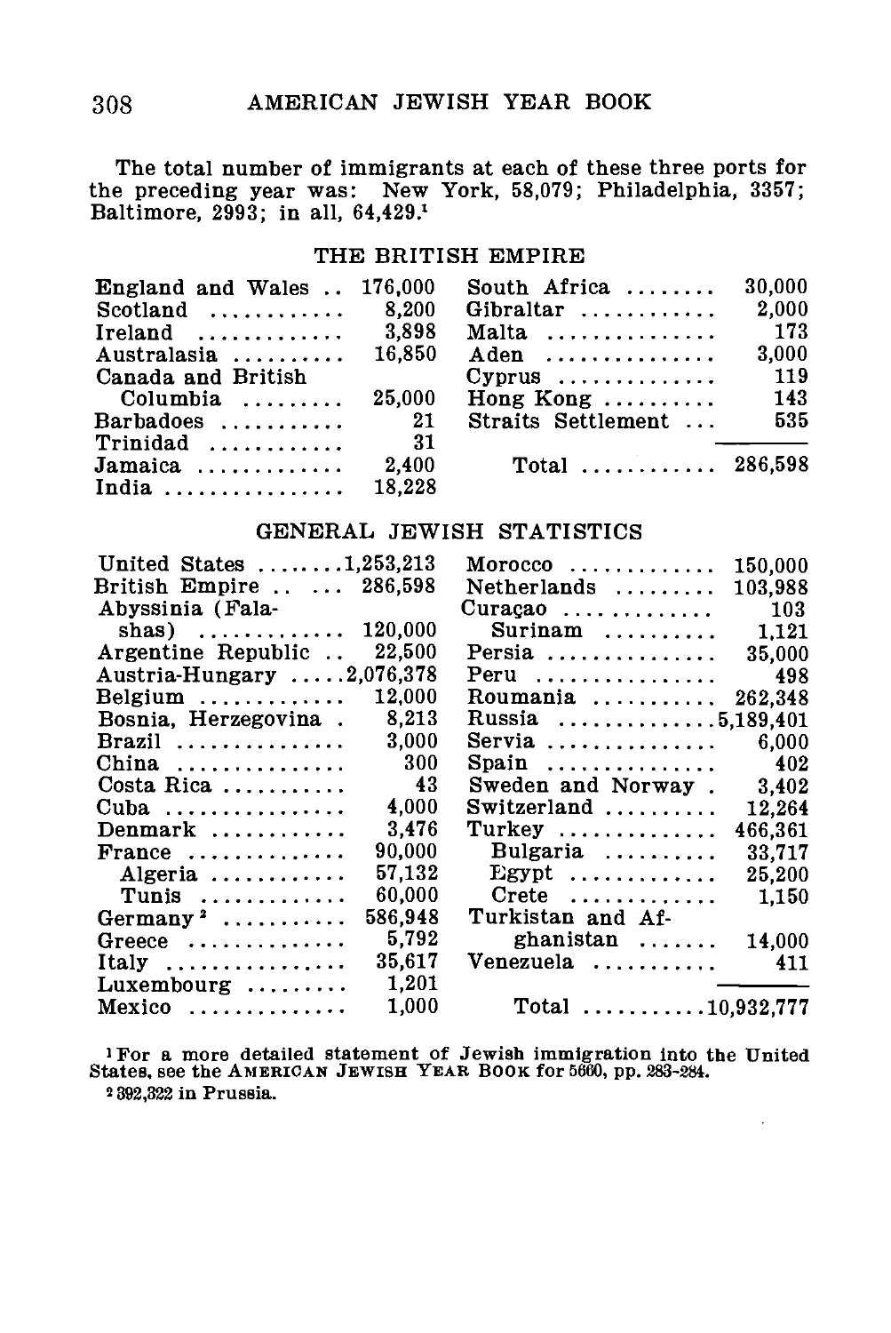The total number of immigrants at each of these three ports for the preceding year was: New York, 58,079; Philadelphia, 3357; Baltimore, 2993; in all, 64,429.[1]

## THE BRITISH EMPIRE

| Country | Population | Country | Population |
|---|---|---|---|
| England and Wales | 176,000 | South Africa | 30,000 |
| Scotland | 8,200 | Gibraltar | 2,000 |
| Ireland | 3,898 | Malta | 173 |
| Australasia | 16,850 | Aden | 3,000 |
| Canada and British Columbia | 25,000 | Cyprus | 119 |
| Barbadoes | 21 | Hong Kong | 143 |
| Trinidad | 31 | Straits Settlement | 535 |
| Jamaica | 2,400 | Total | 286,598 |
| India | 18,228 | | |

## GENERAL JEWISH STATISTICS

| Country | Population | Country | Population |
|---|---|---|---|
| United States | 1,253,213 | Morocco | 150,000 |
| British Empire | 286,598 | Netherlands | 103,988 |
| Abyssinia (Falashas) | 120,000 | Curaçao | 103 |
| Argentine Republic | 22,500 | Surinam | 1,121 |
| Austria-Hungary | 2,076,378 | Persia | 35,000 |
| Belgium | 12,000 | Peru | 498 |
| Bosnia, Herzegovina | 8,213 | Roumania | 262,348 |
| Brazil | 3,000 | Russia | 5,189,401 |
| China | 300 | Servia | 6,000 |
| Costa Rica | 43 | Spain | 402 |
| Cuba | 4,000 | Sweden and Norway | 3,402 |
| Denmark | 3,476 | Switzerland | 12,264 |
| France | 90,000 | Turkey | 466,361 |
| Algeria | 57,132 | Bulgaria | 33,717 |
| Tunis | 60,000 | Egypt | 25,200 |
| Germany[2] | 586,948 | Crete | 1,150 |
| Greece | 5,792 | Turkistan and Afghanistan | 14,000 |
| Italy | 35,617 | Venezuela | 411 |
| Luxembourg | 1,201 | | |
| Mexico | 1,000 | Total | 10,932,777 |

[1] For a more detailed statement of Jewish immigration into the United States, see the AMERICAN JEWISH YEAR BOOK for 5660, pp. 283-284.

[2] 392,322 in Prussia.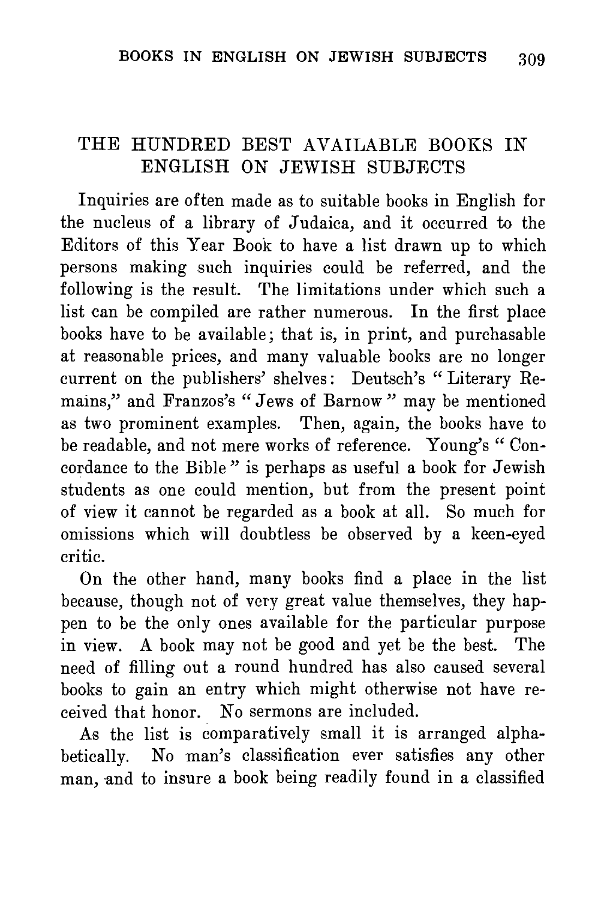## THE HUNDRED BEST AVAILABLE BOOKS IN ENGLISH ON JEWISH SUBJECTS

Inquiries are often made as to suitable books in English for the nucleus of a library of Judaica, and it occurred to the Editors of this Year Book to have a list drawn up to which persons making such inquiries could be referred, and the following is the result. The limitations under which such a list can be compiled are rather numerous. In the first place books have to be available; that is, in print, and purchasable at reasonable prices, and many valuable books are no longer current on the publishers' shelves: Deutsch's "Literary Remains," and Franzos's "Jews of Barnow" may be mentioned as two prominent examples. Then, again, the books have to be readable, and not mere works of reference. Young's "Concordance to the Bible" is perhaps as useful a book for Jewish students as one could mention, but from the present point of view it cannot be regarded as a book at all. So much for omissions which will doubtless be observed by a keen-eyed critic.

On the other hand, many books find a place in the list because, though not of very great value themselves, they happen to be the only ones available for the particular purpose in view. A book may not be good and yet be the best. The need of filling out a round hundred has also caused several books to gain an entry which might otherwise not have received that honor. No sermons are included.

As the list is comparatively small it is arranged alphabetically. No man's classification ever satisfies any other man, and to insure a book being readily found in a classified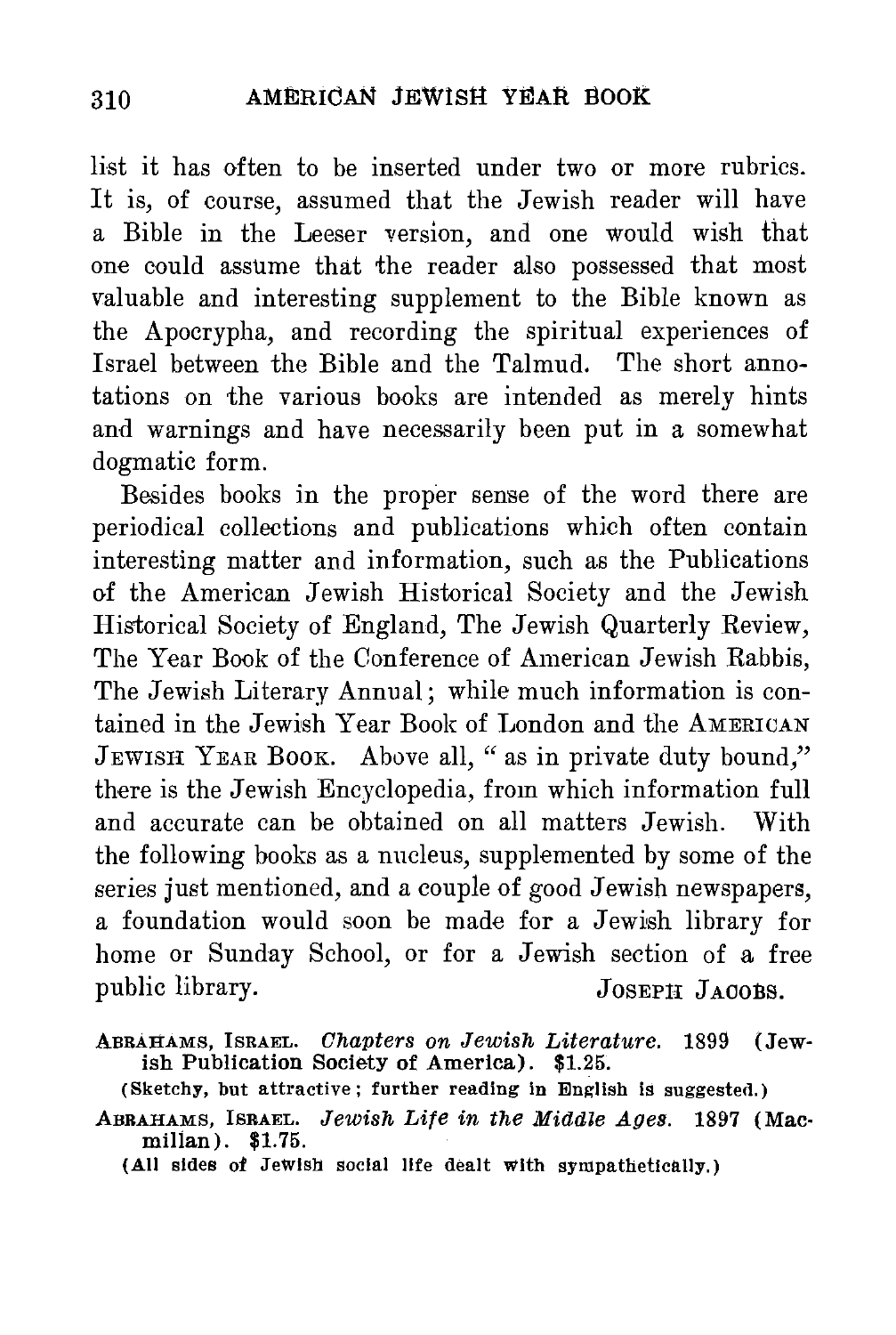list it has often to be inserted under two or more rubrics. It is, of course, assumed that the Jewish reader will have a Bible in the Leeser version, and one would wish that one could assume that the reader also possessed that most valuable and interesting supplement to the Bible known as the Apocrypha, and recording the spiritual experiences of Israel between the Bible and the Talmud. The short annotations on the various books are intended as merely hints and warnings and have necessarily been put in a somewhat dogmatic form.

Besides books in the proper sense of the word there are periodical collections and publications which often contain interesting matter and information, such as the Publications of the American Jewish Historical Society and the Jewish Historical Society of England, The Jewish Quarterly Review, The Year Book of the Conference of American Jewish Rabbis, The Jewish Literary Annual; while much information is contained in the Jewish Year Book of London and the AMERICAN JEWISH YEAR BOOK. Above all, "as in private duty bound," there is the Jewish Encyclopedia, from which information full and accurate can be obtained on all matters Jewish. With the following books as a nucleus, supplemented by some of the series just mentioned, and a couple of good Jewish newspapers, a foundation would soon be made for a Jewish library for home or Sunday School, or for a Jewish section of a free public library.

JOSEPH JACOBS.

ABRAHAMS, ISRAEL. *Chapters on Jewish Literature.* 1899 (Jewish Publication Society of America). $1.25.
(Sketchy, but attractive; further reading in English is suggested.)

ABRAHAMS, ISRAEL. *Jewish Life in the Middle Ages.* 1897 (Macmillan). $1.75.
(All sides of Jewish social life dealt with sympathetically.)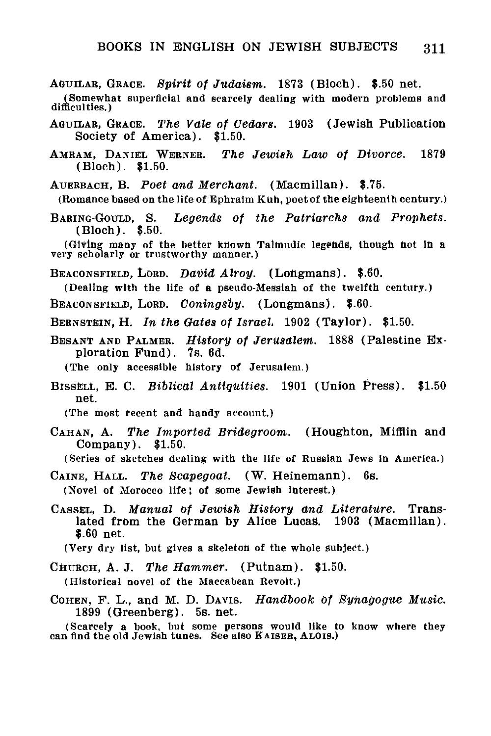AGUILAR, GRACE. *Spirit of Judaism.* 1873 (Bloch). $.50 net.

(Somewhat superficial and scarcely dealing with modern problems and difficulties.)

AGUILAR, GRACE. *The Vale of Cedars.* 1903 (Jewish Publication Society of America). $1.50.

AMRAM, DANIEL WERNER. *The Jewish Law of Divorce.* 1879 (Bloch). $1.50.

AUERBACH, B. *Poet and Merchant.* (Macmillan). $.75.

(Romance based on the life of Ephraim Kuh, poet of the eighteenth century.)

BARING-GOULD, S. *Legends of the Patriarchs and Prophets.* (Bloch). $.50.

(Giving many of the better known Talmudic legends, though not in a very scholarly or trustworthy manner.)

BEACONSFIELD, LORD. *David Alroy.* (Longmans). $.60.

(Dealing with the life of a pseudo-Messiah of the twelfth century.)

BEACONSFIELD, LORD. *Coningsby.* (Longmans). $.60.

BERNSTEIN, H. *In the Gates of Israel.* 1902 (Taylor). $1.50.

BESANT AND PALMER. *History of Jerusalem.* 1888 (Palestine Exploration Fund). 7s. 6d.

(The only accessible history of Jerusalem.)

BISSELL, E. C. *Biblical Antiquities.* 1901 (Union Press). $1.50 net.

(The most recent and handy account.)

CAHAN, A. *The Imported Bridegroom.* (Houghton, Mifflin and Company). $1.50.

(Series of sketches dealing with the life of Russian Jews in America.)

CAINE, HALL. *The Scapegoat.* (W. Heinemann). 6s.

(Novel of Morocco life; of some Jewish interest.)

CASSEL, D. *Manual of Jewish History and Literature.* Translated from the German by Alice Lucas. 1903 (Macmillan). $.60 net.

(Very dry list, but gives a skeleton of the whole subject.)

CHURCH, A. J. *The Hammer.* (Putnam). $1.50.

(Historical novel of the Maccabean Revolt.)

COHEN, F. L., and M. D. DAVIS. *Handbook of Synagogue Music.* 1899 (Greenberg). 5s. net.

(Scarcely a book, but some persons would like to know where they can find the old Jewish tunes. See also KAISER, ALOIS.)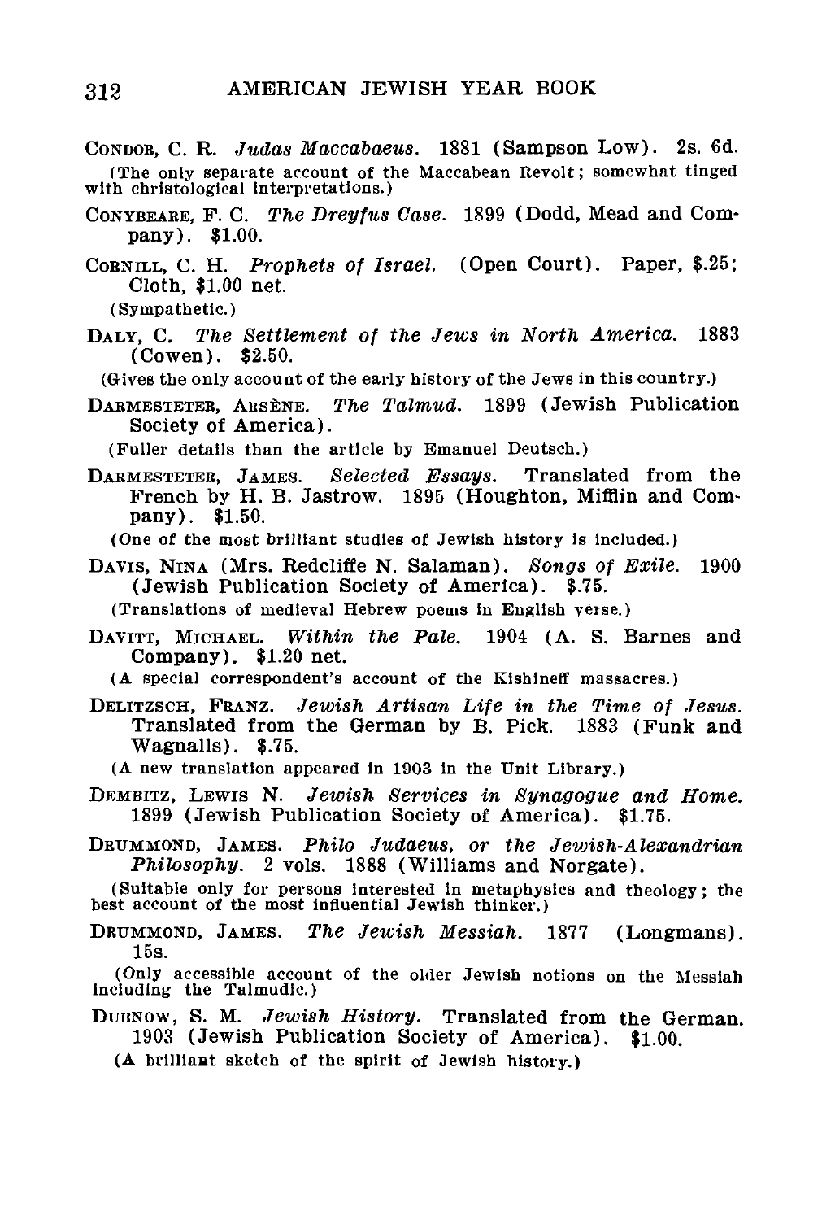CONDOR, C. R. *Judas Maccabaeus.* 1881 (Sampson Low). 2s. 6d.

(The only separate account of the Maccabean Revolt; somewhat tinged with christological interpretations.)

CONYBEARE, F. C. *The Dreyfus Case.* 1899 (Dodd, Mead and Company). $1.00.

CORNILL, C. H. *Prophets of Israel.* (Open Court). Paper, $.25; Cloth, $1.00 net.

(Sympathetic.)

DALY, C. *The Settlement of the Jews in North America.* 1883 (Cowen). $2.50.

(Gives the only account of the early history of the Jews in this country.)

DARMESTETER, ARSÈNE. *The Talmud.* 1899 (Jewish Publication Society of America).

(Fuller details than the article by Emanuel Deutsch.)

DARMESTETER, JAMES. *Selected Essays.* Translated from the French by H. B. Jastrow. 1895 (Houghton, Mifflin and Company). $1.50.

(One of the most brilliant studies of Jewish history is included.)

DAVIS, NINA (Mrs. Redcliffe N. Salaman). *Songs of Exile.* 1900 (Jewish Publication Society of America). $.75.

(Translations of medieval Hebrew poems in English verse.)

DAVITT, MICHAEL. *Within the Pale.* 1904 (A. S. Barnes and Company). $1.20 net.

(A special correspondent's account of the Kishineff massacres.)

DELITZSCH, FRANZ. *Jewish Artisan Life in the Time of Jesus.* Translated from the German by B. Pick. 1883 (Funk and Wagnalls). $.75.

(A new translation appeared in 1903 in the Unit Library.)

DEMBITZ, LEWIS N. *Jewish Services in Synagogue and Home.* 1899 (Jewish Publication Society of America). $1.75.

DRUMMOND, JAMES. *Philo Judaeus, or the Jewish-Alexandrian Philosophy.* 2 vols. 1888 (Williams and Norgate).

(Suitable only for persons interested in metaphysics and theology; the best account of the most influential Jewish thinker.)

DRUMMOND, JAMES. *The Jewish Messiah.* 1877 (Longmans). 15s.

(Only accessible account of the older Jewish notions on the Messiah including the Talmudic.)

DUBNOW, S. M. *Jewish History.* Translated from the German. 1903 (Jewish Publication Society of America). $1.00.

(A brilliant sketch of the spirit of Jewish history.)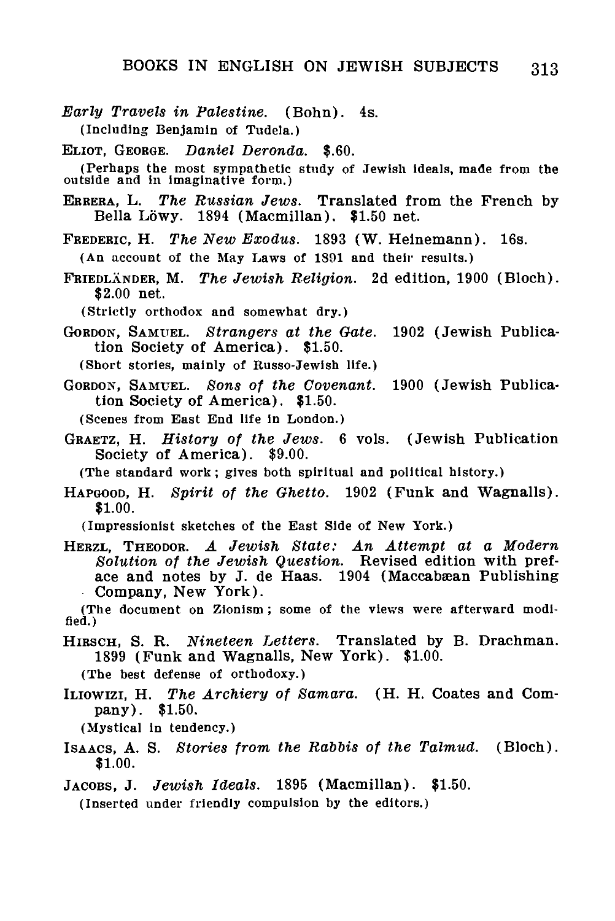*Early Travels in Palestine.* (Bohn). 4s.
(Including Benjamin of Tudela.)

Eliot, George. *Daniel Deronda.* $.60.
(Perhaps the most sympathetic study of Jewish ideals, made from the outside and in imaginative form.)

Errera, L. *The Russian Jews.* Translated from the French by Bella Löwy. 1894 (Macmillan). $1.50 net.

Frederic, H. *The New Exodus.* 1893 (W. Heinemann). 16s.
(An account of the May Laws of 1891 and their results.)

Friedländer, M. *The Jewish Religion.* 2d edition, 1900 (Bloch). $2.00 net.
(Strictly orthodox and somewhat dry.)

Gordon, Samuel. *Strangers at the Gate.* 1902 (Jewish Publication Society of America). $1.50.
(Short stories, mainly of Russo-Jewish life.)

Gordon, Samuel. *Sons of the Covenant.* 1900 (Jewish Publication Society of America). $1.50.
(Scenes from East End life in London.)

Graetz, H. *History of the Jews.* 6 vols. (Jewish Publication Society of America). $9.00.
(The standard work; gives both spiritual and political history.)

Hapgood, H. *Spirit of the Ghetto.* 1902 (Funk and Wagnalls). $1.00.
(Impressionist sketches of the East Side of New York.)

Herzl, Theodor. *A Jewish State: An Attempt at a Modern Solution of the Jewish Question.* Revised edition with preface and notes by J. de Haas. 1904 (Maccabæan Publishing Company, New York).
(The document on Zionism; some of the views were afterward modified.)

Hirsch, S. R. *Nineteen Letters.* Translated by B. Drachman. 1899 (Funk and Wagnalls, New York). $1.00.
(The best defense of orthodoxy.)

Iliowizi, H. *The Archiery of Samara.* (H. H. Coates and Company). $1.50.
(Mystical in tendency.)

Isaacs, A. S. *Stories from the Rabbis of the Talmud.* (Bloch). $1.00.

Jacobs, J. *Jewish Ideals.* 1895 (Macmillan). $1.50.
(Inserted under friendly compulsion by the editors.)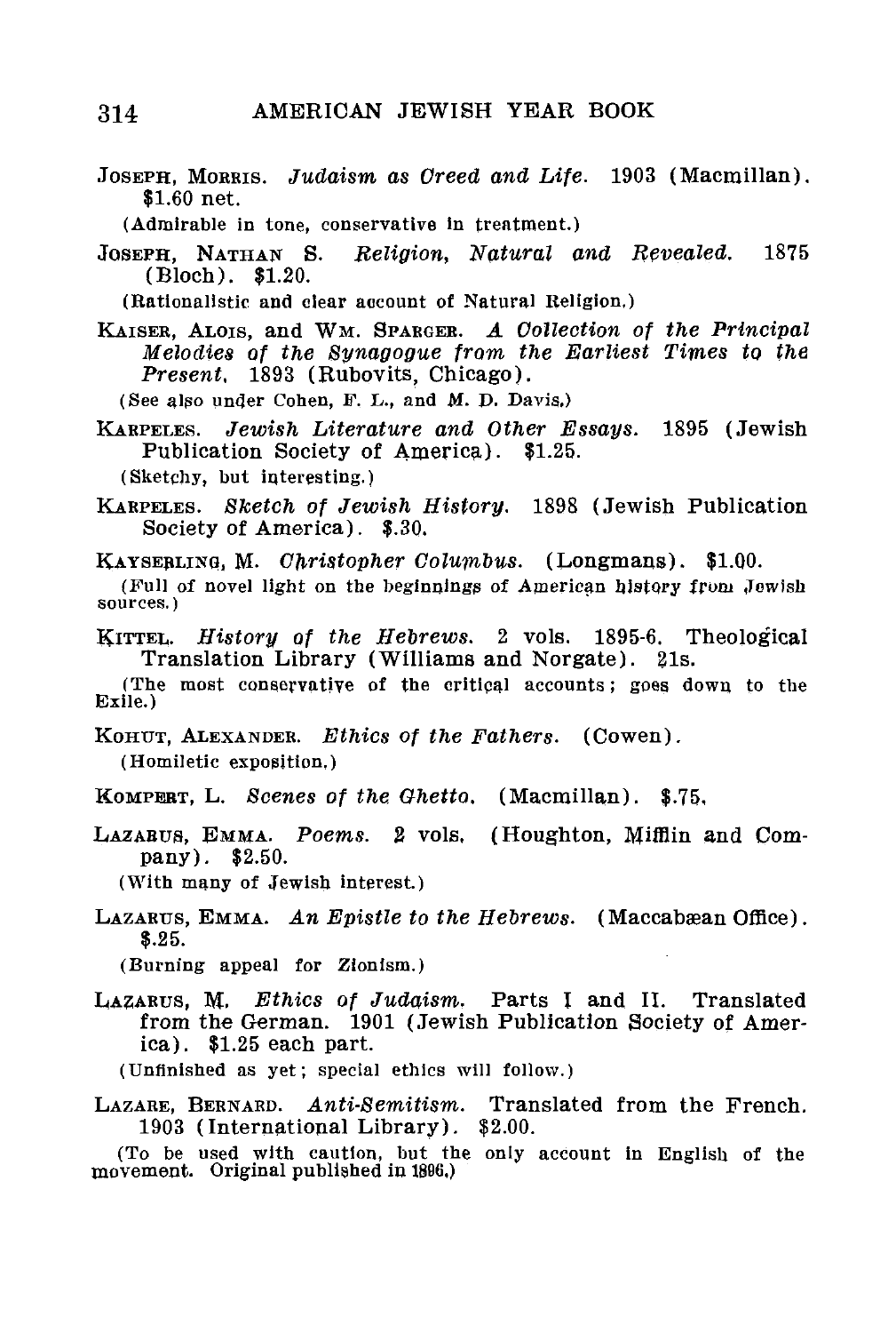JOSEPH, MORRIS. *Judaism as Creed and Life.* 1903 (Macmillan). $1.60 net.

(Admirable in tone, conservative in treatment.)

JOSEPH, NATHAN S. *Religion, Natural and Revealed.* 1875 (Bloch). $1.20.

(Rationalistic and clear account of Natural Religion.)

KAISER, ALOIS, and WM. SPARGER. *A Collection of the Principal Melodies of the Synagogue from the Earliest Times to the Present.* 1893 (Rubovits, Chicago).

(See also under Cohen, F. L., and M. D. Davis.)

KARPELES. *Jewish Literature and Other Essays.* 1895 (Jewish Publication Society of America). $1.25.

(Sketchy, but interesting.)

KARPELES. *Sketch of Jewish History.* 1898 (Jewish Publication Society of America). $.30.

KAYSERLING, M. *Christopher Columbus.* (Longmans). $1.00.

(Full of novel light on the beginnings of American history from Jewish sources.)

KITTEL. *History of the Hebrews.* 2 vols. 1895-6. Theological Translation Library (Williams and Norgate). 21s.

(The most conservative of the critical accounts; goes down to the Exile.)

KOHUT, ALEXANDER. *Ethics of the Fathers.* (Cowen).

(Homiletic exposition.)

KOMPERT, L. *Scenes of the Ghetto.* (Macmillan). $.75.

LAZARUS, EMMA. *Poems.* 2 vols. (Houghton, Mifflin and Company). $2.50.

(With many of Jewish interest.)

LAZARUS, EMMA. *An Epistle to the Hebrews.* (Maccabæan Office). $.25.

(Burning appeal for Zionism.)

LAZARUS, M. *Ethics of Judaism.* Parts I and II. Translated from the German. 1901 (Jewish Publication Society of America). $1.25 each part.

(Unfinished as yet; special ethics will follow.)

LAZARE, BERNARD. *Anti-Semitism.* Translated from the French. 1903 (International Library). $2.00.

(To be used with caution, but the only account in English of the movement. Original published in 1896.)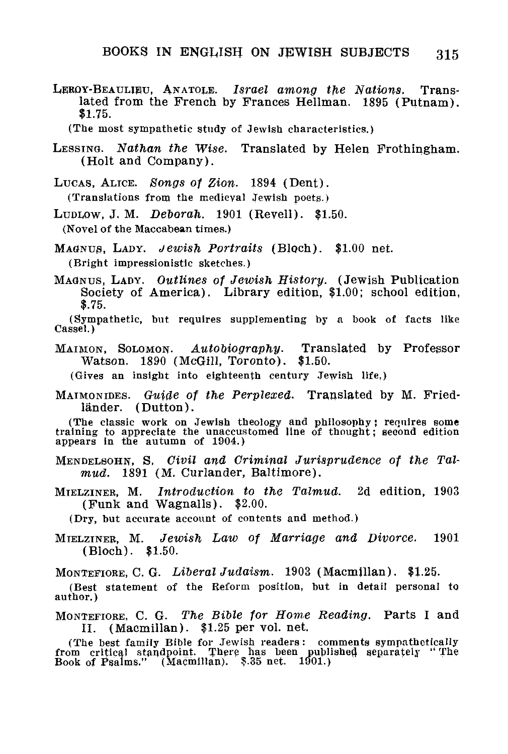LEROY-BEAULIEU, ANATOLE. *Israel among the Nations.* Translated from the French by Frances Hellman. 1895 (Putnam). $1.75.

(The most sympathetic study of Jewish characteristics.)

LESSING. *Nathan the Wise.* Translated by Helen Frothingham. (Holt and Company).

LUCAS, ALICE. *Songs of Zion.* 1894 (Dent).

(Translations from the medieval Jewish poets.)

LUDLOW, J. M. *Deborah.* 1901 (Revell). $1.50.

(Novel of the Maccabean times.)

MAGNUS, LADY. *Jewish Portraits* (Bloch). $1.00 net.

(Bright impressionistic sketches.)

MAGNUS, LADY. *Outlines of Jewish History.* (Jewish Publication Society of America). Library edition, $1.00; school edition, $.75.

(Sympathetic, but requires supplementing by a book of facts like Cassel.)

MAIMON, SOLOMON. *Autobiography.* Translated by Professor Watson. 1890 (McGill, Toronto). $1.50.

(Gives an insight into eighteenth century Jewish life.)

MAIMONIDES. *Guide of the Perplexed.* Translated by M. Friedländer. (Dutton).

(The classic work on Jewish theology and philosophy; requires some training to appreciate the unaccustomed line of thought; second edition appears in the autumn of 1904.)

MENDELSOHN, S. *Civil and Criminal Jurisprudence of the Talmud.* 1891 (M. Curlander, Baltimore).

MIELZINER, M. *Introduction to the Talmud.* 2d edition, 1903 (Funk and Wagnalls). $2.00.

(Dry, but accurate account of contents and method.)

MIELZINER, M. *Jewish Law of Marriage and Divorce.* 1901 (Bloch). $1.50.

MONTEFIORE, C. G. *Liberal Judaism.* 1903 (Macmillan). $1.25.

(Best statement of the Reform position, but in detail personal to author.)

MONTEFIORE, C. G. *The Bible for Home Reading.* Parts I and II. (Macmillan). $1.25 per vol. net.

(The best family Bible for Jewish readers: comments sympathetically from critical standpoint. There has been published separately "The Book of Psalms." (Macmillan). $.35 net. 1901.)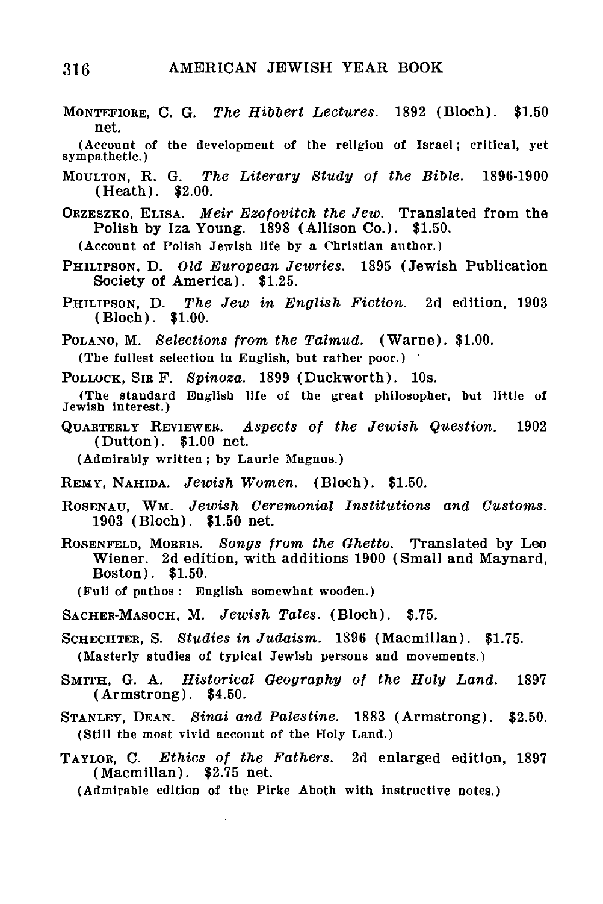MONTEFIORE, C. G. *The Hibbert Lectures.* 1892 (Bloch). $1.50 net.

(Account of the development of the religion of Israel; critical, yet sympathetic.)

MOULTON, R. G. *The Literary Study of the Bible.* 1896-1900 (Heath). $2.00.

ORZESZKO, ELISA. *Meir Ezofovitch the Jew.* Translated from the Polish by Iza Young. 1898 (Allison Co.). $1.50.

(Account of Polish Jewish life by a Christian author.)

PHILIPSON, D. *Old European Jewries.* 1895 (Jewish Publication Society of America). $1.25.

PHILIPSON, D. *The Jew in English Fiction.* 2d edition, 1903 (Bloch). $1.00.

POLANO, M. *Selections from the Talmud.* (Warne). $1.00.

(The fullest selection in English, but rather poor.)

POLLOCK, SIR F. *Spinoza.* 1899 (Duckworth). 10s.

(The standard English life of the great philosopher, but little of Jewish interest.)

QUARTERLY REVIEWER. *Aspects of the Jewish Question.* 1902 (Dutton). $1.00 net.

(Admirably written; by Laurie Magnus.)

REMY, NAHIDA. *Jewish Women.* (Bloch). $1.50.

ROSENAU, WM. *Jewish Ceremonial Institutions and Customs.* 1903 (Bloch). $1.50 net.

ROSENFELD, MORRIS. *Songs from the Ghetto.* Translated by Leo Wiener. 2d edition, with additions 1900 (Small and Maynard, Boston). $1.50.

(Full of pathos: English somewhat wooden.)

SACHER-MASOCH, M. *Jewish Tales.* (Bloch). $.75.

SCHECHTER, S. *Studies in Judaism.* 1896 (Macmillan). $1.75.

(Masterly studies of typical Jewish persons and movements.)

SMITH, G. A. *Historical Geography of the Holy Land.* 1897 (Armstrong). $4.50.

STANLEY, DEAN. *Sinai and Palestine.* 1883 (Armstrong). $2.50.

(Still the most vivid account of the Holy Land.)

TAYLOR, C. *Ethics of the Fathers.* 2d enlarged edition, 1897 (Macmillan). $2.75 net.

(Admirable edition of the Pirke Aboth with instructive notes.)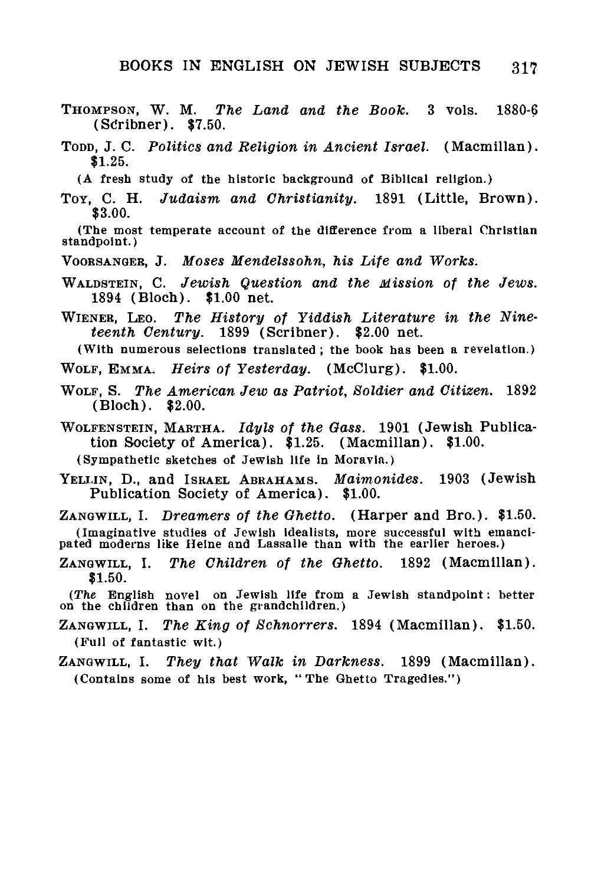THOMPSON, W. M. *The Land and the Book.* 3 vols. 1880-6 (Scribner). $7.50.

TODD, J. C. *Politics and Religion in Ancient Israel.* (Macmillan). $1.25.

(A fresh study of the historic background of Biblical religion.)

TOY, C. H. *Judaism and Christianity.* 1891 (Little, Brown). $3.00.

(The most temperate account of the difference from a liberal Christian standpoint.)

VOORSANGER, J. *Moses Mendelssohn, his Life and Works.*

WALDSTEIN, C. *Jewish Question and the Mission of the Jews.* 1894 (Bloch). $1.00 net.

WIENER, LEO. *The History of Yiddish Literature in the Nineteenth Century.* 1899 (Scribner). $2.00 net.

(With numerous selections translated; the book has been a revelation.)

WOLF, EMMA. *Heirs of Yesterday.* (McClurg). $1.00.

WOLF, S. *The American Jew as Patriot, Soldier and Citizen.* 1892 (Bloch). $2.00.

WOLFENSTEIN, MARTHA. *Idyls of the Gass.* 1901 (Jewish Publication Society of America). $1.25. (Macmillan). $1.00.

(Sympathetic sketches of Jewish life in Moravia.)

YELLIN, D., and ISRAEL ABRAHAMS. *Maimonides.* 1903 (Jewish Publication Society of America). $1.00.

ZANGWILL, I. *Dreamers of the Ghetto.* (Harper and Bro.). $1.50.

(Imaginative studies of Jewish idealists, more successful with emancipated moderns like Heine and Lassalle than with the earlier heroes.)

ZANGWILL, I. *The Children of the Ghetto.* 1892 (Macmillan). $1.50.

(*The* English novel on Jewish life from a Jewish standpoint: better on the children than on the grandchildren.)

ZANGWILL, I. *The King of Schnorrers.* 1894 (Macmillan). $1.50.

(Full of fantastic wit.)

ZANGWILL, I. *They that Walk in Darkness.* 1899 (Macmillan).

(Contains some of his best work, "The Ghetto Tragedies.")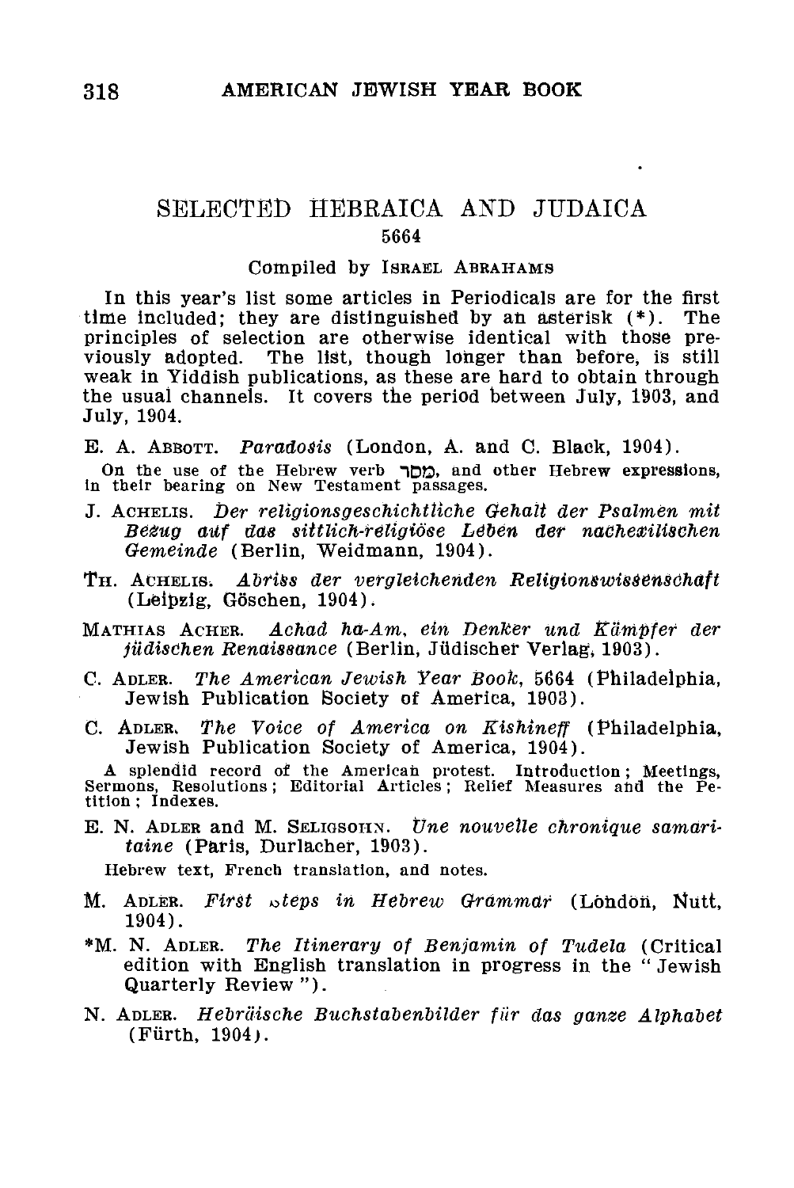## SELECTED HEBRAICA AND JUDAICA

5664

Compiled by Israel Abrahams

In this year's list some articles in Periodicals are for the first time included; they are distinguished by an asterisk (*). The principles of selection are otherwise identical with those previously adopted. The list, though longer than before, is still weak in Yiddish publications, as these are hard to obtain through the usual channels. It covers the period between July, 1903, and July, 1904.

E. A. Abbott. *Paradosis* (London, A. and C. Black, 1904).

On the use of the Hebrew verb מסר, and other Hebrew expressions, in their bearing on New Testament passages.

J. Achelis. *Der religionsgeschichtliche Gehalt der Psalmen mit Bezug auf das sittlich-religiöse Leben der nachexilischen Gemeinde* (Berlin, Weidmann, 1904).

Th. Achelis. *Abriss der vergleichenden Religionswissenschaft* (Leipzig, Göschen, 1904).

Mathias Acher. *Achad ha-Am, ein Denker und Kämpfer der jüdischen Renaissance* (Berlin, Jüdischer Verlag, 1903).

C. Adler. *The American Jewish Year Book*, 5664 (Philadelphia, Jewish Publication Society of America, 1903).

C. Adler. *The Voice of America on Kishineff* (Philadelphia, Jewish Publication Society of America, 1904).

A splendid record of the American protest. Introduction; Meetings, Sermons, Resolutions; Editorial Articles; Relief Measures and the Petition; Indexes.

E. N. Adler and M. Seligsohn. *Une nouvelle chronique samaritaine* (Paris, Durlacher, 1903).

Hebrew text, French translation, and notes.

M. Adler. *First Steps in Hebrew Grammar* (London, Nutt, 1904).

*M. N. Adler. *The Itinerary of Benjamin of Tudela* (Critical edition with English translation in progress in the "Jewish Quarterly Review").

N. Adler. *Hebräische Buchstabenbilder für das ganze Alphabet* (Fürth, 1904).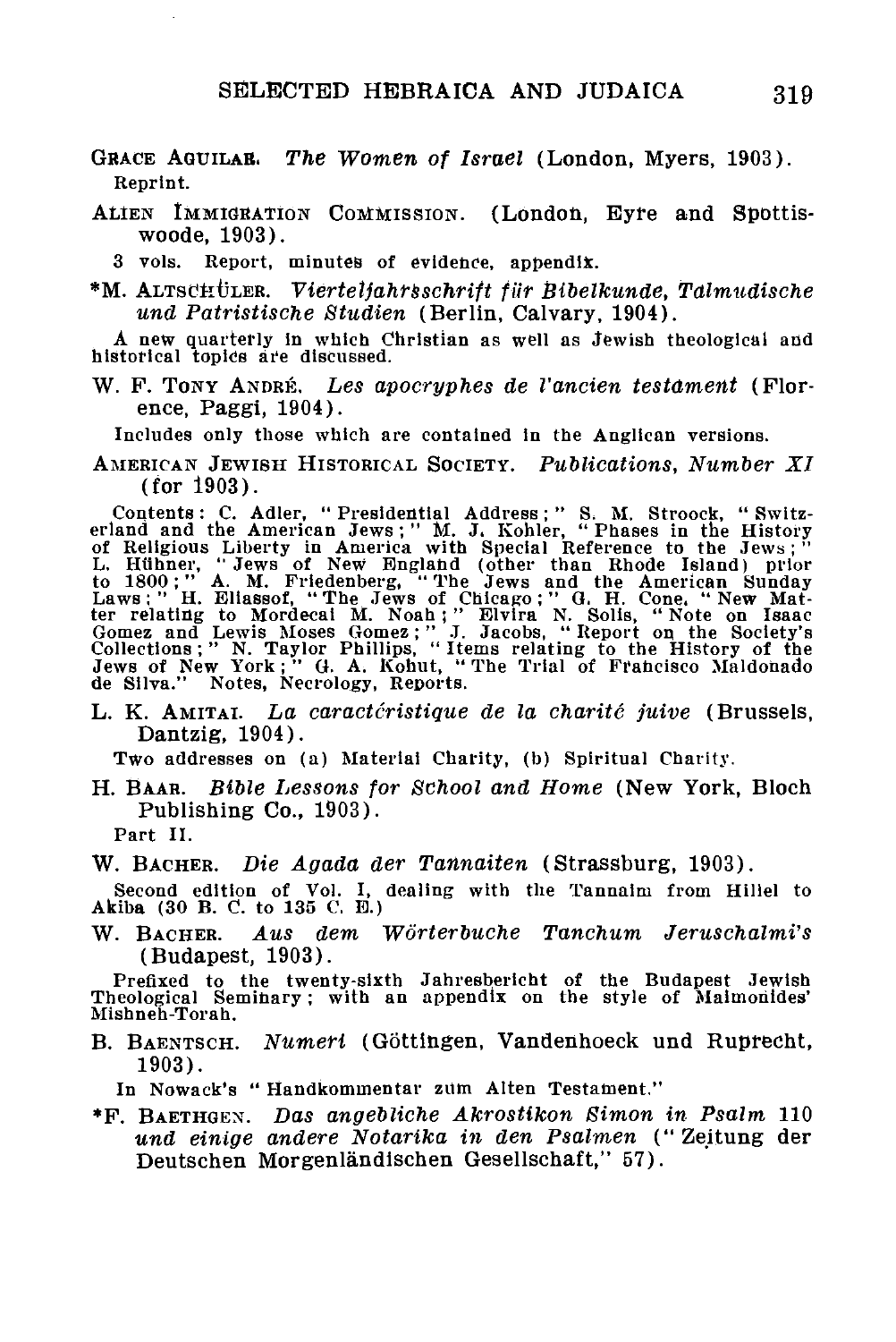GRACE AGUILAR. *The Women of Israel* (London, Myers, 1903).

Reprint.

ALIEN IMMIGRATION COMMISSION. (London, Eyre and Spottiswoode, 1903).

3 vols. Report, minutes of evidence, appendix.

*M. ALTSCHÜLER. *Vierteljahrsschrift für Bibelkunde, Talmudische und Patristische Studien* (Berlin, Calvary, 1904).

A new quarterly in which Christian as well as Jewish theological and historical topics are discussed.

W. F. TONY ANDRÉ. *Les apocryphes de l'ancien testament* (Florence, Paggi, 1904).

Includes only those which are contained in the Anglican versions.

AMERICAN JEWISH HISTORICAL SOCIETY. *Publications, Number XI* (for 1903).

Contents: C. Adler, "Presidential Address;" S. M. Stroock, "Switzerland and the American Jews;" M. J. Kohler, "Phases in the History of Religious Liberty in America with Special Reference to the Jews;" L. Hühner, "Jews of New England (other than Rhode Island) prior to 1800;" A. M. Friedenberg, "The Jews and the American Sunday Laws;" H. Eliassof, "The Jews of Chicago;" G. H. Cone, "New Matter relating to Mordecai M. Noah;" Elvira N. Solis, "Note on Isaac Gomez and Lewis Moses Gomez;" J. Jacobs, "Report on the Society's Collections;" N. Taylor Phillips, "Items relating to the History of the Jews of New York;" G. A. Kohut, "The Trial of Francisco Maldonado de Silva." Notes, Necrology, Reports.

L. K. AMITAI. *La caractéristique de la charité juive* (Brussels, Dantzig, 1904).

Two addresses on (a) Material Charity, (b) Spiritual Charity.

H. BAAR. *Bible Lessons for School and Home* (New York, Bloch Publishing Co., 1903).

Part II.

W. BACHER. *Die Agada der Tannaiten* (Strassburg, 1903).

Second edition of Vol. I, dealing with the Tannaim from Hillel to Akiba (30 B. C. to 135 C. E.)

W. BACHER. *Aus dem Wörterbuche Tanchum Jeruschalmi's* (Budapest, 1903).

Prefixed to the twenty-sixth Jahresbericht of the Budapest Jewish Theological Seminary; with an appendix on the style of Maimonides' Mishneh-Torah.

B. BAENTSCH. *Numeri* (Göttingen, Vandenhoeck und Ruprecht, 1903).

In Nowack's "Handkommentar zum Alten Testament."

*F. BAETHGEN. *Das angebliche Akrostikon Simon in Psalm 110 und einige andere Notarika in den Psalmen* ("Zeitung der Deutschen Morgenländischen Gesellschaft," 57).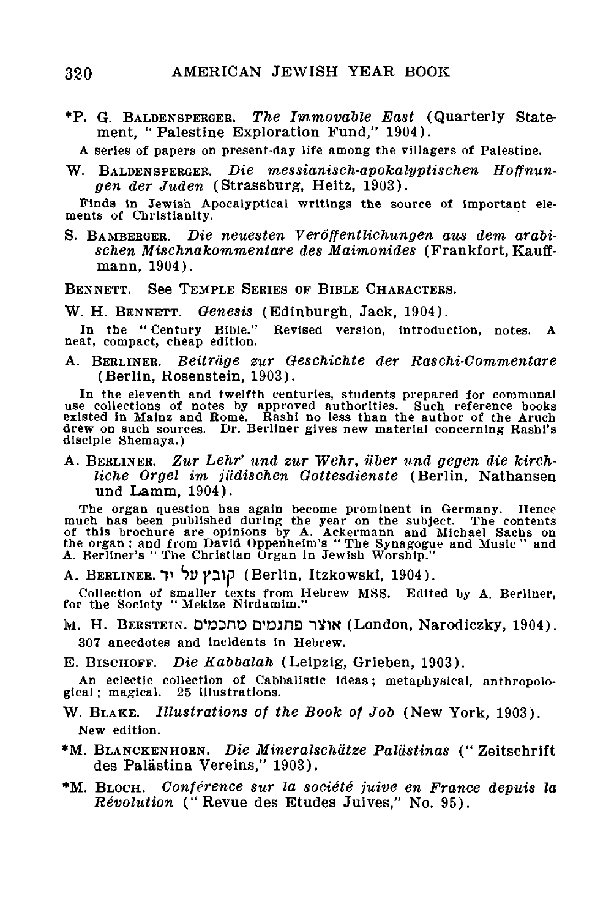*P. G. Baldensperger. *The Immovable East* (Quarterly Statement, "Palestine Exploration Fund," 1904).

A series of papers on present-day life among the villagers of Palestine.

W. Baldensperger. *Die messianisch-apokalyptischen Hoffnungen der Juden* (Strassburg, Heitz, 1903).

Finds in Jewish Apocalyptical writings the source of important elements of Christianity.

S. Bamberger. *Die neuesten Veröffentlichungen aus dem arabischen Mischnakommentare des Maimonides* (Frankfort, Kauffmann, 1904).

Bennett. See Temple Series of Bible Characters.

W. H. Bennett. *Genesis* (Edinburgh, Jack, 1904).

In the "Century Bible." Revised version, introduction, notes. A neat, compact, cheap edition.

A. Berliner. *Beiträge zur Geschichte der Raschi-Commentare* (Berlin, Rosenstein, 1903).

In the eleventh and twelfth centuries, students prepared for communal use collections of notes by approved authorities. Such reference books existed in Mainz and Rome. Rashi no less than the author of the Aruch drew on such sources. Dr. Berliner gives new material concerning Rashi's disciple Shemaya.)

A. Berliner. *Zur Lehr' und zur Wehr, über und gegen die kirchliche Orgel im jüdischen Gottesdienste* (Berlin, Nathansen und Lamm, 1904).

The organ question has again become prominent in Germany. Hence much has been published during the year on the subject. The contents of this brochure are opinions by A. Ackermann and Michael Sachs on the organ; and from David Oppenheim's "The Synagogue and Music" and A. Berliner's "The Christian Organ in Jewish Worship."

A. Berliner. קובץ על יד (Berlin, Itzkowski, 1904).

Collection of smaller texts from Hebrew MSS. Edited by A. Berliner, for the Society "Mekize Nirdamim."

M. H. Berstein. אוצר פתגמים מחכמים (London, Narodiczky, 1904).

307 anecdotes and incidents in Hebrew.

E. Bischoff. *Die Kabbalah* (Leipzig, Grieben, 1903).

An eclectic collection of Cabbalistic ideas; metaphysical, anthropological; magical. 25 illustrations.

W. Blake. *Illustrations of the Book of Job* (New York, 1903).

New edition.

*M. Blanckenhorn. *Die Mineralschätze Palästinas* ("Zeitschrift des Palästina Vereins," 1903).

*M. Bloch. *Conférence sur la société juive en France depuis la Révolution* ("Revue des Etudes Juives," No. 95).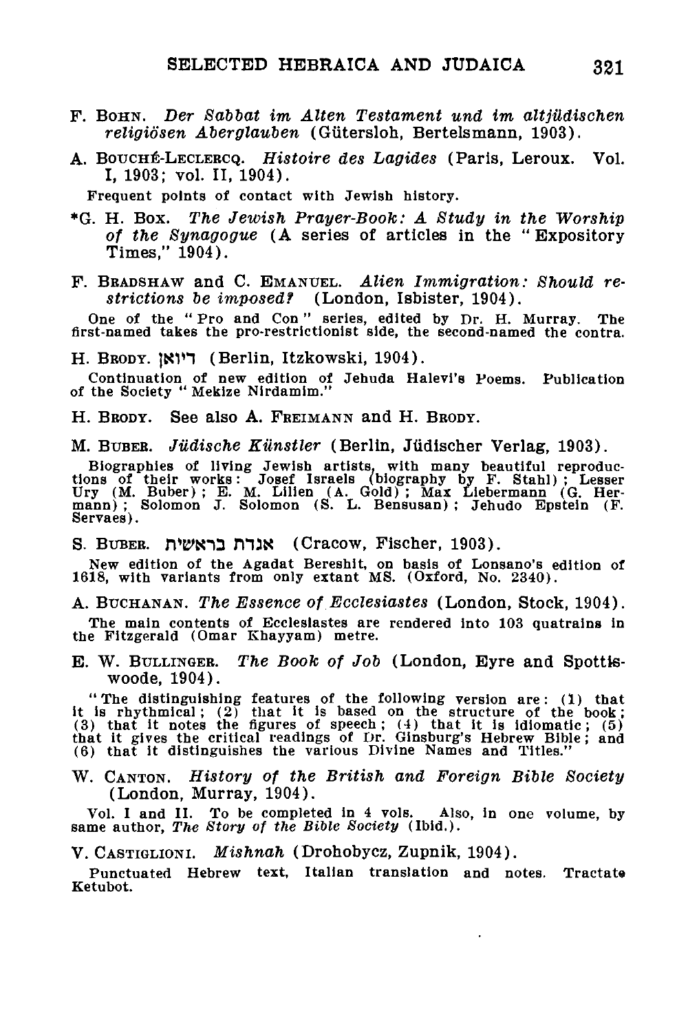F. Bohn. *Der Sabbat im Alten Testament und im altjüdischen religiösen Aberglauben* (Gütersloh, Bertelsmann, 1903).

A. Bouché-Leclercq. *Histoire des Lagides* (Paris, Leroux. Vol. I, 1903; vol. II, 1904).

Frequent points of contact with Jewish history.

*G. H. Box. *The Jewish Prayer-Book: A Study in the Worship of the Synagogue* (A series of articles in the "Expository Times," 1904).

F. Bradshaw and C. Emanuel. *Alien Immigration: Should restrictions be imposed?* (London, Isbister, 1904).

One of the "Pro and Con" series, edited by Dr. H. Murray. The first-named takes the pro-restrictionist side, the second-named the contra.

H. Brody. דיואן (Berlin, Itzkowski, 1904).

Continuation of new edition of Jehuda Halevi's Poems. Publication of the Society "Mekize Nirdamim."

H. Brody. See also A. Freimann and H. Brody.

M. Buber. *Jüdische Künstler* (Berlin, Jüdischer Verlag, 1903).

Biographies of living Jewish artists, with many beautiful reproductions of their works: Josef Israels (biography by F. Stahl); Lesser Ury (M. Buber); E. M. Lilien (A. Gold); Max Liebermann (G. Hermann); Solomon J. Solomon (S. L. Bensusan); Jehudo Epstein (F. Servaes).

S. Buber. אגדת בראשית (Cracow, Fischer, 1903).

New edition of the Agadat Bereshit, on basis of Lonsano's edition of 1618, with variants from only extant MS. (Oxford, No. 2340).

A. Buchanan. *The Essence of Ecclesiastes* (London, Stock, 1904).

The main contents of Ecclesiastes are rendered into 103 quatrains in the Fitzgerald (Omar Khayyam) metre.

E. W. Bullinger. *The Book of Job* (London, Eyre and Spottiswoode, 1904).

"The distinguishing features of the following version are: (1) that it is rhythmical; (2) that it is based on the structure of the book; (3) that it notes the figures of speech; (4) that it is idiomatic; (5) that it gives the critical readings of Dr. Ginsburg's Hebrew Bible; and (6) that it distinguishes the various Divine Names and Titles."

W. Canton. *History of the British and Foreign Bible Society* (London, Murray, 1904).

Vol. I and II. To be completed in 4 vols. Also, in one volume, by same author, *The Story of the Bible Society* (Ibid.).

V. Castiglioni. *Mishnah* (Drohobycz, Zupnik, 1904).

Punctuated Hebrew text, Italian translation and notes. Tractate Ketubot.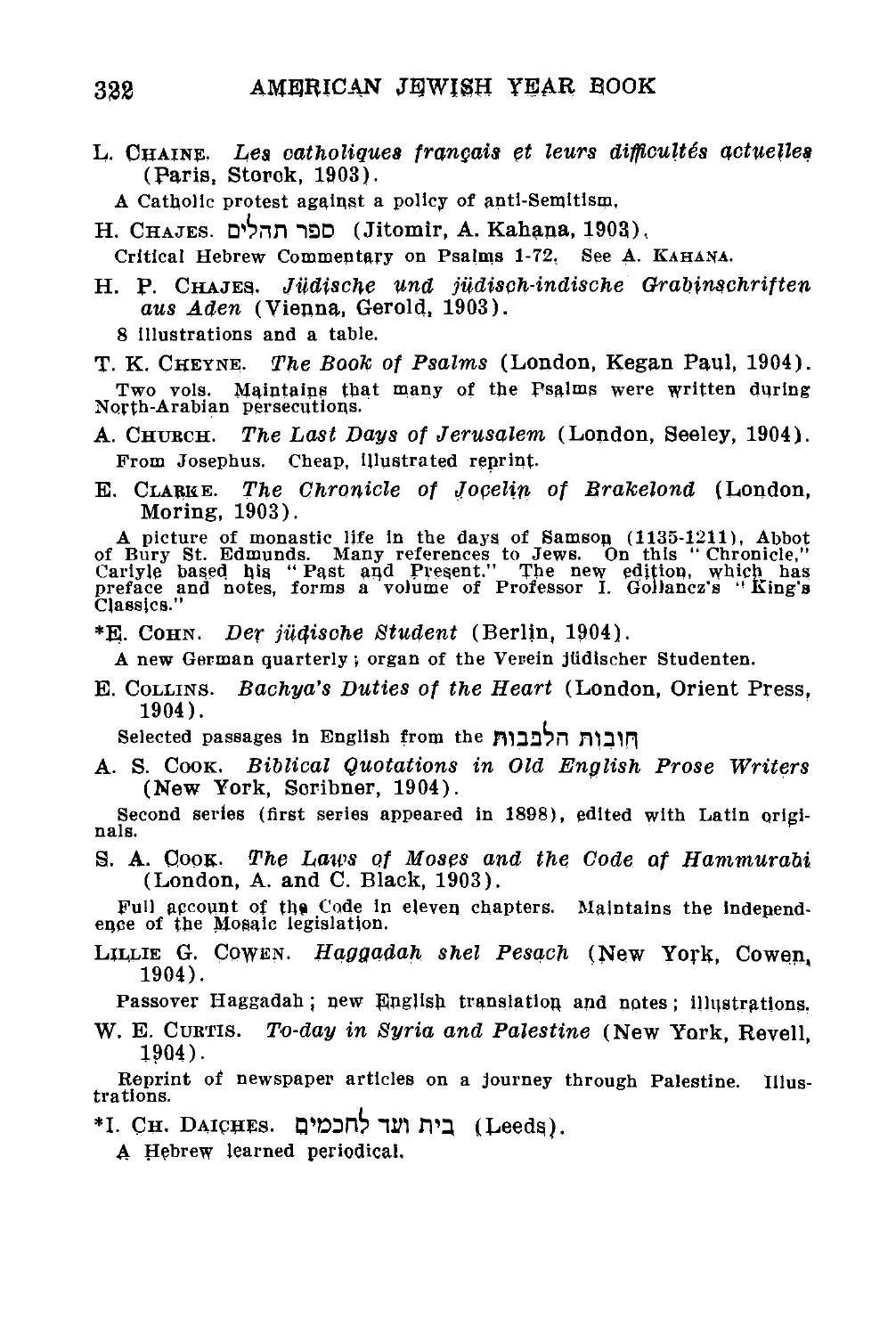L. CHAINE. *Les catholiques français et leurs difficultés actuelles* (Paris, Storck, 1903).

A Catholic protest against a policy of anti-Semitism.

H. CHAJES. ספר תהלים (Jitomir, A. Kahana, 1903).

Critical Hebrew Commentary on Psalms 1-72. See A. KAHANA.

H. P. CHAJES. *Jüdische und jüdisch-indische Grabinschriften aus Aden* (Vienna, Gerold, 1903).

8 illustrations and a table.

T. K. CHEYNE. *The Book of Psalms* (London, Kegan Paul, 1904).

Two vols. Maintains that many of the Psalms were written during North-Arabian persecutions.

A. CHURCH. *The Last Days of Jerusalem* (London, Seeley, 1904).

From Josephus. Cheap, illustrated reprint.

E. CLARKE. *The Chronicle of Jocelin of Brakelond* (London, Moring, 1903).

A picture of monastic life in the days of Samson (1135-1211), Abbot of Bury St. Edmunds. Many references to Jews. On this "Chronicle," Carlyle based his "Past and Present." The new edition, which has preface and notes, forms a volume of Professor I. Gollancz's "King's Classics."

*E. COHN. *Der jüdische Student* (Berlin, 1904).

A new German quarterly; organ of the Verein jüdischer Studenten.

E. COLLINS. *Bachya's Duties of the Heart* (London, Orient Press, 1904).

Selected passages in English from the חובות הלבבות

A. S. COOK. *Biblical Quotations in Old English Prose Writers* (New York, Scribner, 1904).

Second series (first series appeared in 1898), edited with Latin originals.

S. A. COOK. *The Laws of Moses and the Code of Hammurabi* (London, A. and C. Black, 1903).

Full account of the Code in eleven chapters. Maintains the independence of the Mosaic legislation.

LILLIE G. COWEN. *Haggadah shel Pesach* (New York, Cowen, 1904).

Passover Haggadah; new English translation and notes; illustrations.

W. E. CURTIS. *To-day in Syria and Palestine* (New York, Revell, 1904).

Reprint of newspaper articles on a journey through Palestine. Illustrations.

*I. CH. DAICHES. בית ועד לחכמים (Leeds).

A Hebrew learned periodical.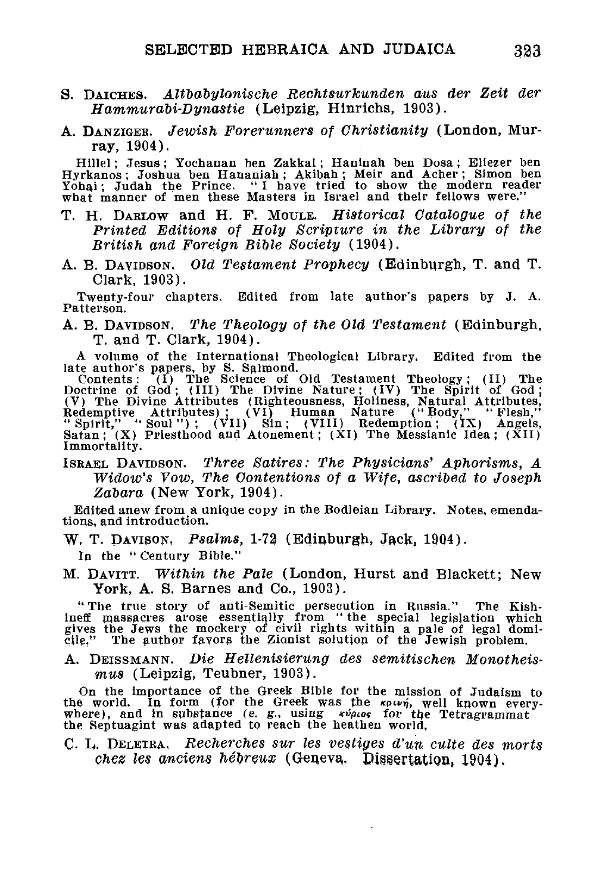S. DAICHES. *Altbabylonische Rechtsurkunden aus der Zeit der Hammurabi-Dynastie* (Leipzig, Hinrichs, 1903).

A. DANZIGER. *Jewish Forerunners of Christianity* (London, Murray, 1904).

Hillel; Jesus; Yochanan ben Zakkai; Haninah ben Dosa; Eliezer ben Hyrkanos; Joshua ben Hananiah; Akibah; Meir and Acher; Simon ben Yohai; Judah the Prince. "I have tried to show the modern reader what manner of men these Masters in Israel and their fellows were."

T. H. DARLOW and H. F. MOULE. *Historical Catalogue of the Printed Editions of Holy Scripture in the Library of the British and Foreign Bible Society* (1904).

A. B. DAVIDSON. *Old Testament Prophecy* (Edinburgh, T. and T. Clark, 1903).

Twenty-four chapters. Edited from late author's papers by J. A. Patterson.

A. B. DAVIDSON. *The Theology of the Old Testament* (Edinburgh, T. and T. Clark, 1904).

A volume of the International Theological Library. Edited from the late author's papers, by S. Salmond.

Contents: (I) The Science of Old Testament Theology; (II) The Doctrine of God; (III) The Divine Nature; (IV) The Spirit of God; (V) The Divine Attributes (Righteousness, Holiness, Natural Attributes, Redemptive Attributes); (VI) Human Nature ("Body," "Flesh," "Spirit," "Soul"); (VII) Sin; (VIII) Redemption; (IX) Angels, Satan; (X) Priesthood and Atonement; (XI) The Messianic Idea; (XII) Immortality.

ISRAEL DAVIDSON. *Three Satires: The Physicians' Aphorisms, A Widow's Vow, The Contentions of a Wife, ascribed to Joseph Zabara* (New York, 1904).

Edited anew from a unique copy in the Bodleian Library. Notes, emendations, and introduction.

W. T. DAVISON. *Psalms*, 1-72 (Edinburgh, Jack, 1904).

In the "Century Bible."

M. DAVITT. *Within the Pale* (London, Hurst and Blackett; New York, A. S. Barnes and Co., 1903).

"The true story of anti-Semitic persecution in Russia." The Kishineff massacres arose essentially from "the special legislation which gives the Jews the mockery of civil rights within a pale of legal domicile." The author favors the Zionist solution of the Jewish problem.

A. DEISSMANN. *Die Hellenisierung des semitischen Monotheismus* (Leipzig, Teubner, 1903).

On the importance of the Greek Bible for the mission of Judaism to the world. In form (for the Greek was the κοινή, well known everywhere), and in substance (e. g., using κύριος for the Tetragrammat the Septuagint was adapted to reach the heathen world.

C. L. DELETRA. *Recherches sur les vestiges d'un culte des morts chez les anciens hébreux* (Geneva. Dissertation, 1904).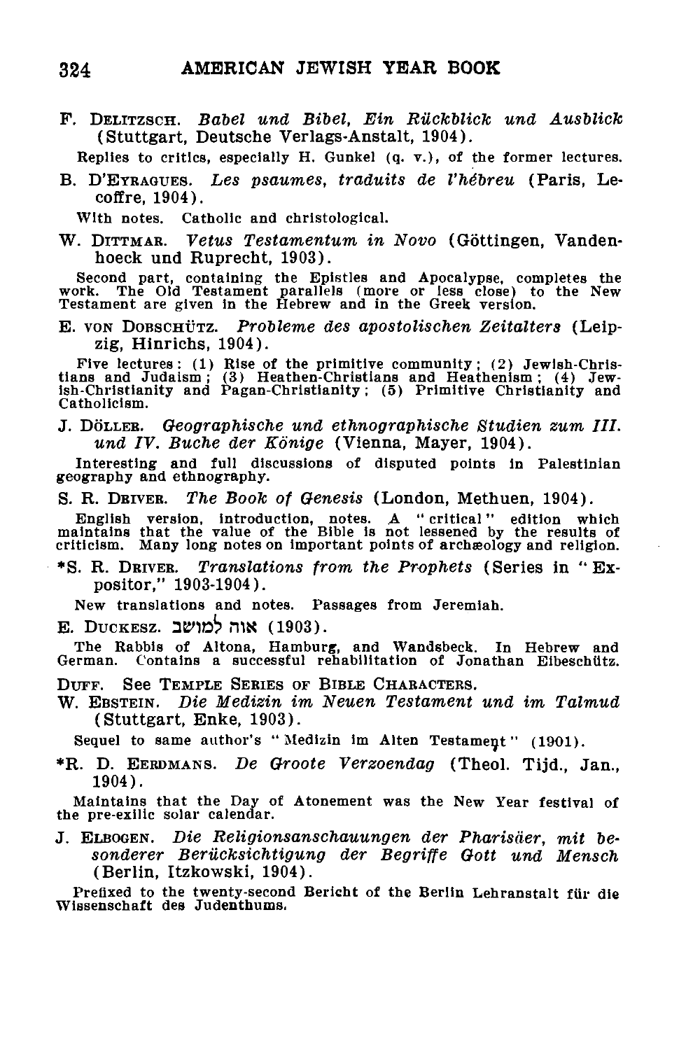F. Delitzsch. *Babel und Bibel, Ein Rückblick und Ausblick* (Stuttgart, Deutsche Verlags-Anstalt, 1904).

Replies to critics, especially H. Gunkel (q. v.), of the former lectures.

B. D'Eyragues. *Les psaumes, traduits de l'hébreu* (Paris, Lecoffre, 1904).

With notes. Catholic and christological.

W. Dittmar. *Vetus Testamentum in Novo* (Göttingen, Vandenhoeck und Ruprecht, 1903).

Second part, containing the Epistles and Apocalypse, completes the work. The Old Testament parallels (more or less close) to the New Testament are given in the Hebrew and in the Greek version.

E. von Dobschütz. *Probleme des apostolischen Zeitalters* (Leipzig, Hinrichs, 1904).

Five lectures: (1) Rise of the primitive community; (2) Jewish-Christians and Judaism; (3) Heathen-Christians and Heathenism; (4) Jewish-Christianity and Pagan-Christianity; (5) Primitive Christianity and Catholicism.

J. Döller. *Geographische und ethnographische Studien zum III. und IV. Buche der Könige* (Vienna, Mayer, 1904).

Interesting and full discussions of disputed points in Palestinian geography and ethnography.

S. R. Driver. *The Book of Genesis* (London, Methuen, 1904).

English version, introduction, notes. A "critical" edition which maintains that the value of the Bible is not lessened by the results of criticism. Many long notes on important points of archæology and religion.

*S. R. Driver. *Translations from the Prophets* (Series in "Expositor," 1903-1904).

New translations and notes. Passages from Jeremiah.

E. Duckesz. אוה למושב (1903).

The Rabbis of Altona, Hamburg, and Wandsbeck. In Hebrew and German. Contains a successful rehabilitation of Jonathan Eibeschütz.

Duff. See Temple Series of Bible Characters.

W. Ebstein. *Die Medizin im Neuen Testament und im Talmud* (Stuttgart, Enke, 1903).

Sequel to same author's "Medizin im Alten Testament" (1901).

*R. D. Eerdmans. *De Groote Verzoendag* (Theol. Tijd., Jan., 1904).

Maintains that the Day of Atonement was the New Year festival of the pre-exilic solar calendar.

J. Elbogen. *Die Religionsanschauungen der Pharisäer, mit besonderer Berücksichtigung der Begriffe Gott und Mensch* (Berlin, Itzkowski, 1904).

Prefixed to the twenty-second Bericht of the Berlin Lehranstalt für die Wissenschaft des Judenthums.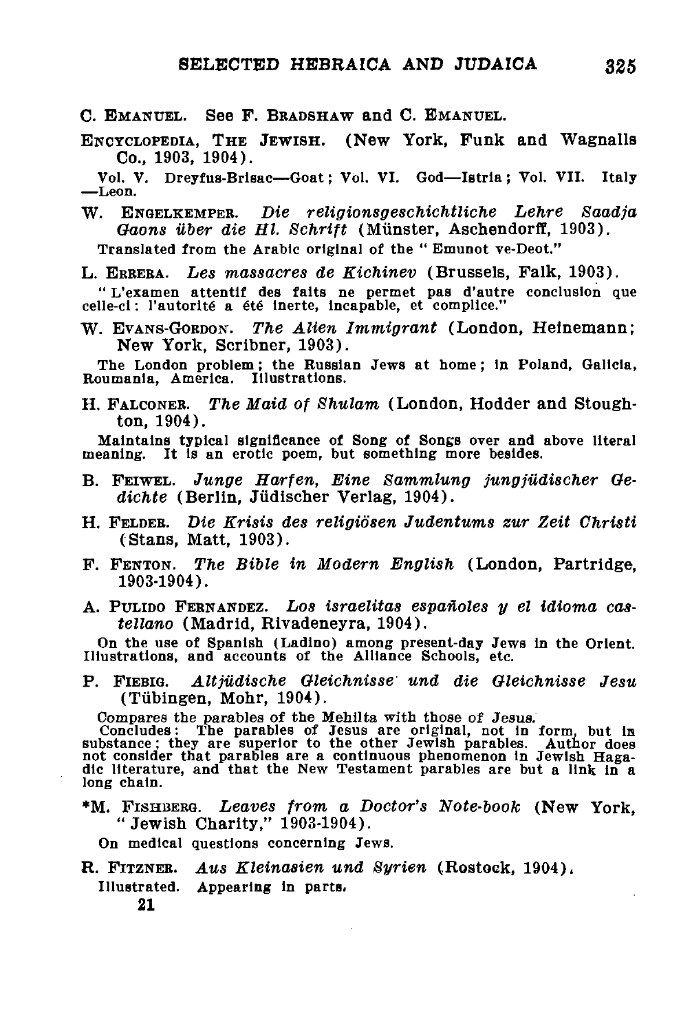C. EMANUEL. See F. BRADSHAW and C. EMANUEL.

ENCYCLOPEDIA, THE JEWISH. (New York, Funk and Wagnalls Co., 1903, 1904).

Vol. V. Dreyfus-Brisac—Goat; Vol. VI. God—Istria; Vol. VII. Italy—Leon.

W. ENGELKEMPER. *Die religionsgeschichtliche Lehre Saadja Gaons über die Hl. Schrift* (Münster, Aschendorff, 1903).

Translated from the Arabic original of the "Emunot ve-Deot."

L. ERRERA. *Les massacres de Kichinev* (Brussels, Falk, 1903).

"L'examen attentif des faits ne permet pas d'autre conclusion que celle-ci: l'autorité a été inerte, incapable, et complice."

W. EVANS-GORDON. *The Alien Immigrant* (London, Heinemann; New York, Scribner, 1903).

The London problem; the Russian Jews at home; in Poland, Galicia, Roumania, America. Illustrations.

H. FALCONER. *The Maid of Shulam* (London, Hodder and Stoughton, 1904).

Maintains typical significance of Song of Songs over and above literal meaning. It is an erotic poem, but something more besides.

B. FEIWEL. *Junge Harfen, Eine Sammlung jungjüdischer Gedichte* (Berlin, Jüdischer Verlag, 1904).

H. FELDER. *Die Krisis des religiösen Judentums zur Zeit Christi* (Stans, Matt, 1903).

F. FENTON. *The Bible in Modern English* (London, Partridge, 1903-1904).

A. PULIDO FERNANDEZ. *Los israelitas españoles y el idioma castellano* (Madrid, Rivadeneyra, 1904).

On the use of Spanish (Ladino) among present-day Jews in the Orient. Illustrations, and accounts of the Alliance Schools, etc.

P. FIEBIG. *Altjüdische Gleichnisse und die Gleichnisse Jesu* (Tübingen, Mohr, 1904).

Compares the parables of the Mehilta with those of Jesus. Concludes: The parables of Jesus are original, not in form, but in substance; they are superior to the other Jewish parables. Author does not consider that parables are a continuous phenomenon in Jewish Hagadic literature, and that the New Testament parables are but a link in a long chain.

*M. FISHBERG. *Leaves from a Doctor's Note-book* (New York, "Jewish Charity," 1903-1904).

On medical questions concerning Jews.

R. FITZNER. *Aus Kleinasien und Syrien* (Rostock, 1904).

Illustrated. Appearing in parts.

21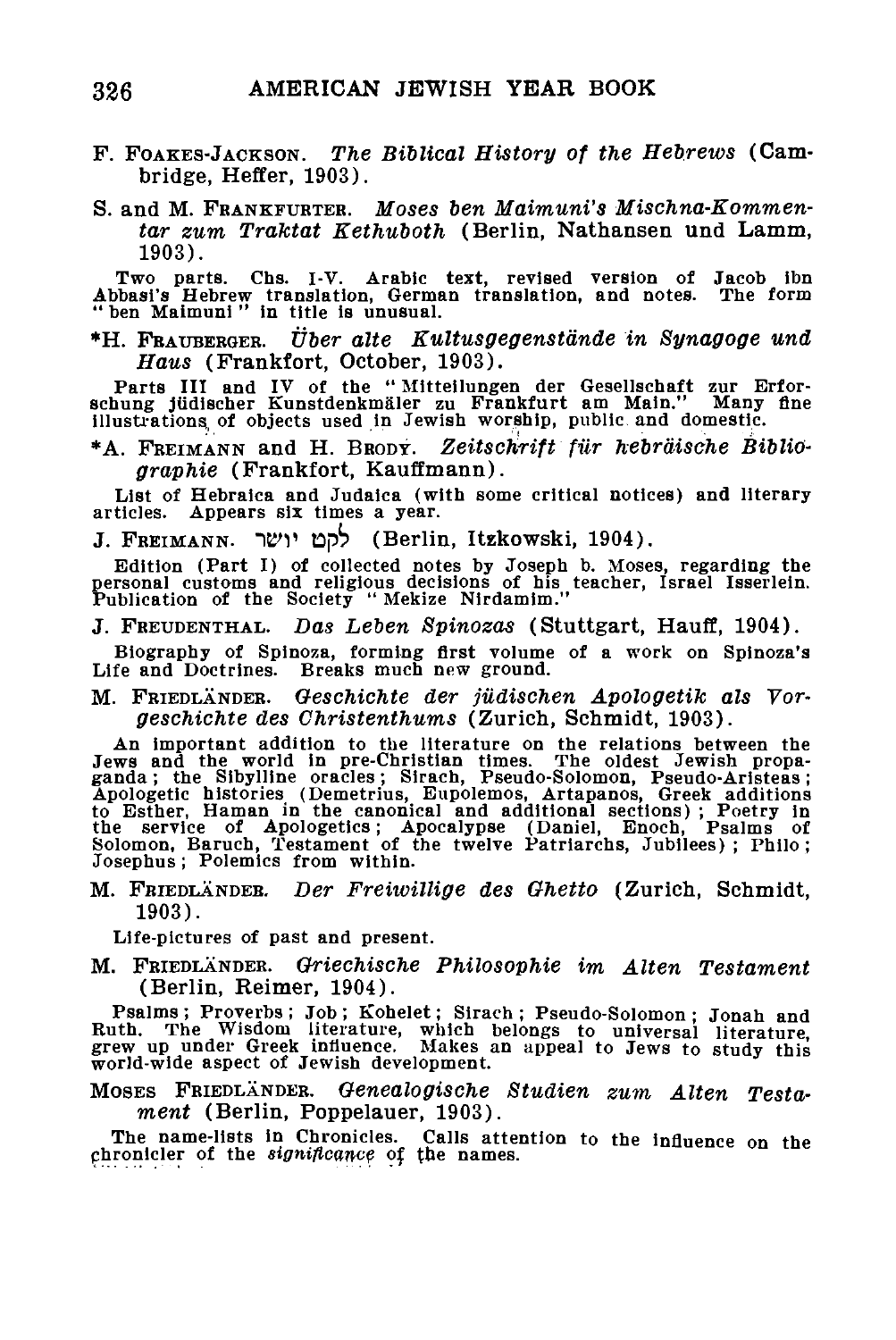F. FOAKES-JACKSON. *The Biblical History of the Hebrews* (Cambridge, Heffer, 1903).

S. and M. FRANKFURTER. *Moses ben Maimuni's Mischna-Kommentar zum Traktat Kethuboth* (Berlin, Nathansen und Lamm, 1903).

Two parts. Chs. I-V. Arabic text, revised version of Jacob ibn Abbasi's Hebrew translation, German translation, and notes. The form "ben Maimuni" in title is unusual.

*H. FRAUBERGER. *Über alte Kultusgegenstände in Synagoge und Haus* (Frankfort, October, 1903).

Parts III and IV of the "Mitteilungen der Gesellschaft zur Erforschung jüdischer Kunstdenkmäler zu Frankfurt am Main." Many fine illustrations of objects used in Jewish worship, public and domestic.

*A. FREIMANN and H. BRODY. *Zeitschrift für hebräische Bibliographie* (Frankfort, Kauffmann).

List of Hebraica and Judaica (with some critical notices) and literary articles. Appears six times a year.

J. FREIMANN. לקט יושר (Berlin, Itzkowski, 1904).

Edition (Part I) of collected notes by Joseph b. Moses, regarding the personal customs and religious decisions of his teacher, Israel Isserlein. Publication of the Society "Mekize Nirdamim."

J. FREUDENTHAL. *Das Leben Spinozas* (Stuttgart, Hauff, 1904).

Biography of Spinoza, forming first volume of a work on Spinoza's Life and Doctrines. Breaks much new ground.

M. FRIEDLÄNDER. *Geschichte der jüdischen Apologetik als Vorgeschichte des Christenthums* (Zurich, Schmidt, 1903).

An important addition to the literature on the relations between the Jews and the world in pre-Christian times. The oldest Jewish propaganda; the Sibylline oracles; Sirach, Pseudo-Solomon, Pseudo-Aristeas; Apologetic histories (Demetrius, Eupolemos, Artapanos, Greek additions to Esther, Haman in the canonical and additional sections); Poetry in the service of Apologetics; Apocalypse (Daniel, Enoch, Psalms of Solomon, Baruch, Testament of the twelve Patriarchs, Jubilees); Philo; Josephus; Polemics from within.

M. FRIEDLÄNDER. *Der Freiwillige des Ghetto* (Zurich, Schmidt, 1903).

Life-pictures of past and present.

M. FRIEDLÄNDER. *Griechische Philosophie im Alten Testament* (Berlin, Reimer, 1904).

Psalms; Proverbs; Job; Kohelet; Sirach; Pseudo-Solomon; Jonah and Ruth. The Wisdom literature, which belongs to universal literature, grew up under Greek influence. Makes an appeal to Jews to study this world-wide aspect of Jewish development.

MOSES FRIEDLÄNDER. *Genealogische Studien zum Alten Testament* (Berlin, Poppelauer, 1903).

The name-lists in Chronicles. Calls attention to the influence on the chronicler of the *significance* of the names.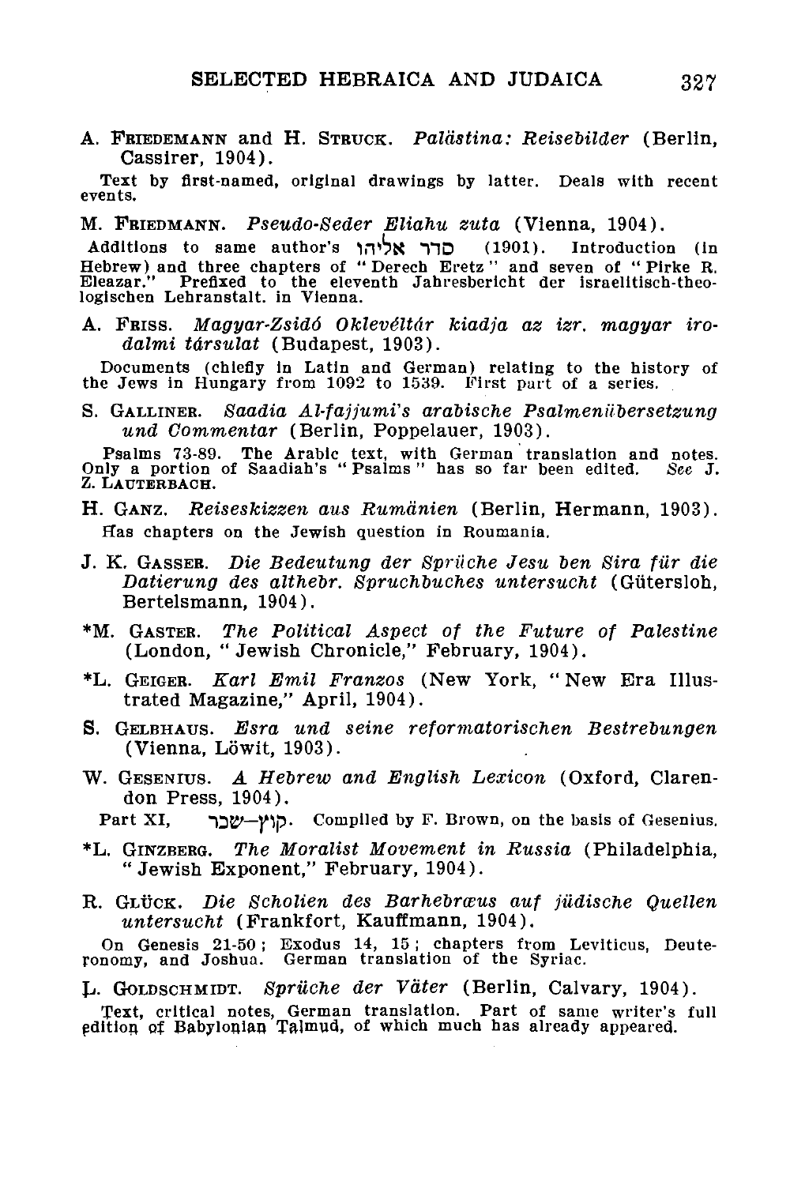A. Friedemann and H. Struck. *Palästina: Reisebilder* (Berlin, Cassirer, 1904).

Text by first-named, original drawings by latter. Deals with recent events.

M. Friedmann. *Pseudo-Seder Eliahu zuta* (Vienna, 1904).

Additions to same author's סדר אליהו (1901). Introduction (in Hebrew) and three chapters of "Derech Eretz" and seven of "Pirke R. Eleazar." Prefixed to the eleventh Jahresbericht der israelitisch-theologischen Lehranstalt. in Vienna.

A. Friss. *Magyar-Zsidó Oklevéltár kiadja az izr. magyar irodalmi társulat* (Budapest, 1903).

Documents (chiefly in Latin and German) relating to the history of the Jews in Hungary from 1092 to 1539. First part of a series.

S. Galliner. *Saadia Al-fajjumi's arabische Psalmenübersetzung und Commentar* (Berlin, Poppelauer, 1903).

Psalms 73-89. The Arabic text, with German translation and notes. Only a portion of Saadiah's "Psalms" has so far been edited. *See* J. Z. Lauterbach.

H. Ganz. *Reiseskizzen aus Rumänien* (Berlin, Hermann, 1903).

Has chapters on the Jewish question in Roumania.

J. K. Gasser. *Die Bedeutung der Sprüche Jesu ben Sira für die Datierung des althebr. Spruchbuches untersucht* (Gütersloh, Bertelsmann, 1904).

*M. Gaster. *The Political Aspect of the Future of Palestine* (London, "Jewish Chronicle," February, 1904).

*L. Geiger. *Karl Emil Franzos* (New York, "New Era Illustrated Magazine," April, 1904).

S. Gelbhaus. *Esra und seine reformatorischen Bestrebungen* (Vienna, Löwit, 1903).

W. Gesenius. *A Hebrew and English Lexicon* (Oxford, Clarendon Press, 1904).

Part XI, קוץ—שכר. Compiled by F. Brown, on the basis of Gesenius.

*L. Ginzberg. *The Moralist Movement in Russia* (Philadelphia, "Jewish Exponent," February, 1904).

R. Glück. *Die Scholien des Barhebræus auf jüdische Quellen untersucht* (Frankfort, Kauffmann, 1904).

On Genesis 21-50; Exodus 14, 15; chapters from Leviticus, Deuteronomy, and Joshua. German translation of the Syriac.

L. Goldschmidt. *Sprüche der Väter* (Berlin, Calvary, 1904).

Text, critical notes, German translation. Part of same writer's full edition of Babylonian Talmud, of which much has already appeared.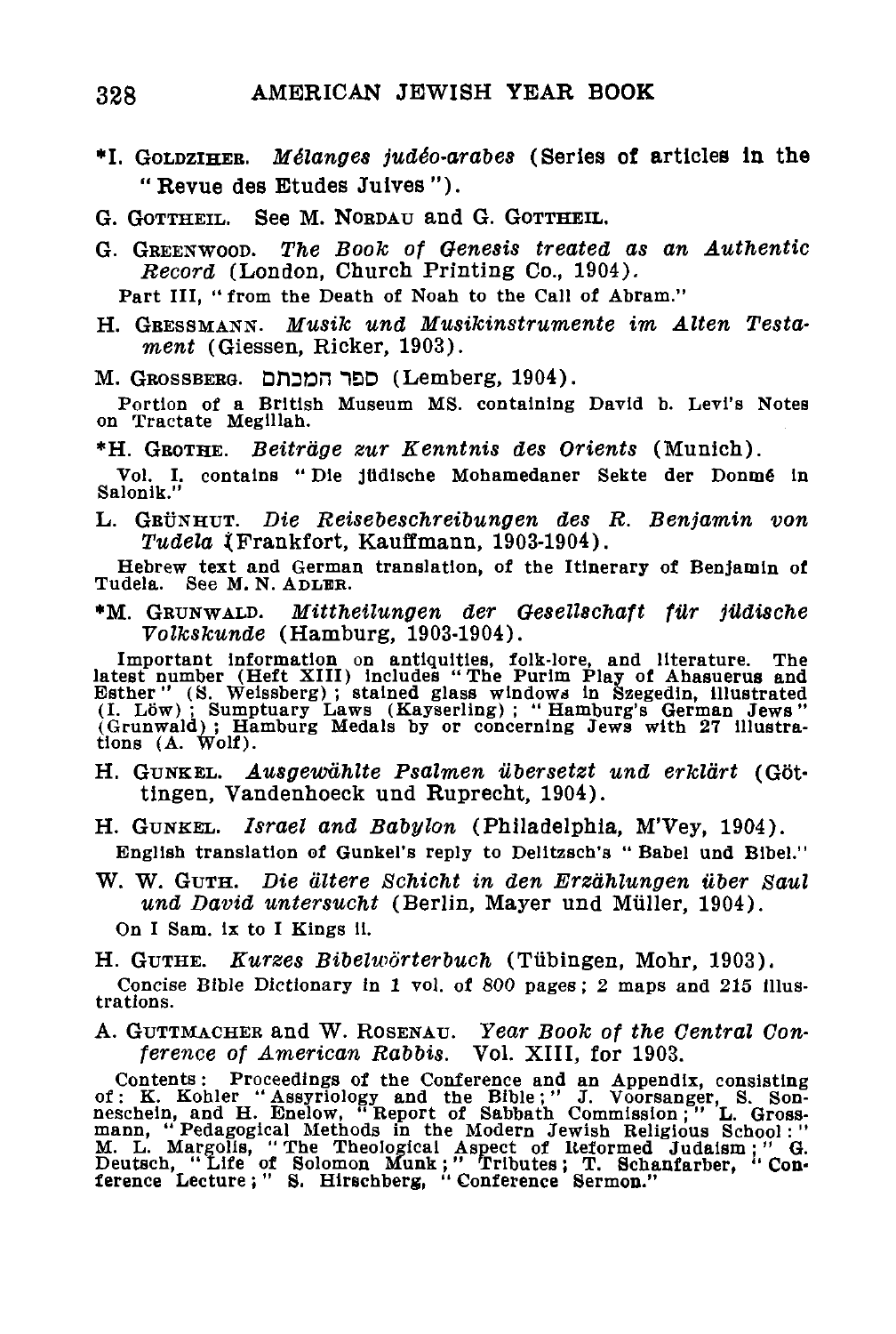\*I. Goldziher. *Mélanges judéo-arabes* (Series of articles in the "Revue des Etudes Juives").

G. Gottheil. See M. Nordau and G. Gottheil.

G. Greenwood. *The Book of Genesis treated as an Authentic Record* (London, Church Printing Co., 1904).

Part III, "from the Death of Noah to the Call of Abram."

H. Gressmann. *Musik und Musikinstrumente im Alten Testament* (Giessen, Ricker, 1903).

M. Grossberg. ספר המכתם (Lemberg, 1904).

Portion of a British Museum MS. containing David b. Levi's Notes on Tractate Megillah.

\*H. Grothe. *Beiträge zur Kenntnis des Orients* (Munich).

Vol. I. contains "Die jüdische Mohamedaner Sekte der Donmé in Salonik."

L. Grünhut. *Die Reisebeschreibungen des R. Benjamin von Tudela* (Frankfort, Kauffmann, 1903-1904).

Hebrew text and German translation, of the Itinerary of Benjamin of Tudela. See M. N. Adler.

\*M. Grunwald. *Mittheilungen der Gesellschaft für jüdische Volkskunde* (Hamburg, 1903-1904).

Important information on antiquities, folk-lore, and literature. The latest number (Heft XIII) includes "The Purim Play of Ahasuerus and Esther" (S. Weissberg); stained glass windows in Szegedin, illustrated (I. Löw); Sumptuary Laws (Kayserling); "Hamburg's German Jews" (Grunwald); Hamburg Medals by or concerning Jews with 27 illustrations (A. Wolf).

H. Gunkel. *Ausgewählte Psalmen übersetzt und erklärt* (Göttingen, Vandenhoeck und Ruprecht, 1904).

H. Gunkel. *Israel and Babylon* (Philadelphia, M'Vey, 1904).

English translation of Gunkel's reply to Delitzsch's "Babel und Bibel."

W. W. Guth. *Die ältere Schicht in den Erzählungen über Saul und David untersucht* (Berlin, Mayer und Müller, 1904).

On I Sam. ix to I Kings ii.

H. Guthe. *Kurzes Bibelwörterbuch* (Tübingen, Mohr, 1903).

Concise Bible Dictionary in 1 vol. of 800 pages; 2 maps and 215 illustrations.

A. Guttmacher and W. Rosenau. *Year Book of the Central Conference of American Rabbis.* Vol. XIII, for 1903.

Contents: Proceedings of the Conference and an Appendix, consisting of: K. Kohler "Assyriology and the Bible;" J. Voorsanger, S. Sonneschein, and H. Enelow, "Report of Sabbath Commission;" L. Grossmann, "Pedagogical Methods in the Modern Jewish Religious School:" M. L. Margolis, "The Theological Aspect of Reformed Judaism;" G. Deutsch, "Life of Solomon Munk;" Tributes; T. Schanfarber, "Conference Lecture;" S. Hirschberg, "Conference Sermon."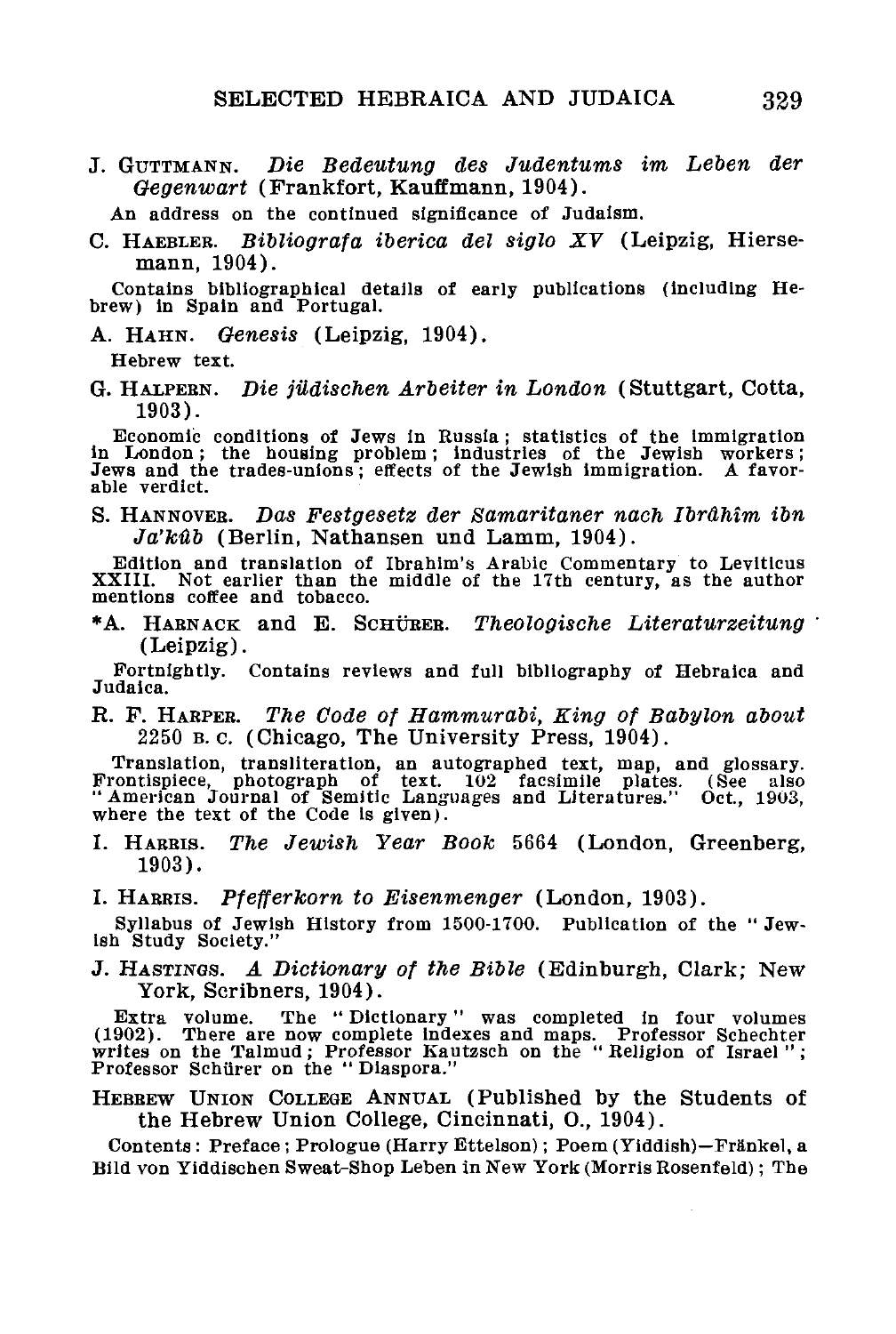J. GUTTMANN. *Die Bedeutung des Judentums im Leben der Gegenwart* (Frankfort, Kauffmann, 1904).

An address on the continued significance of Judaism.

C. HAEBLER. *Bibliografa iberica del siglo XV* (Leipzig, Hiersemann, 1904).

Contains bibliographical details of early publications (including Hebrew) in Spain and Portugal.

A. HAHN. *Genesis* (Leipzig, 1904).

Hebrew text.

G. HALPERN. *Die jüdischen Arbeiter in London* (Stuttgart, Cotta, 1903).

Economic conditions of Jews in Russia; statistics of the immigration in London; the housing problem; industries of the Jewish workers; Jews and the trades-unions; effects of the Jewish immigration. A favorable verdict.

S. HANNOVER. *Das Festgesetz der Samaritaner nach Ibrâhîm ibn Ja'kûb* (Berlin, Nathansen und Lamm, 1904).

Edition and translation of Ibrahim's Arabic Commentary to Leviticus XXIII. Not earlier than the middle of the 17th century, as the author mentions coffee and tobacco.

*A. HARNACK and E. SCHÜRER. *Theologische Literaturzeitung* (Leipzig).

Fortnightly. Contains reviews and full bibliography of Hebraica and Judaica.

R. F. HARPER. *The Code of Hammurabi, King of Babylon about* 2250 B.C. (Chicago, The University Press, 1904).

Translation, transliteration, an autographed text, map, and glossary. Frontispiece, photograph of text. 102 facsimile plates. (See also "American Journal of Semitic Languages and Literatures." Oct., 1903, where the text of the Code is given).

I. HARRIS. *The Jewish Year Book* 5664 (London, Greenberg, 1903).

I. HARRIS. *Pfefferkorn to Eisenmenger* (London, 1903).

Syllabus of Jewish History from 1500-1700. Publication of the "Jewish Study Society."

J. HASTINGS. *A Dictionary of the Bible* (Edinburgh, Clark; New York, Scribners, 1904).

Extra volume. The "Dictionary" was completed in four volumes (1902). There are now complete indexes and maps. Professor Schechter writes on the Talmud; Professor Kautzsch on the "Religion of Israel"; Professor Schürer on the "Diaspora."

HEBREW UNION COLLEGE ANNUAL (Published by the Students of the Hebrew Union College, Cincinnati, O., 1904).

Contents: Preface; Prologue (Harry Ettelson); Poem (Yiddish)—Fränkel, a Bild von Yiddischen Sweat-Shop Leben in New York (Morris Rosenfeld); The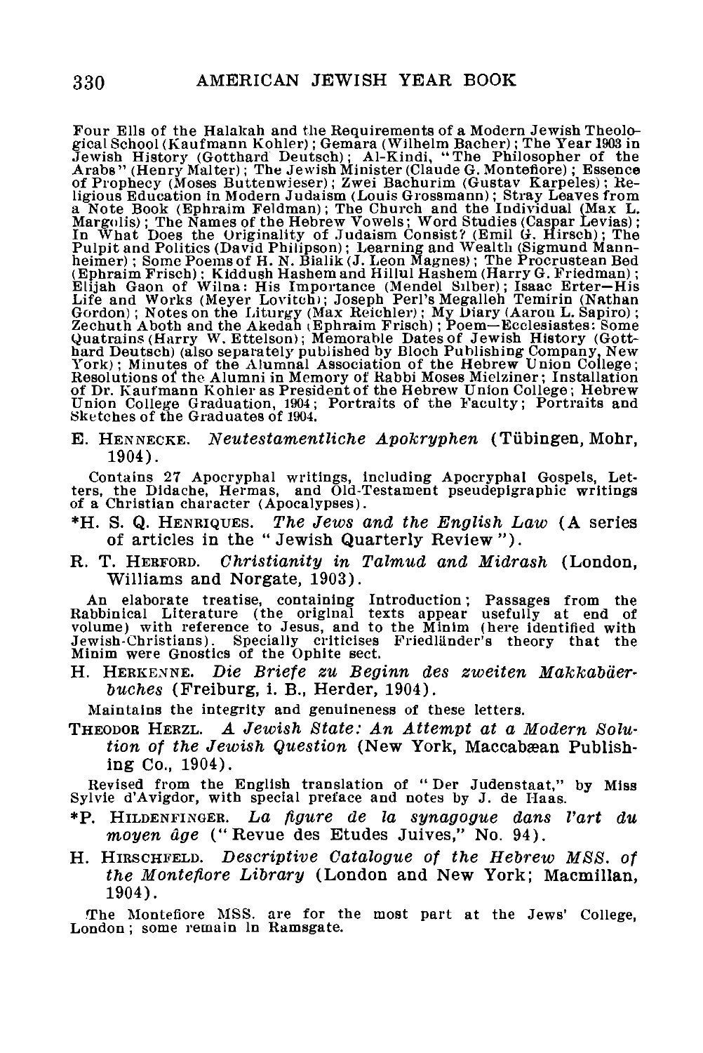Four Ells of the Halakah and the Requirements of a Modern Jewish Theological School (Kaufmann Kohler); Gemara (Wilhelm Bacher); The Year 1903 in Jewish History (Gotthard Deutsch); Al-Kindi, "The Philosopher of the Arabs" (Henry Malter); The Jewish Minister (Claude G. Montefiore); Essence of Prophecy (Moses Buttenwieser); Zwei Bachurim (Gustav Karpeles); Religious Education in Modern Judaism (Louis Grossmann); Stray Leaves from a Note Book (Ephraim Feldman); The Church and the Individual (Max L. Margolis); The Names of the Hebrew Vowels; Word Studies (Caspar Levias); In What Does the Originality of Judaism Consist? (Emil G. Hirsch); The Pulpit and Politics (David Philipson); Learning and Wealth (Sigmund Mannheimer); Some Poems of H. N. Bialik (J. Leon Magnes); The Procrustean Bed (Ephraim Frisch); Kiddush Hashem and Hillul Hashem (Harry G. Friedman); Elijah Gaon of Wilna: His Importance (Mendel Silber); Isaac Erter—His Life and Works (Meyer Lovitch); Joseph Perl's Megalleh Temirin (Nathan Gordon); Notes on the Liturgy (Max Reichler); My Diary (Aaron L. Sapiro); Zechuth Aboth and the Akedah (Ephraim Frisch); Poem—Ecclesiastes: Some Quatrains (Harry W. Ettelson); Memorable Dates of Jewish History (Gotthard Deutsch) (also separately published by Bloch Publishing Company, New York); Minutes of the Alumnal Association of the Hebrew Union College; Resolutions of the Alumni in Memory of Rabbi Moses Mielziner; Installation of Dr. Kaufmann Kohler as President of the Hebrew Union College; Hebrew Union College Graduation, 1904; Portraits of the Faculty; Portraits and Sketches of the Graduates of 1904.

E. HENNECKE. *Neutestamentliche Apokryphen* (Tübingen, Mohr, 1904).

Contains 27 Apocryphal writings, including Apocryphal Gospels, Letters, the Didache, Hermas, and Old-Testament pseudepigraphic writings of a Christian character (Apocalypses).

*H. S. Q. HENRIQUES. *The Jews and the English Law* (A series of articles in the "Jewish Quarterly Review").

R. T. HERFORD. *Christianity in Talmud and Midrash* (London, Williams and Norgate, 1903).

An elaborate treatise, containing Introduction; Passages from the Rabbinical Literature (the original texts appear usefully at end of volume) with reference to Jesus, and to the Minim (here identified with Jewish-Christians). Specially criticises Friedländer's theory that the Minim were Gnostics of the Ophite sect.

H. HERKENNE. *Die Briefe zu Beginn des zweiten Makkabäerbuches* (Freiburg, i. B., Herder, 1904).

Maintains the integrity and genuineness of these letters.

THEODOR HERZL. *A Jewish State: An Attempt at a Modern Solution of the Jewish Question* (New York, Maccabæan Publishing Co., 1904).

Revised from the English translation of "Der Judenstaat," by Miss Sylvie d'Avigdor, with special preface and notes by J. de Haas.

*P. HILDENFINGER. *La figure de la synagogue dans l'art du moyen âge* ("Revue des Etudes Juives," No. 94).

H. HIRSCHFELD. *Descriptive Catalogue of the Hebrew MSS. of the Montefiore Library* (London and New York; Macmillan, 1904).

The Montefiore MSS. are for the most part at the Jews' College, London; some remain in Ramsgate.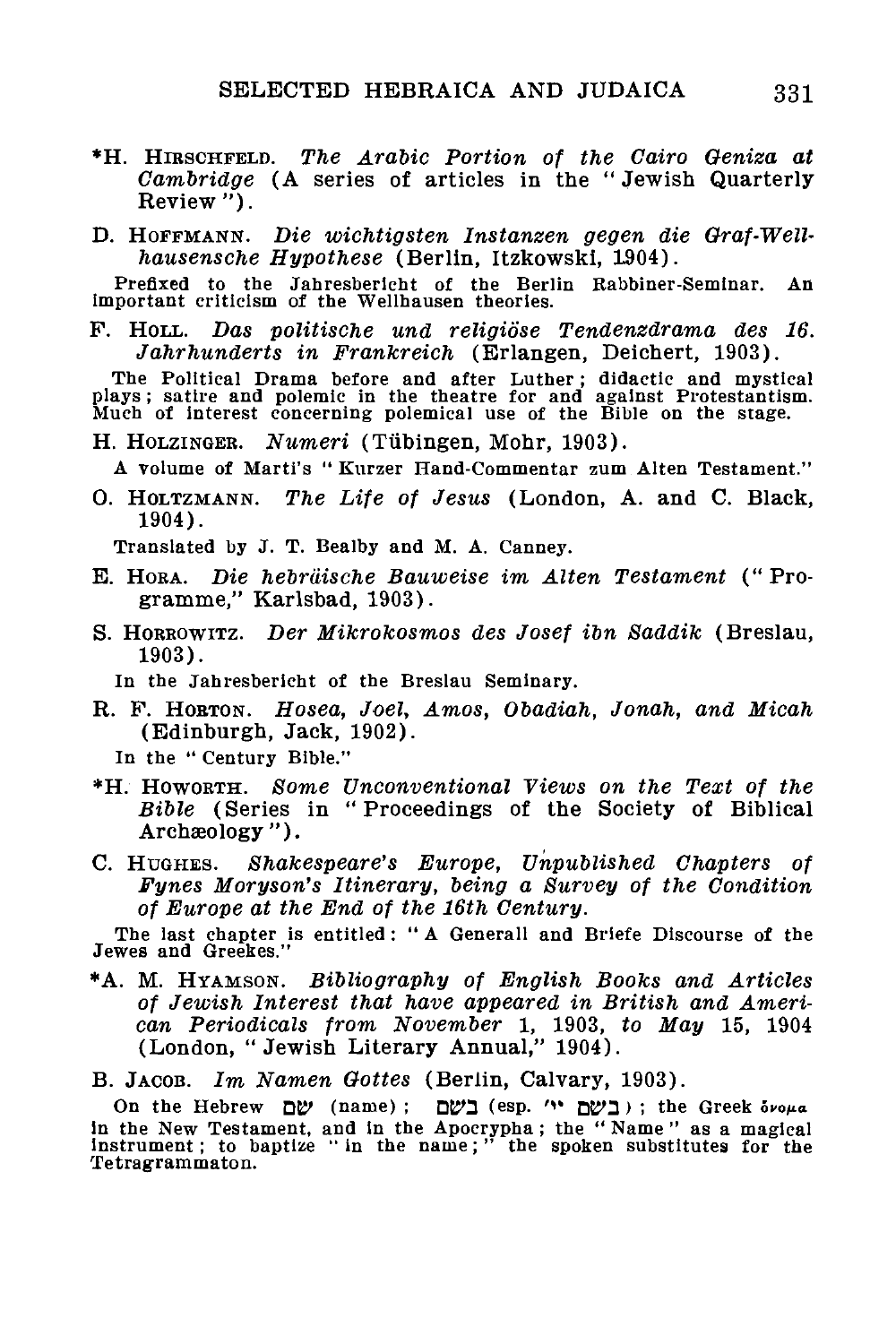*H. Hirschfeld. *The Arabic Portion of the Cairo Geniza at Cambridge* (A series of articles in the "Jewish Quarterly Review").

D. Hoffmann. *Die wichtigsten Instanzen gegen die Graf-Wellhausensche Hypothese* (Berlin, Itzkowski, 1904).

Prefixed to the Jahresbericht of the Berlin Rabbiner-Seminar. An important criticism of the Wellhausen theories.

F. Holl. *Das politische und religiöse Tendenzdrama des 16. Jahrhunderts in Frankreich* (Erlangen, Deichert, 1903).

The Political Drama before and after Luther; didactic and mystical plays; satire and polemic in the theatre for and against Protestantism. Much of interest concerning polemical use of the Bible on the stage.

H. Holzinger. *Numeri* (Tübingen, Mohr, 1903).

A volume of Marti's "Kurzer Hand-Commentar zum Alten Testament."

O. Holtzmann. *The Life of Jesus* (London, A. and C. Black, 1904).

Translated by J. T. Bealby and M. A. Canney.

E. Hora. *Die hebräische Bauweise im Alten Testament* ("Programme," Karlsbad, 1903).

S. Horrowitz. *Der Mikrokosmos des Josef ibn Saddik* (Breslau, 1903).

In the Jahresbericht of the Breslau Seminary.

R. F. Horton. *Hosea, Joel, Amos, Obadiah, Jonah, and Micah* (Edinburgh, Jack, 1902).

In the "Century Bible."

*H. Howorth. *Some Unconventional Views on the Text of the Bible* (Series in "Proceedings of the Society of Biblical Archæology").

C. Hughes. *Shakespeare's Europe, Unpublished Chapters of Fynes Moryson's Itinerary, being a Survey of the Condition of Europe at the End of the 16th Century.*

The last chapter is entitled: "A Generall and Briefe Discourse of the Jewes and Greekes."

*A. M. Hyamson. *Bibliography of English Books and Articles of Jewish Interest that have appeared in British and American Periodicals from November 1, 1903, to May 15, 1904* (London, "Jewish Literary Annual," 1904).

B. Jacob. *Im Namen Gottes* (Berlin, Calvary, 1903).

On the Hebrew שם (name); בשם (esp. בשם ה'); the Greek ὄνομα in the New Testament, and in the Apocrypha; the "Name" as a magical instrument; to baptize "in the name;" the spoken substitutes for the Tetragrammaton.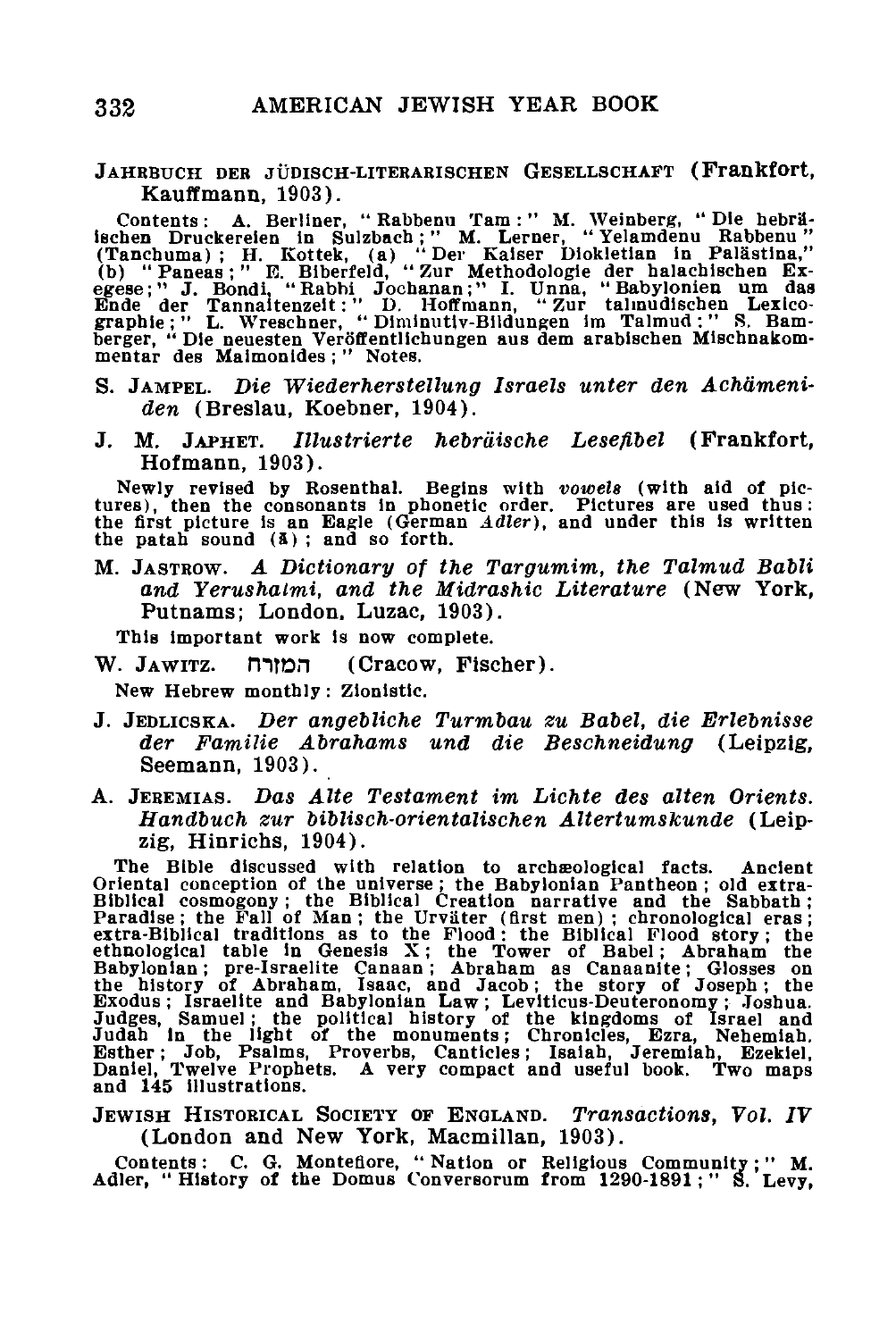JAHRBUCH DER JÜDISCH-LITERARISCHEN GESELLSCHAFT (Frankfort, Kauffmann, 1903).

Contents: A. Berliner, "Rabbenu Tam:" M. Weinberg, "Die hebräischen Druckereien in Sulzbach;" M. Lerner, "Yelamdenu Rabbenu" (Tanchuma); H. Kottek, (a) "Der Kaiser Diokletian in Palästina," (b) "Paneas;" E. Biberfeld, "Zur Methodologie der halachischen Exegese;" J. Bondi, "Rabbi Jochanan;" I. Unna, "Babylonien um das Ende der Tannaitenzeit:" D. Hoffmann, "Zur talmudischen Lexicographie;" L. Wreschner, "Diminutiv-Bildungen im Talmud:" S. Bamberger, "Die neuesten Veröffentlichungen aus dem arabischen Mischnakommentar des Maimonides;" Notes.

S. JAMPEL. *Die Wiederherstellung Israels unter den Achämeniden* (Breslau, Koebner, 1904).

J. M. JAPHET. *Illustrierte hebräische Lesefibel* (Frankfort, Hofmann, 1903).

Newly revised by Rosenthal. Begins with *vowels* (with aid of pictures), then the consonants in phonetic order. Pictures are used thus: the first picture is an Eagle (German *Adler*), and under this is written the patah sound (אַ); and so forth.

M. JASTROW. *A Dictionary of the Targumim, the Talmud Babli and Yerushalmi, and the Midrashic Literature* (New York, Putnams; London, Luzac, 1903).

This important work is now complete.

W. JAWITZ. המזרח (Cracow, Fischer).

New Hebrew monthly: Zionistic.

J. JEDLICSKA. *Der angebliche Turmbau zu Babel, die Erlebnisse der Familie Abrahams und die Beschneidung* (Leipzig, Seemann, 1903).

A. JEREMIAS. *Das Alte Testament im Lichte des alten Orients. Handbuch zur biblisch-orientalischen Altertumskunde* (Leipzig, Hinrichs, 1904).

The Bible discussed with relation to archæological facts. Ancient Oriental conception of the universe; the Babylonian Pantheon; old extra-Biblical cosmogony; the Biblical Creation narrative and the Sabbath; Paradise; the Fall of Man; the Urväter (first men); chronological eras; extra-Biblical traditions as to the Flood; the Biblical Flood story; the ethnological table in Genesis X; the Tower of Babel; Abraham the Babylonian; pre-Israelite Canaan; Abraham as Canaanite; Glosses on the history of Abraham, Isaac, and Jacob; the story of Joseph; the Exodus; Israelite and Babylonian Law; Leviticus-Deuteronomy; Joshua, Judges, Samuel; the political history of the kingdoms of Israel and Judah in the light of the monuments; Chronicles, Ezra, Nehemiah, Esther; Job, Psalms, Proverbs, Canticles; Isaiah, Jeremiah, Ezekiel, Daniel, Twelve Prophets. A very compact and useful book. Two maps and 145 illustrations.

JEWISH HISTORICAL SOCIETY OF ENGLAND. *Transactions, Vol. IV* (London and New York, Macmillan, 1903).

Contents: C. G. Montefiore, "Nation or Religious Community;" M. Adler, "History of the Domus Conversorum from 1290-1891;" S. Levy,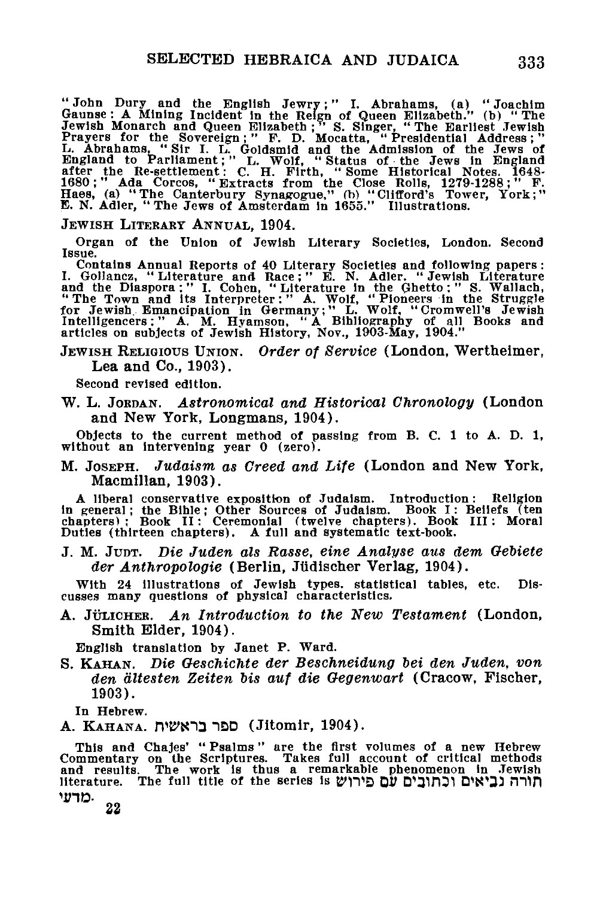"John Dury and the English Jewry;" I. Abrahams, (a) "Joachim Gaunse: A Mining Incident in the Reign of Queen Elizabeth." (b) "The Jewish Monarch and Queen Elizabeth;" S. Singer, "The Earliest Jewish Prayers for the Sovereign;" F. D. Mocatta, "Presidential Address;" L. Abrahams, "Sir I. L. Goldsmid and the Admission of the Jews of England to Parliament;" L. Wolf, "Status of the Jews in England after the Re-settlement: C. H. Firth, "Some Historical Notes. 1648-1680;" Ada Corcos, "Extracts from the Close Rolls, 1279-1288;" F. Haes, (a) "The Canterbury Synagogue," (b) "Clifford's Tower, York;" E. N. Adler, "The Jews of Amsterdam in 1655." Illustrations.

JEWISH LITERARY ANNUAL, 1904.

Organ of the Union of Jewish Literary Societies, London. Second Issue.

Contains Annual Reports of 40 Literary Societies and following papers: I. Gollancz, "Literature and Race;" E. N. Adler, "Jewish Literature and the Diaspora;" I. Cohen, "Literature in the Ghetto;" S. Wallach, "The Town and its Interpreter;" A. Wolf, "Pioneers in the Struggle for Jewish Emancipation in Germany;" L. Wolf, "Cromwell's Jewish Intelligencers;" A. M. Hyamson, "A Bibliography of all Books and articles on subjects of Jewish History, Nov., 1903-May, 1904."

JEWISH RELIGIOUS UNION. *Order of Service* (London, Wertheimer, Lea and Co., 1903).

Second revised edition.

W. L. JORDAN. *Astronomical and Historical Chronology* (London and New York, Longmans, 1904).

Objects to the current method of passing from B. C. 1 to A. D. 1, without an intervening year 0 (zero).

M. JOSEPH. *Judaism as Creed and Life* (London and New York, Macmillan, 1903).

A liberal conservative exposition of Judaism. Introduction: Religion in general; the Bible; Other Sources of Judaism. Book I: Beliefs (ten chapters); Book II: Ceremonial (twelve chapters). Book III: Moral Duties (thirteen chapters). A full and systematic text-book.

J. M. JUDT. *Die Juden als Rasse, eine Analyse aus dem Gebiete der Anthropologie* (Berlin, Jüdischer Verlag, 1904).

With 24 illustrations of Jewish types, statistical tables, etc. Discusses many questions of physical characteristics.

A. JÜLICHER. *An Introduction to the New Testament* (London, Smith Elder, 1904).

English translation by Janet P. Ward.

S. KAHAN. *Die Geschichte der Beschneidung bei den Juden, von den ältesten Zeiten bis auf die Gegenwart* (Cracow, Fischer, 1903).

In Hebrew.

A. KAHANA. ספר בראשית (Jitomir, 1904).

This and Chajes' "Psalms" are the first volumes of a new Hebrew Commentary on the Scriptures. Takes full account of critical methods and results. The work is thus a remarkable phenomenon in Jewish literature. The full title of the series is תורה נביאים וכתובים עם פירוש מדעי.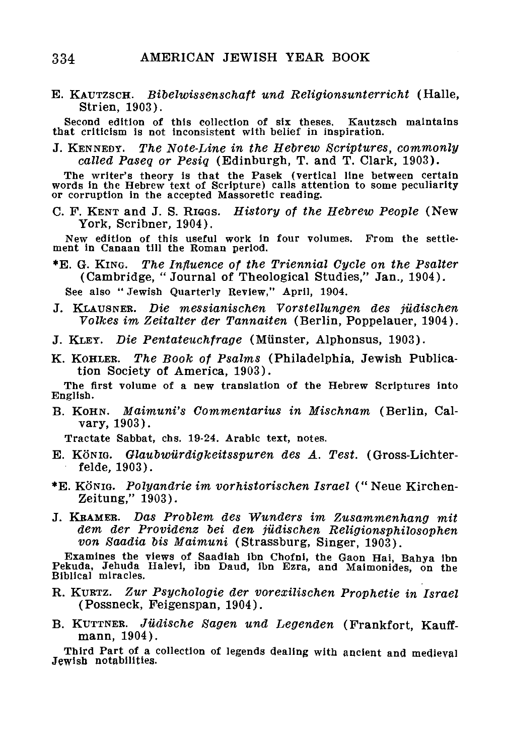E. Kautzsch. *Bibelwissenschaft und Religionsunterricht* (Halle, Strien, 1903).

Second edition of this collection of six theses. Kautzsch maintains that criticism is not inconsistent with belief in inspiration.

J. Kennedy. *The Note-Line in the Hebrew Scriptures, commonly called Paseq or Pesiq* (Edinburgh, T. and T. Clark, 1903).

The writer's theory is that the Pasek (vertical line between certain words in the Hebrew text of Scripture) calls attention to some peculiarity or corruption in the accepted Massoretic reading.

C. F. Kent and J. S. Riggs. *History of the Hebrew People* (New York, Scribner, 1904).

New edition of this useful work in four volumes. From the settlement in Canaan till the Roman period.

*E. G. King. *The Influence of the Triennial Cycle on the Psalter* (Cambridge, "Journal of Theological Studies," Jan., 1904).

See also "Jewish Quarterly Review," April, 1904.

J. Klausner. *Die messianischen Vorstellungen des jüdischen Volkes im Zeitalter der Tannaiten* (Berlin, Poppelauer, 1904).

J. Kley. *Die Pentateuchfrage* (Münster, Alphonsus, 1903).

K. Kohler. *The Book of Psalms* (Philadelphia, Jewish Publication Society of America, 1903).

The first volume of a new translation of the Hebrew Scriptures into English.

B. Kohn. *Maimuni's Commentarius in Mischnam* (Berlin, Calvary, 1903).

Tractate Sabbat, chs. 19-24. Arabic text, notes.

E. König. *Glaubwürdigkeitsspuren des A. Test.* (Gross-Lichterfelde, 1903).

*E. König. *Polyandrie im vorhistorischen Israel* ("Neue Kirchen-Zeitung," 1903).

J. Kramer. *Das Problem des Wunders im Zusammenhang mit dem der Providenz bei den jüdischen Religionsphilosophen von Saadia bis Maimuni* (Strassburg, Singer, 1903).

Examines the views of Saadiah ibn Chofni, the Gaon Hai, Bahya ibn Pekuda, Jehuda Halevi, ibn Daud, ibn Ezra, and Maimonides, on the Biblical miracles.

R. Kurtz. *Zur Psychologie der vorexilischen Prophetie in Israel* (Possneck, Feigenspan, 1904).

B. Kuttner. *Jüdische Sagen und Legenden* (Frankfort, Kauffmann, 1904).

Third Part of a collection of legends dealing with ancient and medieval Jewish notabilities.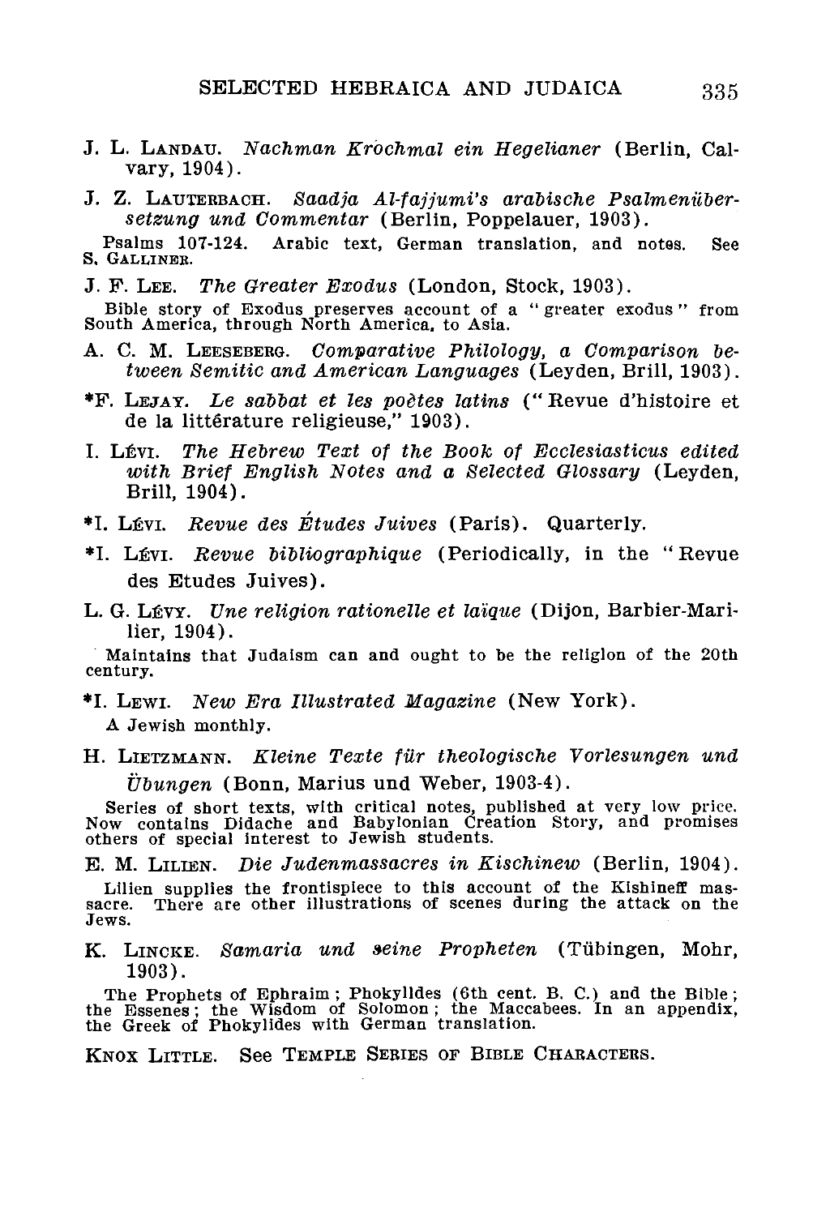J. L. LANDAU. *Nachman Krochmal ein Hegelianer* (Berlin, Calvary, 1904).

J. Z. LAUTERBACH. *Saadja Al-fajjumi's arabische Psalmenübersetzung und Commentar* (Berlin, Poppelauer, 1903).

Psalms 107-124. Arabic text, German translation, and notes. See S. GALLINER.

J. F. LEE. *The Greater Exodus* (London, Stock, 1903).

Bible story of Exodus preserves account of a "greater exodus" from South America, through North America, to Asia.

A. C. M. LEESEBERG. *Comparative Philology, a Comparison between Semitic and American Languages* (Leyden, Brill, 1903).

*F. LEJAY. *Le sabbat et les poètes latins* ("Revue d'histoire et de la littérature religieuse," 1903).

I. LÉVI. *The Hebrew Text of the Book of Ecclesiasticus edited with Brief English Notes and a Selected Glossary* (Leyden, Brill, 1904).

*I. LÉVI. *Revue des Études Juives* (Paris). Quarterly.

*I. LÉVI. *Revue bibliographique* (Periodically, in the "Revue des Etudes Juives).

L. G. LÉVY. *Une religion rationelle et laïque* (Dijon, Barbier-Marilier, 1904).

Maintains that Judaism can and ought to be the religion of the 20th century.

*I. LEWI. *New Era Illustrated Magazine* (New York).

A Jewish monthly.

H. LIETZMANN. *Kleine Texte für theologische Vorlesungen und Übungen* (Bonn, Marius und Weber, 1903-4).

Series of short texts, with critical notes, published at very low price. Now contains Didache and Babylonian Creation Story, and promises others of special interest to Jewish students.

E. M. LILIEN. *Die Judenmassacres in Kischinew* (Berlin, 1904).

Lilien supplies the frontispiece to this account of the Kishineff massacre. There are other illustrations of scenes during the attack on the Jews.

K. LINCKE. *Samaria und seine Propheten* (Tübingen, Mohr, 1903).

The Prophets of Ephraim; Phokylides (6th cent. B. C.) and the Bible; the Essenes; the Wisdom of Solomon; the Maccabees. In an appendix, the Greek of Phokylides with German translation.

KNOX LITTLE. See TEMPLE SERIES OF BIBLE CHARACTERS.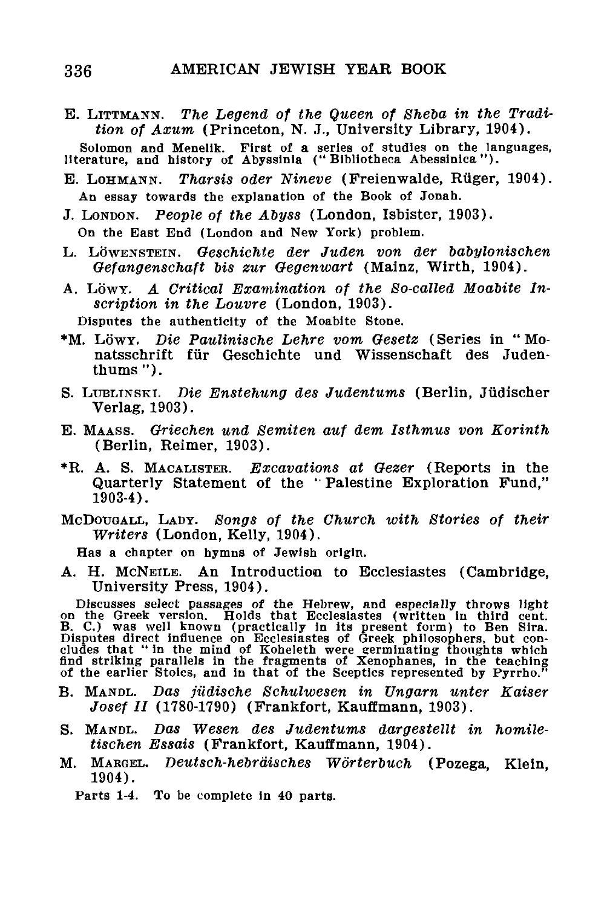E. LITTMANN. *The Legend of the Queen of Sheba in the Tradition of Axum* (Princeton, N. J., University Library, 1904).

Solomon and Menelik. First of a series of studies on the languages, literature, and history of Abyssinia ("Bibliotheca Abessinica").

E. LOHMANN. *Tharsis oder Nineve* (Freienwalde, Rüger, 1904).

An essay towards the explanation of the Book of Jonah.

J. LONDON. *People of the Abyss* (London, Isbister, 1903).

On the East End (London and New York) problem.

L. LÖWENSTEIN. *Geschichte der Juden von der babylonischen Gefangenschaft bis zur Gegenwart* (Mainz, Wirth, 1904).

A. LÖWY. *A Critical Examination of the So-called Moabite Inscription in the Louvre* (London, 1903).

Disputes the authenticity of the Moabite Stone.

*M. LÖWY. *Die Paulinische Lehre vom Gesetz* (Series in "Monatsschrift für Geschichte und Wissenschaft des Judenthums").

S. LUBLINSKI. *Die Enstehung des Judentums* (Berlin, Jüdischer Verlag, 1903).

E. MAASS. *Griechen und Semiten auf dem Isthmus von Korinth* (Berlin, Reimer, 1903).

*R. A. S. MACALISTER. *Excavations at Gezer* (Reports in the Quarterly Statement of the "Palestine Exploration Fund," 1903-4).

MCDOUGALL, LADY. *Songs of the Church with Stories of their Writers* (London, Kelly, 1904).

Has a chapter on hymns of Jewish origin.

A. H. MCNEILE. An Introduction to Ecclesiastes (Cambridge, University Press, 1904).

Discusses select passages of the Hebrew, and especially throws light on the Greek version. Holds that Ecclesiastes (written in third cent. B. C.) was well known (practically in its present form) to Ben Sira. Disputes direct influence on Ecclesiastes of Greek philosophers, but concludes that "in the mind of Koheleth were germinating thoughts which find striking parallels in the fragments of Xenophanes, in the teaching of the earlier Stoics, and in that of the Sceptics represented by Pyrrho."

B. MANDL. *Das jüdische Schulwesen in Ungarn unter Kaiser Josef II* (1780-1790) (Frankfort, Kauffmann, 1903).

S. MANDL. *Das Wesen des Judentums dargestellt in homiletischen Essais* (Frankfort, Kauffmann, 1904).

M. MARGEL. *Deutsch-hebräisches Wörterbuch* (Pozega, Klein, 1904).

Parts 1-4. To be complete in 40 parts.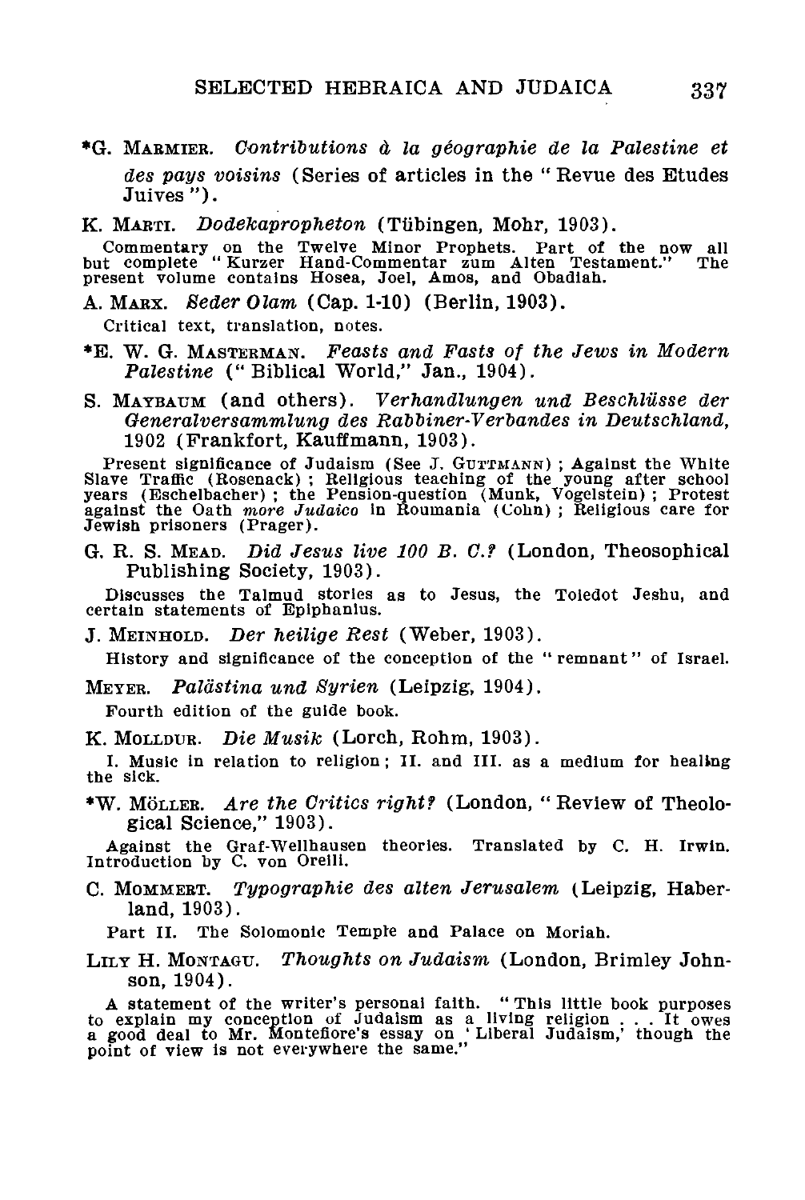*G. MARMIER. *Contributions à la géographie de la Palestine et des pays voisins* (Series of articles in the "Revue des Etudes Juives").

K. MARTI. *Dodekapropheton* (Tübingen, Mohr, 1903).

Commentary on the Twelve Minor Prophets. Part of the now all but complete "Kurzer Hand-Commentar zum Alten Testament." The present volume contains Hosea, Joel, Amos, and Obadiah.

A. MARX. *Seder Olam* (Cap. 1-10) (Berlin, 1903).

Critical text, translation, notes.

*E. W. G. MASTERMAN. *Feasts and Fasts of the Jews in Modern Palestine* ("Biblical World," Jan., 1904).

S. MAYBAUM (and others). *Verhandlungen und Beschlüsse der Generalversammlung des Rabbiner-Verbandes in Deutschland, 1902* (Frankfort, Kauffmann, 1903).

Present significance of Judaism (See J. GUTTMANN); Against the White Slave Traffic (Rosenack); Religious teaching of the young after school years (Eschelbacher); the Pension-question (Munk, Vogelstein); Protest against the Oath *more Judaico* in Roumania (Cohn); Religious care for Jewish prisoners (Prager).

G. R. S. MEAD. *Did Jesus live 100 B. C.?* (London, Theosophical Publishing Society, 1903).

Discusses the Talmud stories as to Jesus, the Toledot Jeshu, and certain statements of Epiphanius.

J. MEINHOLD. *Der heilige Rest* (Weber, 1903).

History and significance of the conception of the "remnant" of Israel.

MEYER. *Palästina und Syrien* (Leipzig, 1904).

Fourth edition of the guide book.

K. MOLLDUR. *Die Musik* (Lorch, Rohm, 1903).

I. Music in relation to religion; II. and III. as a medium for healing the sick.

*W. MÖLLER. *Are the Critics right?* (London, "Review of Theological Science," 1903).

Against the Graf-Wellhausen theories. Translated by C. H. Irwin. Introduction by C. von Orelli.

C. MOMMERT. *Typographie des alten Jerusalem* (Leipzig, Haberland, 1903).

Part II. The Solomonic Temple and Palace on Moriah.

LILY H. MONTAGU. *Thoughts on Judaism* (London, Brimley Johnson, 1904).

A statement of the writer's personal faith. "This little book purposes to explain my conception of Judaism as a living religion . . . It owes a good deal to Mr. Montefiore's essay on 'Liberal Judaism,' though the point of view is not everywhere the same."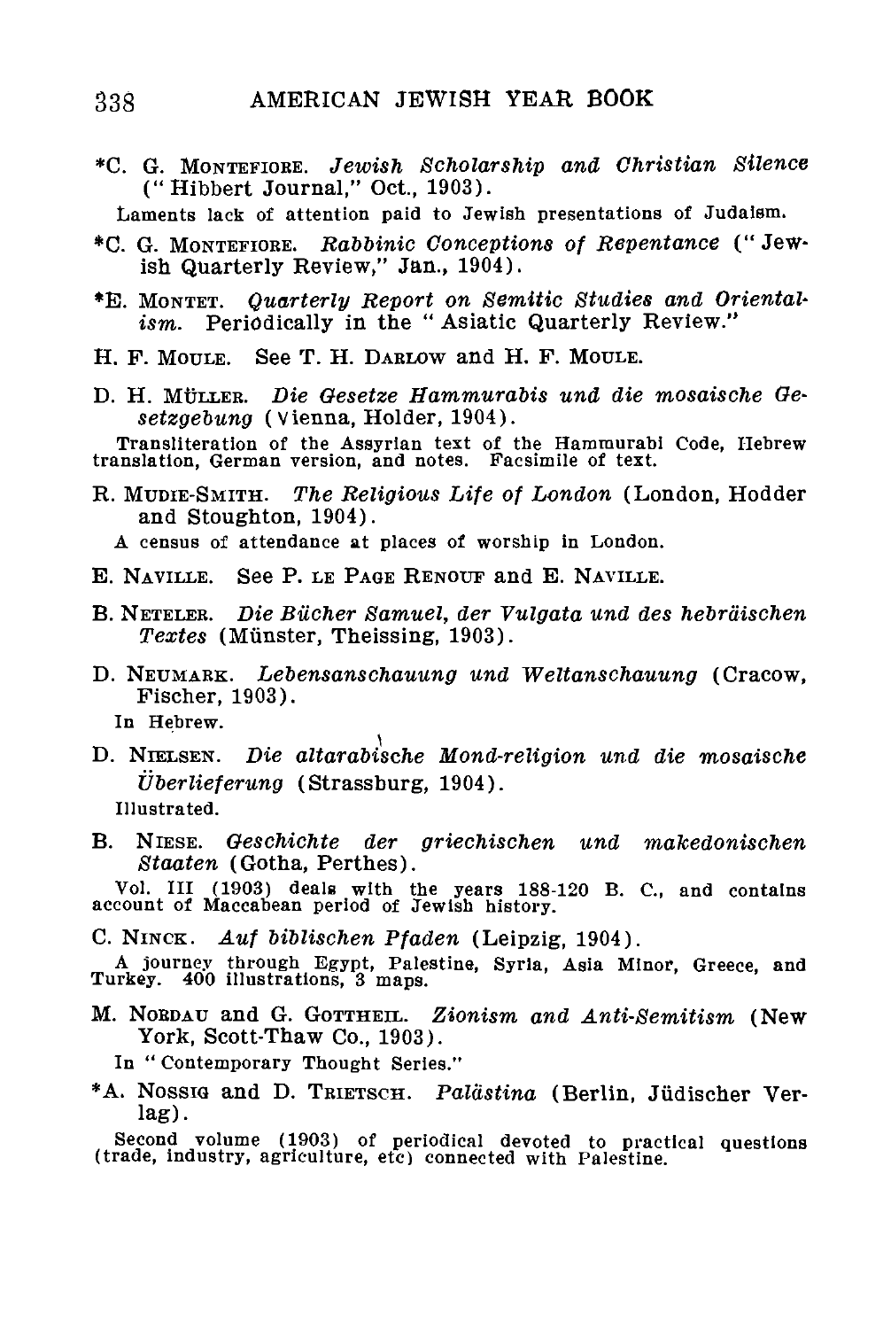*C. G. Montefiore. *Jewish Scholarship and Christian Silence* ("Hibbert Journal," Oct., 1903).

Laments lack of attention paid to Jewish presentations of Judaism.

*C. G. Montefiore. *Rabbinic Conceptions of Repentance* ("Jewish Quarterly Review," Jan., 1904).

*E. Montet. *Quarterly Report on Semitic Studies and Orientalism.* Periodically in the "Asiatic Quarterly Review."

H. F. Moule. See T. H. Darlow and H. F. Moule.

D. H. Müller. *Die Gesetze Hammurabis und die mosaische Gesetzgebung* (Vienna, Holder, 1904).

Transliteration of the Assyrian text of the Hammurabi Code, Hebrew translation, German version, and notes. Facsimile of text.

R. Mudie-Smith. *The Religious Life of London* (London, Hodder and Stoughton, 1904).

A census of attendance at places of worship in London.

E. Naville. See P. le Page Renouf and E. Naville.

B. Neteler. *Die Bücher Samuel, der Vulgata und des hebräischen Textes* (Münster, Theissing, 1903).

D. Neumark. *Lebensanschauung und Weltanschauung* (Cracow, Fischer, 1903).

In Hebrew.

D. Nielsen. *Die altarabische Mond-religion und die mosaische Überlieferung* (Strassburg, 1904).

Illustrated.

B. Niese. *Geschichte der griechischen und makedonischen Staaten* (Gotha, Perthes).

Vol. III (1903) deals with the years 188-120 B. C., and contains account of Maccabean period of Jewish history.

C. Ninck. *Auf biblischen Pfaden* (Leipzig, 1904).

A journey through Egypt, Palestine, Syria, Asia Minor, Greece, and Turkey. 400 illustrations, 3 maps.

M. Nordau and G. Gottheil. *Zionism and Anti-Semitism* (New York, Scott-Thaw Co., 1903).

In "Contemporary Thought Series."

*A. Nossig and D. Trietsch. *Palästina* (Berlin, Jüdischer Verlag).

Second volume (1903) of periodical devoted to practical questions (trade, industry, agriculture, etc) connected with Palestine.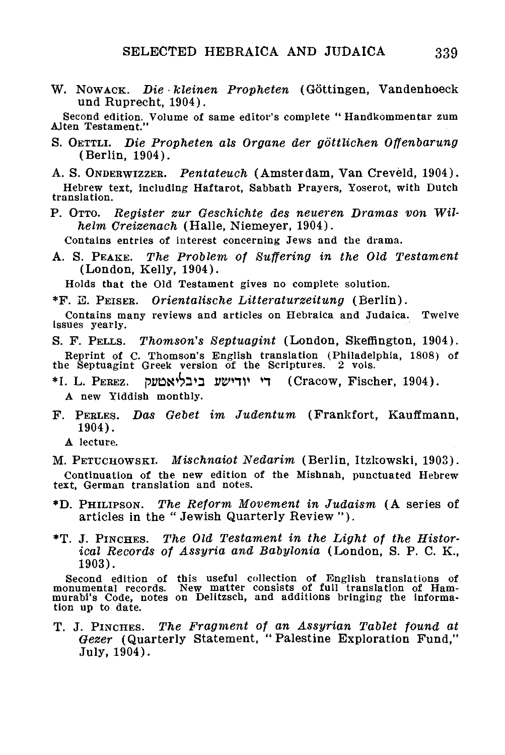W. Nowack. *Die kleinen Propheten* (Göttingen, Vandenhoeck und Ruprecht, 1904).

Second edition. Volume of same editor's complete "Handkommentar zum Alten Testament."

S. Oettli. *Die Propheten als Organe der göttlichen Offenbarung* (Berlin, 1904).

A. S. Onderwizzer. *Pentateuch* (Amsterdam, Van Creveld, 1904).

Hebrew text, including Haftarot, Sabbath Prayers, Yoserot, with Dutch translation.

P. Otto. *Register zur Geschichte des neueren Dramas von Wilhelm Creizenach* (Halle, Niemeyer, 1904).

Contains entries of interest concerning Jews and the drama.

A. S. Peake. *The Problem of Suffering in the Old Testament* (London, Kelly, 1904).

Holds that the Old Testament gives no complete solution.

*F. E. Peiser. *Orientalische Litteraturzeitung* (Berlin).

Contains many reviews and articles on Hebraica and Judaica. Twelve issues yearly.

S. F. Pells. *Thomson's Septuagint* (London, Skeffington, 1904).

Reprint of C. Thomson's English translation (Philadelphia, 1808) of the Septuagint Greek version of the Scriptures. 2 vols.

*I. L. Perez. די יודישע ביבליאטעק (Cracow, Fischer, 1904).

A new Yiddish monthly.

F. Perles. *Das Gebet im Judentum* (Frankfort, Kauffmann, 1904).

A lecture.

M. Petuchowski. *Mischnaiot Nedarim* (Berlin, Itzkowski, 1903).

Continuation of the new edition of the Mishnah, punctuated Hebrew text, German translation and notes.

*D. Philipson. *The Reform Movement in Judaism* (A series of articles in the "Jewish Quarterly Review").

*T. J. Pinches. *The Old Testament in the Light of the Historical Records of Assyria and Babylonia* (London, S. P. C. K., 1903).

Second edition of this useful collection of English translations of monumental records. New matter consists of full translation of Hammurabi's Code, notes on Delitzsch, and additions bringing the information up to date.

T. J. Pinches. *The Fragment of an Assyrian Tablet found at Gezer* (Quarterly Statement, "Palestine Exploration Fund," July, 1904).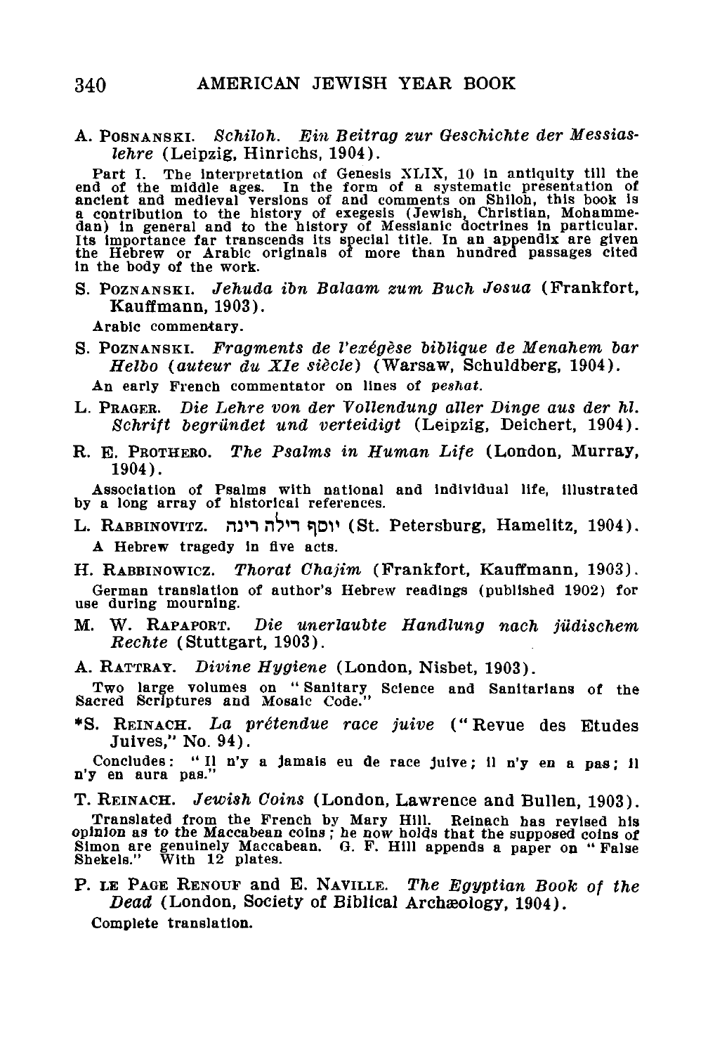A. POSNANSKI. *Schiloh. Ein Beitrag zur Geschichte der Messiaslehre* (Leipzig, Hinrichs, 1904).

Part I. The interpretation of Genesis XLIX, 10 in antiquity till the end of the middle ages. In the form of a systematic presentation of ancient and medieval versions of and comments on Shiloh, this book is a contribution to the history of exegesis (Jewish, Christian, Mohammedan) in general and to the history of Messianic doctrines in particular. Its importance far transcends its special title. In an appendix are given the Hebrew or Arabic originals of more than hundred passages cited in the body of the work.

S. POZNANSKI. *Jehuda ibn Balaam zum Buch Josua* (Frankfort, Kauffmann, 1903).

Arabic commentary.

S. POZNANSKI. *Fragments de l'exégèse biblique de Menahem bar Helbo (auteur du XIe siècle)* (Warsaw, Schuldberg, 1904).

An early French commentator on lines of *peshat.*

L. PRAGER. *Die Lehre von der Vollendung aller Dinge aus der hl. Schrift begründet und verteidigt* (Leipzig, Deichert, 1904).

R. E. PROTHERO. *The Psalms in Human Life* (London, Murray, 1904).

Association of Psalms with national and individual life, illustrated by a long array of historical references.

L. RABBINOVITZ. יוסף רילה רינה (St. Petersburg, Hamelitz, 1904).

A Hebrew tragedy in five acts.

H. RABBINOWICZ. *Thorat Chajim* (Frankfort, Kauffmann, 1903).

German translation of author's Hebrew readings (published 1902) for use during mourning.

M. W. RAPAPORT. *Die unerlaubte Handlung nach jüdischem Rechte* (Stuttgart, 1903).

A. RATTRAY. *Divine Hygiene* (London, Nisbet, 1903).

Two large volumes on "Sanitary Science and Sanitarians of the Sacred Scriptures and Mosaic Code."

*S. REINACH. *La prétendue race juive* ("Revue des Etudes Juives," No. 94).

Concludes: "Il n'y a jamais eu de race juive; il n'y en a pas; il n'y en aura pas."

T. REINACH. *Jewish Coins* (London, Lawrence and Bullen, 1903).

Translated from the French by Mary Hill. Reinach has revised his opinion as to the Maccabean coins; he now holds that the supposed coins of Simon are genuinely Maccabean. G. F. Hill appends a paper on "False Shekels." With 12 plates.

P. LE PAGE RENOUF and E. NAVILLE. *The Egyptian Book of the Dead* (London, Society of Biblical Archæology, 1904).

Complete translation.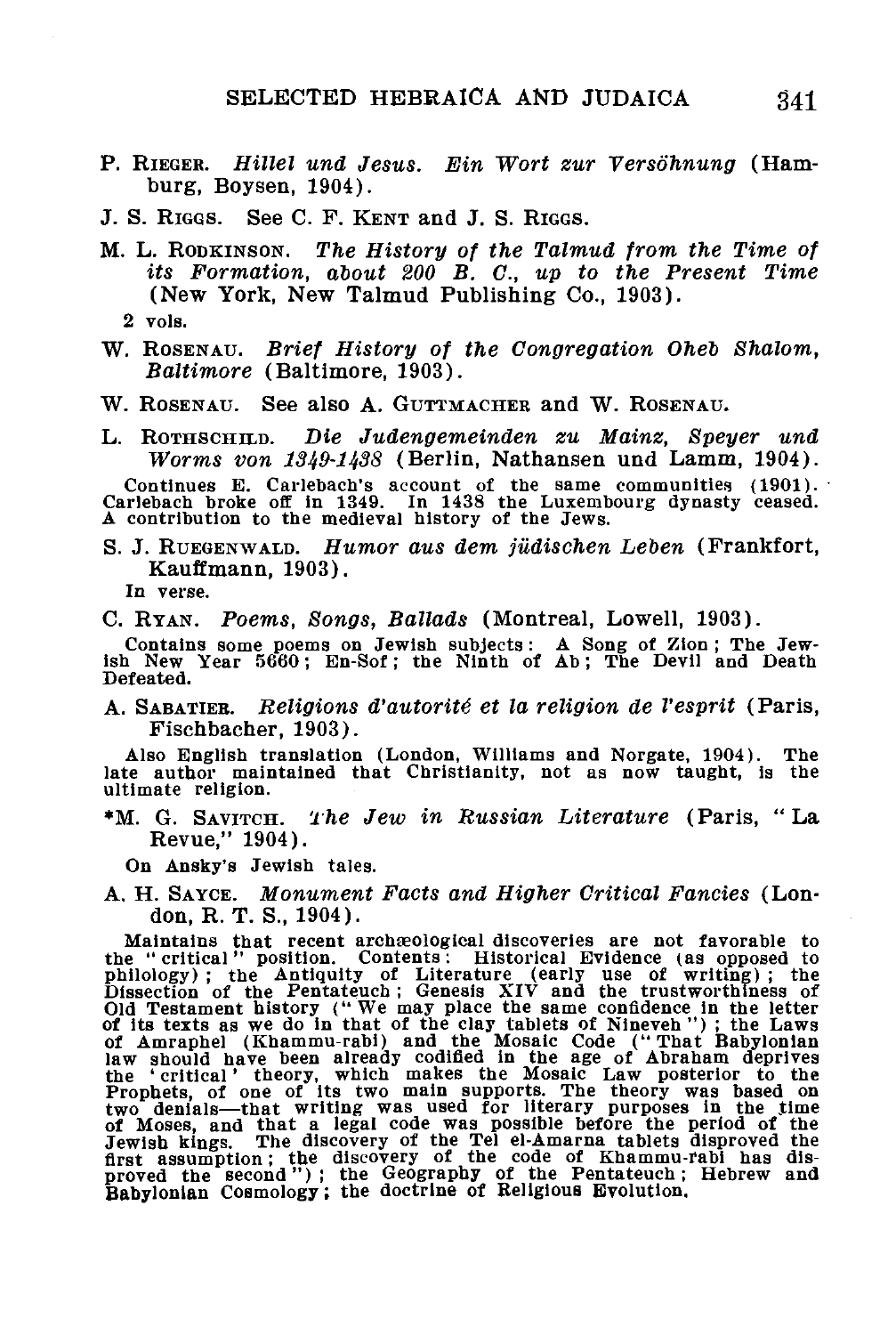P. RIEGER. *Hillel und Jesus. Ein Wort zur Versöhnung* (Hamburg, Boysen, 1904).

J. S. RIGGS. See C. F. KENT and J. S. RIGGS.

M. L. RODKINSON. *The History of the Talmud from the Time of its Formation, about 200 B. C., up to the Present Time* (New York, New Talmud Publishing Co., 1903).

2 vols.

W. ROSENAU. *Brief History of the Congregation Oheb Shalom, Baltimore* (Baltimore, 1903).

W. ROSENAU. See also A. GUTTMACHER and W. ROSENAU.

L. ROTHSCHILD. *Die Judengemeinden zu Mainz, Speyer und Worms von 1349-1438* (Berlin, Nathansen und Lamm, 1904).

Continues E. Carlebach's account of the same communities (1901). Carlebach broke off in 1349. In 1438 the Luxembourg dynasty ceased. A contribution to the medieval history of the Jews.

S. J. RUEGENWALD. *Humor aus dem jüdischen Leben* (Frankfort, Kauffmann, 1903).

In verse.

C. RYAN. *Poems, Songs, Ballads* (Montreal, Lowell, 1903).

Contains some poems on Jewish subjects: A Song of Zion; The Jewish New Year 5660; En-Sof; the Ninth of Ab; The Devil and Death Defeated.

A. SABATIER. *Religions d'autorité et la religion de l'esprit* (Paris, Fischbacher, 1903).

Also English translation (London, Williams and Norgate, 1904). The late author maintained that Christianity, not as now taught, is the ultimate religion.

*M. G. SAVITCH. *The Jew in Russian Literature* (Paris, "La Revue," 1904).

On Ansky's Jewish tales.

A. H. SAYCE. *Monument Facts and Higher Critical Fancies* (London, R. T. S., 1904).

Maintains that recent archæological discoveries are not favorable to the "critical" position. Contents: Historical Evidence (as opposed to philology); the Antiquity of Literature (early use of writing); the Dissection of the Pentateuch; Genesis XIV and the trustworthiness of Old Testament history ("We may place the same confidence in the letter of its texts as we do in that of the clay tablets of Nineveh"); the Laws of Amraphel (Khammu-rabi) and the Mosaic Code ("That Babylonian law should have been already codified in the age of Abraham deprives the 'critical' theory, which makes the Mosaic Law posterior to the Prophets, of one of its two main supports. The theory was based on two denials—that writing was used for literary purposes in the time of Moses, and that a legal code was possible before the period of the Jewish kings. The discovery of the Tel el-Amarna tablets disproved the first assumption; the discovery of the code of Khammu-rabi has disproved the second"); the Geography of the Pentateuch; Hebrew and Babylonian Cosmology; the doctrine of Religious Evolution.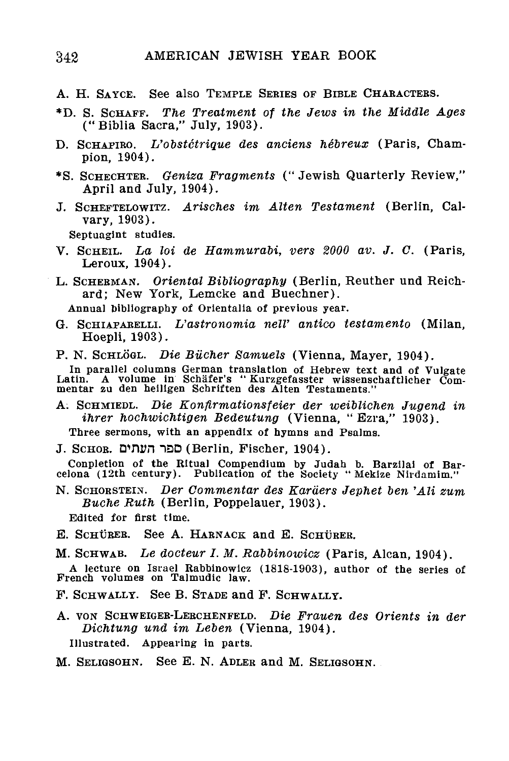A. H. SAYCE. See also TEMPLE SERIES OF BIBLE CHARACTERS.

*D. S. SCHAFF. *The Treatment of the Jews in the Middle Ages* ("Biblia Sacra," July, 1903).

D. SCHAPIRO. *L'obstétrique des anciens hébreux* (Paris, Champion, 1904).

*S. SCHECHTER. *Geniza Fragments* ("Jewish Quarterly Review," April and July, 1904).

J. SCHEFTELOWITZ. *Arisches im Alten Testament* (Berlin, Calvary, 1903).
Septuagint studies.

V. SCHEIL. *La loi de Hammurabi, vers 2000 av. J. C.* (Paris, Leroux, 1904).

L. SCHERMAN. *Oriental Bibliography* (Berlin, Reuther und Reichard; New York, Lemcke and Buechner).
Annual bibliography of Orientalia of previous year.

G. SCHIAPARELLI. *L'astronomia nell' antico testamento* (Milan, Hoepli, 1903).

P. N. SCHLÖGL. *Die Bücher Samuels* (Vienna, Mayer, 1904).
In parallel columns German translation of Hebrew text and of Vulgate Latin. A volume in Schäfer's "Kurzgefasster wissenschaftlicher Commentar zu den heiligen Schriften des Alten Testaments."

A. SCHMIEDL. *Die Konfirmationsfeier der weiblichen Jugend in ihrer hochwichtigen Bedeutung* (Vienna, "Ezra," 1903).
Three sermons, with an appendix of hymns and Psalms.

J. SCHOR. ספר העתים (Berlin, Fischer, 1904).
Completion of the Ritual Compendium by Judah b. Barzilai of Barcelona (12th century). Publication of the Society "Mekize Nirdamim."

N. SCHORSTEIN. *Der Commentar des Karäers Jephet ben 'Ali zum Buche Ruth* (Berlin, Poppelauer, 1903).
Edited for first time.

E. SCHÜRER. See A. HARNACK and E. SCHÜRER.

M. SCHWAB. *Le docteur I. M. Rabbinowicz* (Paris, Alcan, 1904).
A lecture on Israel Rabbinowicz (1818-1903), author of the series of French volumes on Talmudic law.

F. SCHWALLY. See B. STADE and F. SCHWALLY.

A. VON SCHWEIGER-LERCHENFELD. *Die Frauen des Orients in der Dichtung und im Leben* (Vienna, 1904).
Illustrated. Appearing in parts.

M. SELIGSOHN. See E. N. ADLER and M. SELIGSOHN.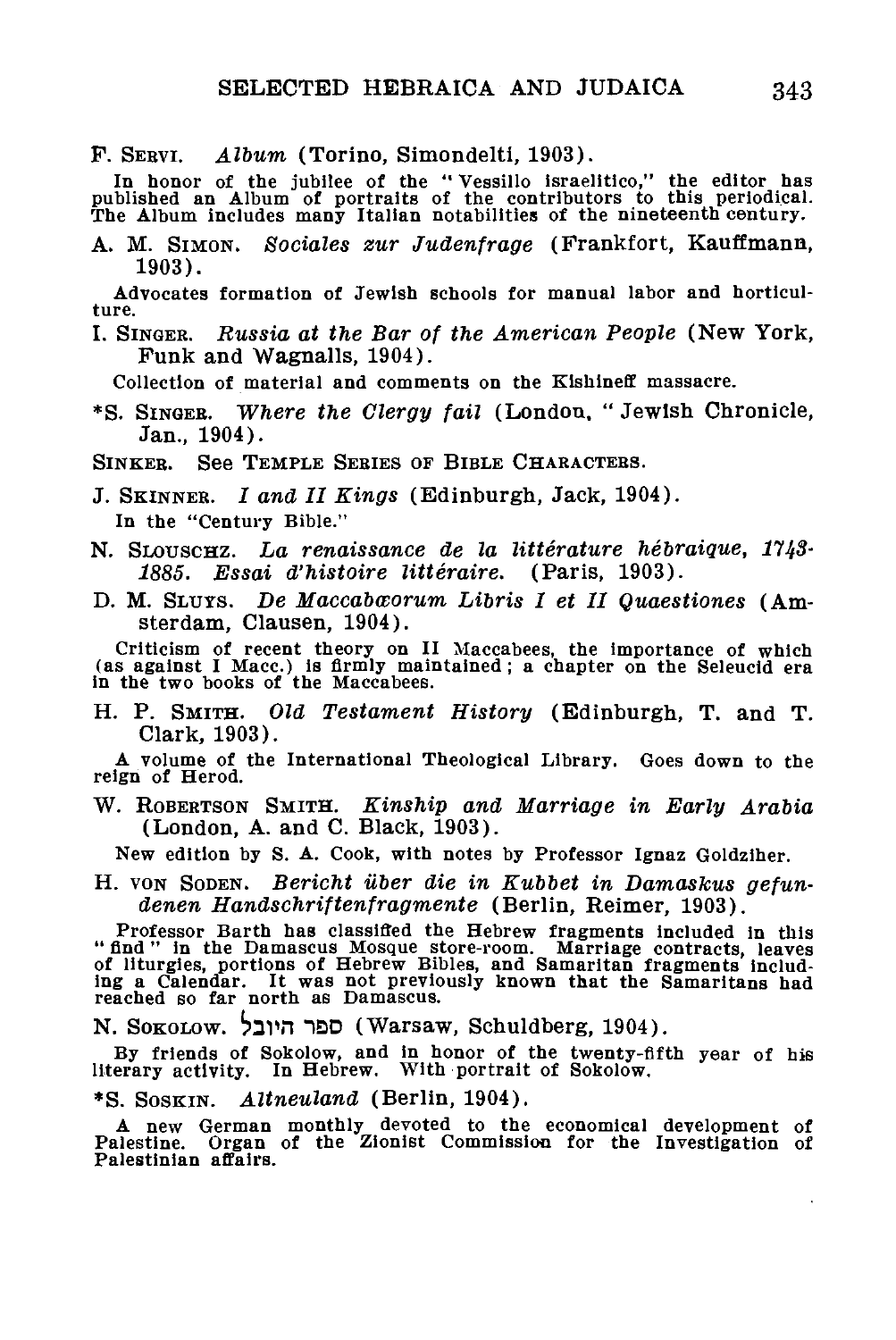F. SERVI. *Album* (Torino, Simondelti, 1903).

In honor of the jubilee of the "Vessillo Israelitico," the editor has published an Album of portraits of the contributors to this periodical. The Album includes many Italian notabilities of the nineteenth century.

A. M. SIMON. *Sociales zur Judenfrage* (Frankfort, Kauffmann, 1903).

Advocates formation of Jewish schools for manual labor and horticulture.

I. SINGER. *Russia at the Bar of the American People* (New York, Funk and Wagnalls, 1904).

Collection of material and comments on the Kishineff massacre.

*S. SINGER. *Where the Clergy fail* (London, "Jewish Chronicle, Jan., 1904).

SINKER. See TEMPLE SERIES OF BIBLE CHARACTERS.

J. SKINNER. *I and II Kings* (Edinburgh, Jack, 1904).

In the "Century Bible."

N. SLOUSCHZ. *La renaissance de la littérature hébraique, 1743-1885. Essai d'histoire littéraire.* (Paris, 1903).

D. M. SLUYS. *De Maccabœorum Libris I et II Quaestiones* (Amsterdam, Clausen, 1904).

Criticism of recent theory on II Maccabees, the importance of which (as against I Macc.) is firmly maintained; a chapter on the Seleucid era in the two books of the Maccabees.

H. P. SMITH. *Old Testament History* (Edinburgh, T. and T. Clark, 1903).

A volume of the International Theological Library. Goes down to the reign of Herod.

W. ROBERTSON SMITH. *Kinship and Marriage in Early Arabia* (London, A. and C. Black, 1903).

New edition by S. A. Cook, with notes by Professor Ignaz Goldziher.

H. VON SODEN. *Bericht über die in Kubbet in Damaskus gefundenen Handschriftenfragmente* (Berlin, Reimer, 1903).

Professor Barth has classified the Hebrew fragments included in this "find" in the Damascus Mosque store-room. Marriage contracts, leaves of liturgies, portions of Hebrew Bibles, and Samaritan fragments including a Calendar. It was not previously known that the Samaritans had reached so far north as Damascus.

N. SOKOLOW. ספר היובל (Warsaw, Schuldberg, 1904).

By friends of Sokolow, and in honor of the twenty-fifth year of his literary activity. In Hebrew. With portrait of Sokolow.

*S. SOSKIN. *Altneuland* (Berlin, 1904).

A new German monthly devoted to the economical development of Palestine. Organ of the Zionist Commission for the Investigation of Palestinian affairs.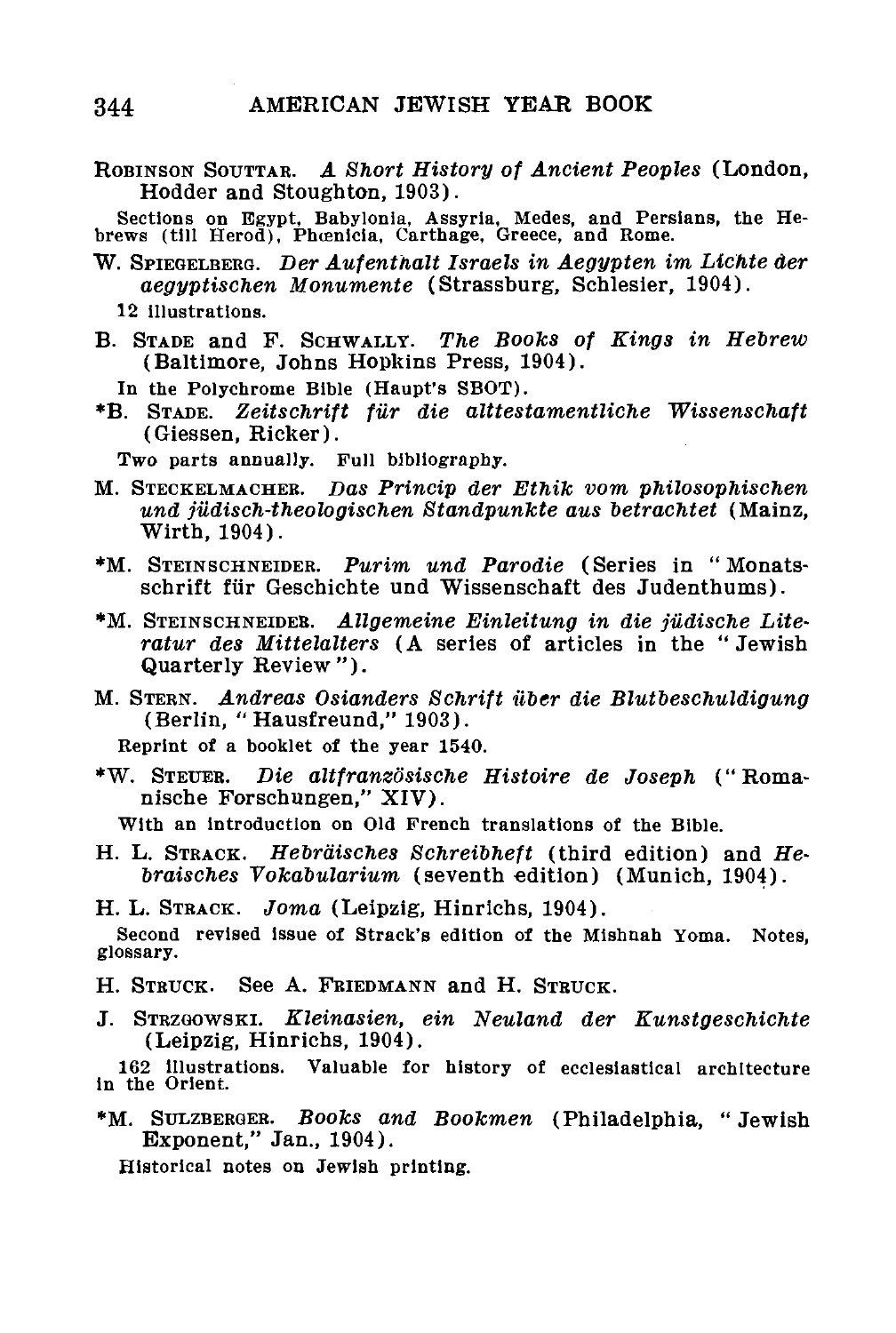Robinson Souttar. *A Short History of Ancient Peoples* (London, Hodder and Stoughton, 1903).

Sections on Egypt, Babylonia, Assyria, Medes, and Persians, the Hebrews (till Herod), Phœnicia, Carthage, Greece, and Rome.

W. Spiegelberg. *Der Aufenthalt Israels in Aegypten im Lichte der aegyptischen Monumente* (Strassburg, Schlesier, 1904).

12 illustrations.

B. Stade and F. Schwally. *The Books of Kings in Hebrew* (Baltimore, Johns Hopkins Press, 1904).

In the Polychrome Bible (Haupt's SBOT).

*B. Stade. *Zeitschrift für die alttestamentliche Wissenschaft* (Giessen, Ricker).

Two parts annually. Full bibliography.

M. Steckelmacher. *Das Princip der Ethik vom philosophischen und jüdisch-theologischen Standpunkte aus betrachtet* (Mainz, Wirth, 1904).

*M. Steinschneider. *Purim und Parodie* (Series in "Monatsschrift für Geschichte und Wissenschaft des Judenthums).

*M. Steinschneider. *Allgemeine Einleitung in die jüdische Literatur des Mittelalters* (A series of articles in the "Jewish Quarterly Review").

M. Stern. *Andreas Osianders Schrift über die Blutbeschuldigung* (Berlin, "Hausfreund," 1903).

Reprint of a booklet of the year 1540.

*W. Steuer. *Die altfranzösische Histoire de Joseph* ("Romanische Forschungen," XIV).

With an introduction on Old French translations of the Bible.

H. L. Strack. *Hebräisches Schreibheft* (third edition) and *Hebraisches Vokabularium* (seventh edition) (Munich, 1904).

H. L. Strack. *Joma* (Leipzig, Hinrichs, 1904).

Second revised issue of Strack's edition of the Mishnah Yoma. Notes, glossary.

H. Struck. See A. Friedmann and H. Struck.

J. Strzgowski. *Kleinasien, ein Neuland der Kunstgeschichte* (Leipzig, Hinrichs, 1904).

162 illustrations. Valuable for history of ecclesiastical architecture in the Orient.

*M. Sulzberger. *Books and Bookmen* (Philadelphia, "Jewish Exponent," Jan., 1904).

Historical notes on Jewish printing.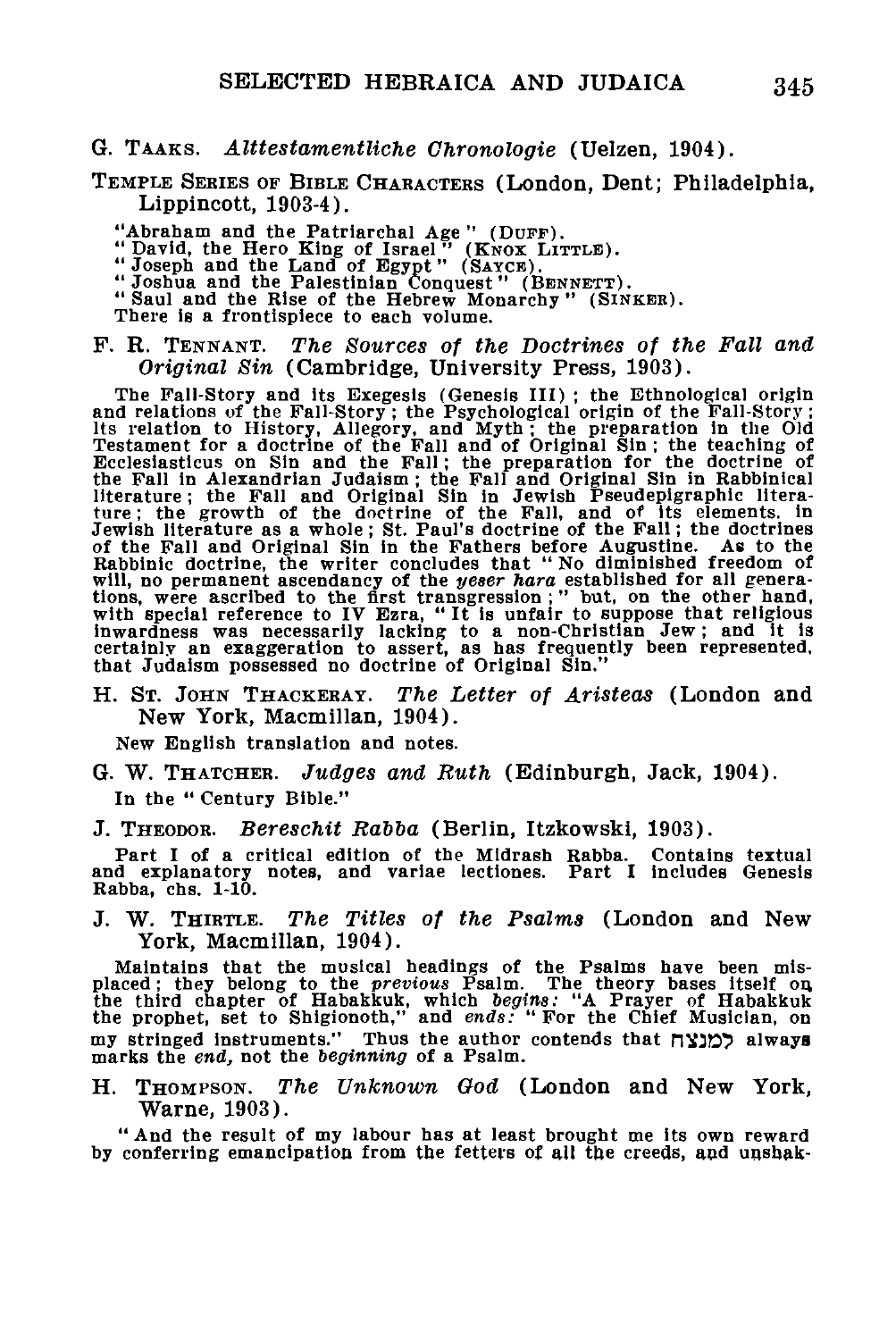G. Taaks. *Alttestamentliche Chronologie* (Uelzen, 1904).

Temple Series of Bible Characters (London, Dent; Philadelphia, Lippincott, 1903-4).

"Abraham and the Patriarchal Age" (Duff).
"David, the Hero King of Israel" (Knox Little).
"Joseph and the Land of Egypt" (Sayce).
"Joshua and the Palestinian Conquest" (Bennett).
"Saul and the Rise of the Hebrew Monarchy" (Sinker).
There is a frontispiece to each volume.

F. R. Tennant. *The Sources of the Doctrines of the Fall and Original Sin* (Cambridge, University Press, 1903).

The Fall-Story and its Exegesis (Genesis III); the Ethnological origin and relations of the Fall-Story; the Psychological origin of the Fall-Story; its relation to History, Allegory, and Myth; the preparation in the Old Testament for a doctrine of the Fall and of Original Sin; the teaching of Ecclesiasticus on Sin and the Fall; the preparation for the doctrine of the Fall in Alexandrian Judaism; the Fall and Original Sin in Rabbinical literature; the Fall and Original Sin in Jewish Pseudepigraphic literature; the growth of the doctrine of the Fall, and of its elements, in Jewish literature as a whole; St. Paul's doctrine of the Fall; the doctrines of the Fall and Original Sin in the Fathers before Augustine. As to the Rabbinic doctrine, the writer concludes that "No diminished freedom of will, no permanent ascendancy of the *yeser hara* established for all generations, were ascribed to the first transgression;" but, on the other hand, with special reference to IV Ezra, "It is unfair to suppose that religious inwardness was necessarily lacking to a non-Christian Jew; and it is certainly an exaggeration to assert, as has frequently been represented, that Judaism possessed no doctrine of Original Sin."

H. St. John Thackeray. *The Letter of Aristeas* (London and New York, Macmillan, 1904).

New English translation and notes.

G. W. Thatcher. *Judges and Ruth* (Edinburgh, Jack, 1904).

In the "Century Bible."

J. Theodor. *Bereschit Rabba* (Berlin, Itzkowski, 1903).

Part I of a critical edition of the Midrash Rabba. Contains textual and explanatory notes, and variae lectiones. Part I includes Genesis Rabba, chs. 1-10.

J. W. Thirtle. *The Titles of the Psalms* (London and New York, Macmillan, 1904).

Maintains that the musical headings of the Psalms have been misplaced; they belong to the *previous* Psalm. The theory bases itself on the third chapter of Habakkuk, which *begins:* "A Prayer of Habakkuk the prophet, set to Shigionoth," and *ends:* "For the Chief Musician, on my stringed instruments." Thus the author contends that למנצח always marks the *end,* not the *beginning* of a Psalm.

H. Thompson. *The Unknown God* (London and New York, Warne, 1903).

"And the result of my labour has at least brought me its own reward by conferring emancipation from the fetters of all the creeds, and unshak-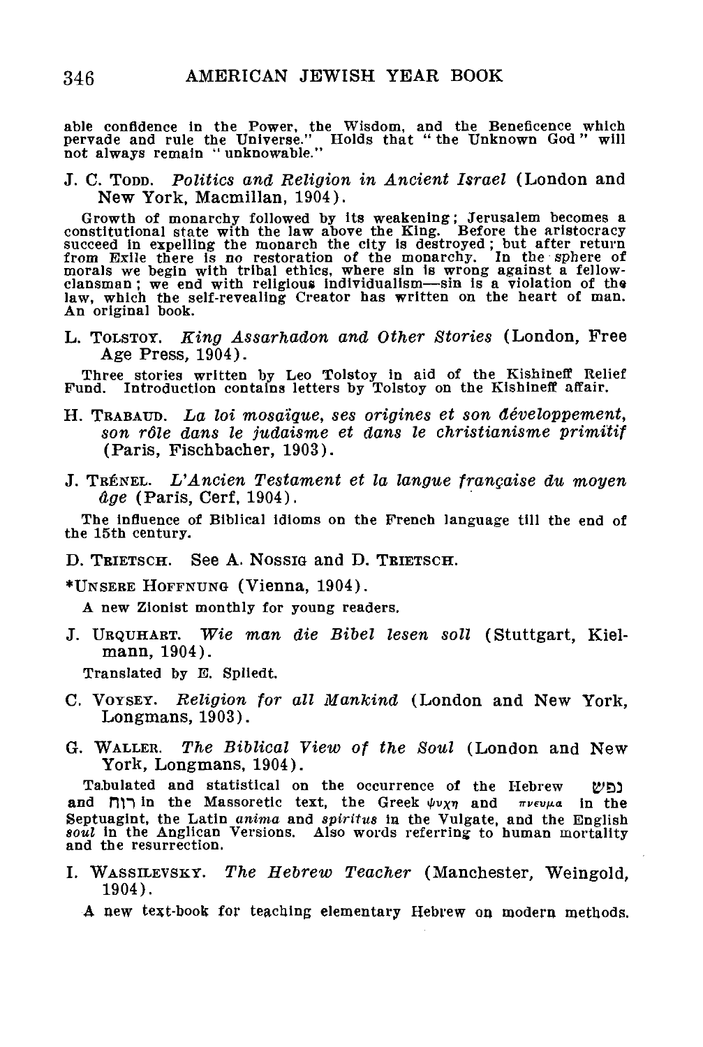able confidence in the Power, the Wisdom, and the Beneficence which pervade and rule the Universe." Holds that "the Unknown God" will not always remain "unknowable."

J. C. Todd. *Politics and Religion in Ancient Israel* (London and New York, Macmillan, 1904).

Growth of monarchy followed by its weakening; Jerusalem becomes a constitutional state with the law above the King. Before the aristocracy succeed in expelling the monarch the city is destroyed; but after return from Exile there is no restoration of the monarchy. In the sphere of morals we begin with tribal ethics, where sin is wrong against a fellow-clansman; we end with religious individualism—sin is a violation of the law, which the self-revealing Creator has written on the heart of man. An original book.

L. Tolstoy. *King Assarhadon and Other Stories* (London, Free Age Press, 1904).

Three stories written by Leo Tolstoy in aid of the Kishineff Relief Fund. Introduction contains letters by Tolstoy on the Kishineff affair.

H. Trabaud. *La loi mosaïque, ses origines et son développement, son rôle dans le judaisme et dans le christianisme primitif* (Paris, Fischbacher, 1903).

J. Trénel. *L'Ancien Testament et la langue française du moyen âge* (Paris, Cerf, 1904).

The influence of Biblical idioms on the French language till the end of the 15th century.

D. Trietsch. See A. Nossig and D. Trietsch.

*Unsere Hoffnung (Vienna, 1904).

A new Zionist monthly for young readers.

J. Urquhart. *Wie man die Bibel lesen soll* (Stuttgart, Kielmann, 1904).

Translated by E. Spliedt.

C. Voysey. *Religion for all Mankind* (London and New York, Longmans, 1903).

G. Waller. *The Biblical View of the Soul* (London and New York, Longmans, 1904).

Tabulated and statistical on the occurrence of the Hebrew נפש and רוח in the Massoretic text, the Greek ψυχη and πνευμα in the Septuagint, the Latin *anima* and *spiritus* in the Vulgate, and the English *soul* in the Anglican Versions. Also words referring to human mortality and the resurrection.

I. Wassilevsky. *The Hebrew Teacher* (Manchester, Weingold, 1904).

A new text-book for teaching elementary Hebrew on modern methods.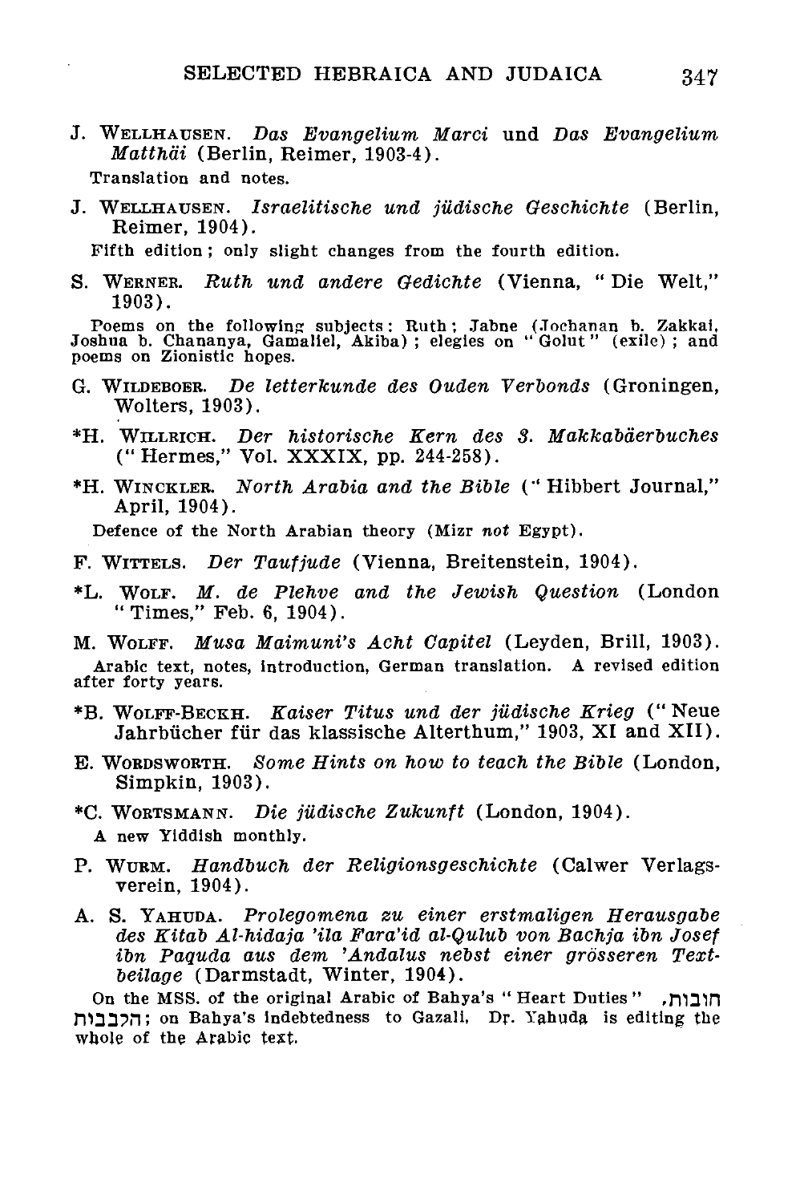J. Wellhausen. *Das Evangelium Marci* und *Das Evangelium Matthäi* (Berlin, Reimer, 1903-4).

Translation and notes.

J. Wellhausen. *Israelitische und jüdische Geschichte* (Berlin, Reimer, 1904).

Fifth edition; only slight changes from the fourth edition.

S. Werner. *Ruth und andere Gedichte* (Vienna, "Die Welt," 1903).

Poems on the following subjects: Ruth; Jabne (Jochanan b. Zakkai, Joshua b. Chananya, Gamaliel, Akiba); elegies on "Golut" (exile); and poems on Zionistic hopes.

G. Wildeboer. *De letterkunde des Ouden Verbonds* (Groningen, Wolters, 1903).

*H. Willrich. *Der historische Kern des 3. Makkabäerbuches* ("Hermes," Vol. XXXIX, pp. 244-258).

*H. Winckler. *North Arabia and the Bible* ("Hibbert Journal," April, 1904).

Defence of the North Arabian theory (Mizr *not* Egypt).

F. Wittels. *Der Taufjude* (Vienna, Breitenstein, 1904).

*L. Wolf. *M. de Plehve and the Jewish Question* (London "Times," Feb. 6, 1904).

M. Wolff. *Musa Maimuni's Acht Capitel* (Leyden, Brill, 1903).

Arabic text, notes, introduction, German translation. A revised edition after forty years.

*B. Wolff-Beckh. *Kaiser Titus und der jüdische Krieg* ("Neue Jahrbücher für das klassische Alterthum," 1903, XI and XII).

E. Wordsworth. *Some Hints on how to teach the Bible* (London, Simpkin, 1903).

*C. Wortsmann. *Die jüdische Zukunft* (London, 1904).

A new Yiddish monthly.

P. Wurm. *Handbuch der Religionsgeschichte* (Calwer Verlagsverein, 1904).

A. S. Yahuda. *Prolegomena zu einer erstmaligen Herausgabe des Kitab Al-hidaja 'ila Fara'id al-Qulub von Bachja ibn Josef ibn Paquda aus dem 'Andalus nebst einer grösseren Textbeilage* (Darmstadt, Winter, 1904).

On the MSS. of the original Arabic of Bahya's "Heart Duties" חובות הלבבות; on Bahya's indebtedness to Gazali. Dr. Yahuda is editing the whole of the Arabic text.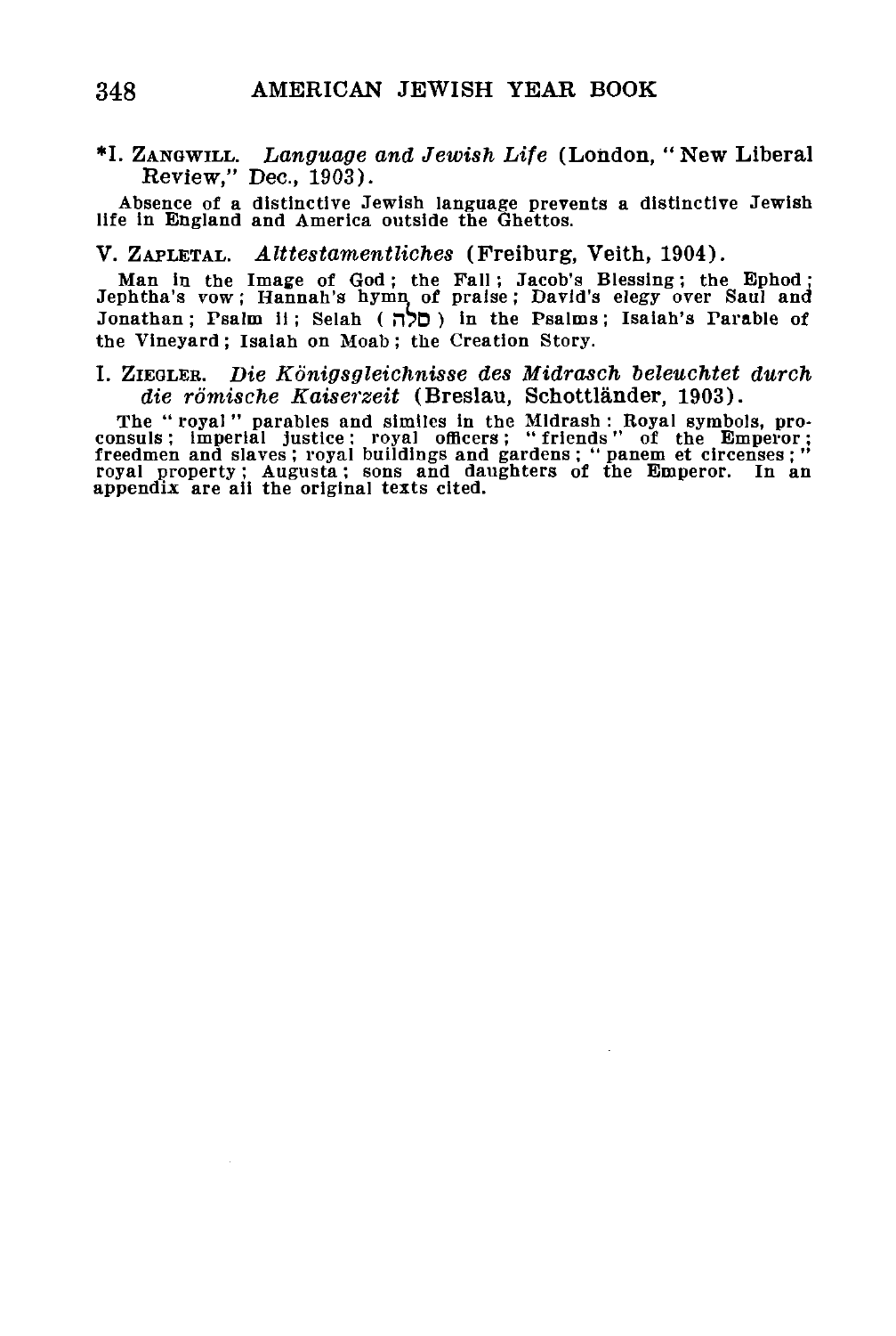*I. Zangwill. *Language and Jewish Life* (London, "New Liberal Review," Dec., 1903).

Absence of a distinctive Jewish language prevents a distinctive Jewish life in England and America outside the Ghettos.

V. Zapletal. *Alttestamentliches* (Freiburg, Veith, 1904).

Man in the Image of God; the Fall; Jacob's Blessing; the Ephod; Jephtha's vow; Hannah's hymn of praise; David's elegy over Saul and Jonathan; Psalm ii; Selah ( סלה ) in the Psalms; Isaiah's Parable of the Vineyard; Isaiah on Moab; the Creation Story.

I. Ziegler. *Die Königsgleichnisse des Midrasch beleuchtet durch die römische Kaiserzeit* (Breslau, Schottländer, 1903).

The "royal" parables and similes in the Midrash: Royal symbols, proconsuls; imperial justice; royal officers; "friends" of the Emperor; freedmen and slaves; royal buildings and gardens; "panem et circenses;" royal property; Augusta; sons and daughters of the Emperor. In an appendix are all the original texts cited.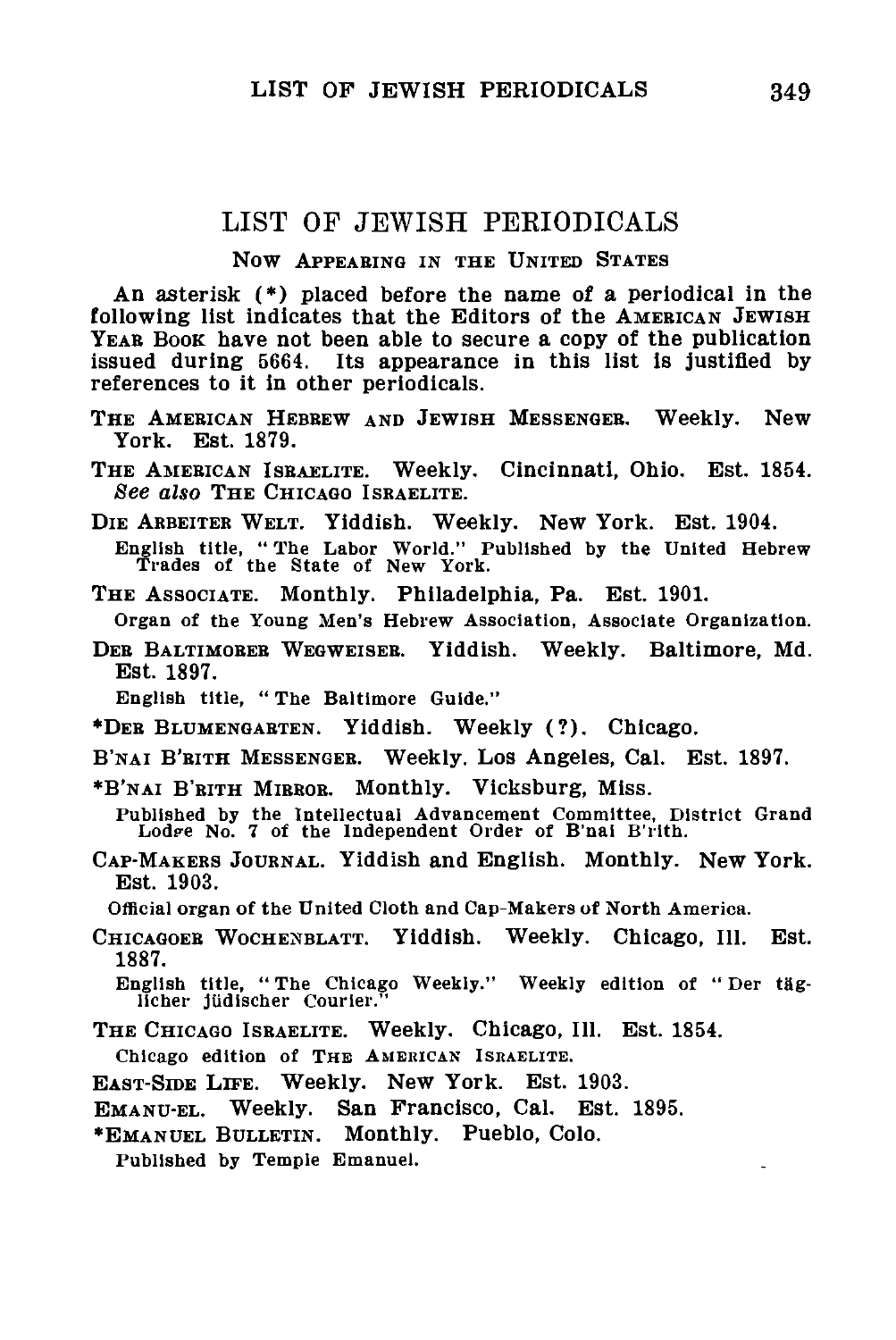# LIST OF JEWISH PERIODICALS

## NOW APPEARING IN THE UNITED STATES

An asterisk (*) placed before the name of a periodical in the following list indicates that the Editors of the AMERICAN JEWISH YEAR BOOK have not been able to secure a copy of the publication issued during 5664. Its appearance in this list is justified by references to it in other periodicals.

THE AMERICAN HEBREW AND JEWISH MESSENGER. Weekly. New York. Est. 1879.

THE AMERICAN ISRAELITE. Weekly. Cincinnati, Ohio. Est. 1854. *See also* THE CHICAGO ISRAELITE.

DIE ARBEITER WELT. Yiddish. Weekly. New York. Est. 1904.
English title, "The Labor World." Published by the United Hebrew Trades of the State of New York.

THE ASSOCIATE. Monthly. Philadelphia, Pa. Est. 1901.
Organ of the Young Men's Hebrew Association, Associate Organization.

DER BALTIMORER WEGWEISER. Yiddish. Weekly. Baltimore, Md. Est. 1897.
English title, "The Baltimore Guide."

*DER BLUMENGARTEN. Yiddish. Weekly (?). Chicago.

B'NAI B'RITH MESSENGER. Weekly. Los Angeles, Cal. Est. 1897.

*B'NAI B'RITH MIRROR. Monthly. Vicksburg, Miss.
Published by the Intellectual Advancement Committee, District Grand Lodge No. 7 of the Independent Order of B'nai B'rith.

CAP-MAKERS JOURNAL. Yiddish and English. Monthly. New York. Est. 1903.
Official organ of the United Cloth and Cap-Makers of North America.

CHICAGOER WOCHENBLATT. Yiddish. Weekly. Chicago, Ill. Est. 1887.
English title, "The Chicago Weekly." Weekly edition of "Der täglicher jüdischer Courier."

THE CHICAGO ISRAELITE. Weekly. Chicago, Ill. Est. 1854.
Chicago edition of THE AMERICAN ISRAELITE.

EAST-SIDE LIFE. Weekly. New York. Est. 1903.

EMANU-EL. Weekly. San Francisco, Cal. Est. 1895.

*EMANUEL BULLETIN. Monthly. Pueblo, Colo.
Published by Temple Emanuel.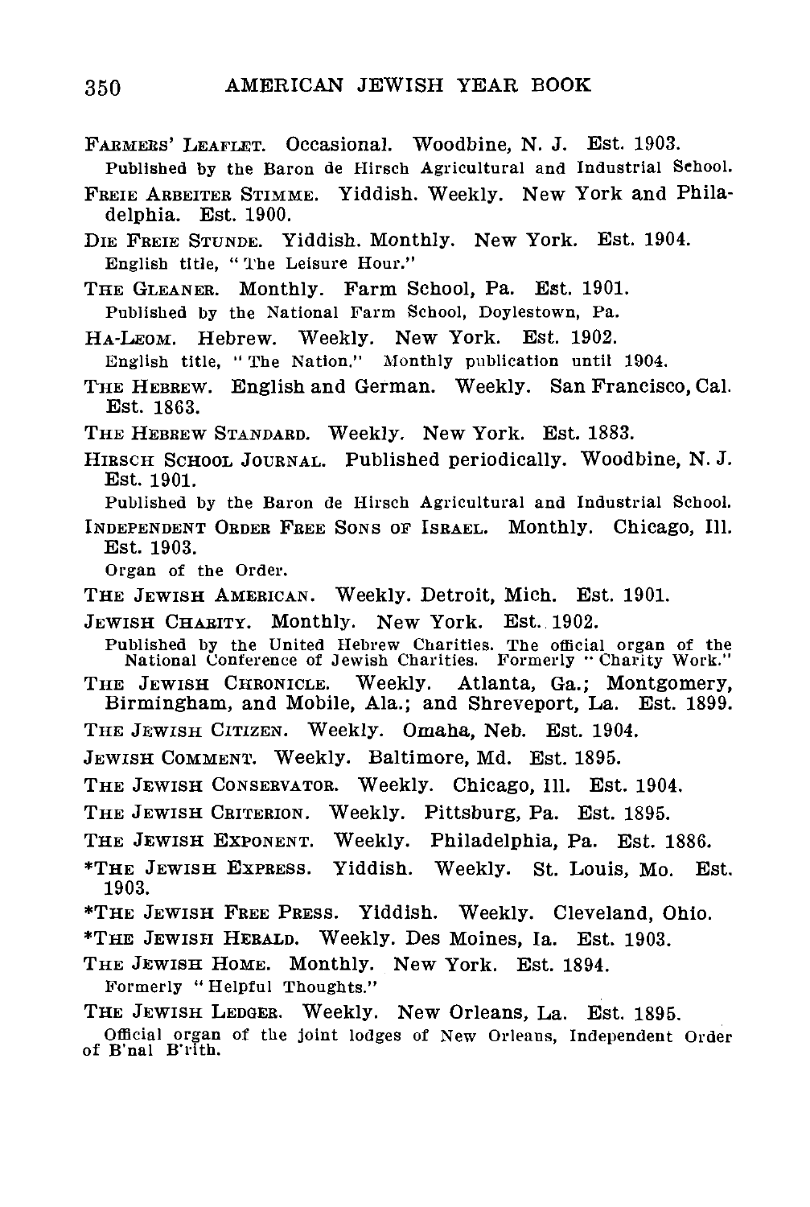FARMERS' LEAFLET. Occasional. Woodbine, N. J. Est. 1903.
Published by the Baron de Hirsch Agricultural and Industrial School.

FREIE ARBEITER STIMME. Yiddish. Weekly. New York and Philadelphia. Est. 1900.

DIE FREIE STUNDE. Yiddish. Monthly. New York. Est. 1904.
English title, "The Leisure Hour."

THE GLEANER. Monthly. Farm School, Pa. Est. 1901.
Published by the National Farm School, Doylestown, Pa.

HA-LEOM. Hebrew. Weekly. New York. Est. 1902.
English title, "The Nation." Monthly publication until 1904.

THE HEBREW. English and German. Weekly. San Francisco, Cal. Est. 1863.

THE HEBREW STANDARD. Weekly. New York. Est. 1883.

HIRSCH SCHOOL JOURNAL. Published periodically. Woodbine, N. J. Est. 1901.
Published by the Baron de Hirsch Agricultural and Industrial School.

INDEPENDENT ORDER FREE SONS OF ISRAEL. Monthly. Chicago, Ill. Est. 1903.
Organ of the Order.

THE JEWISH AMERICAN. Weekly. Detroit, Mich. Est. 1901.

JEWISH CHARITY. Monthly. New York. Est. 1902.
Published by the United Hebrew Charities. The official organ of the National Conference of Jewish Charities. Formerly "Charity Work."

THE JEWISH CHRONICLE. Weekly. Atlanta, Ga.; Montgomery, Birmingham, and Mobile, Ala.; and Shreveport, La. Est. 1899.

THE JEWISH CITIZEN. Weekly. Omaha, Neb. Est. 1904.

JEWISH COMMENT. Weekly. Baltimore, Md. Est. 1895.

THE JEWISH CONSERVATOR. Weekly. Chicago, Ill. Est. 1904.

THE JEWISH CRITERION. Weekly. Pittsburg, Pa. Est. 1895.

THE JEWISH EXPONENT. Weekly. Philadelphia, Pa. Est. 1886.

*THE JEWISH EXPRESS. Yiddish. Weekly. St. Louis, Mo. Est. 1903.

*THE JEWISH FREE PRESS. Yiddish. Weekly. Cleveland, Ohio.

*THE JEWISH HERALD. Weekly. Des Moines, Ia. Est. 1903.

THE JEWISH HOME. Monthly. New York. Est. 1894.
Formerly "Helpful Thoughts."

THE JEWISH LEDGER. Weekly. New Orleans, La. Est. 1895.
Official organ of the joint lodges of New Orleans, Independent Order of B'nai B'rith.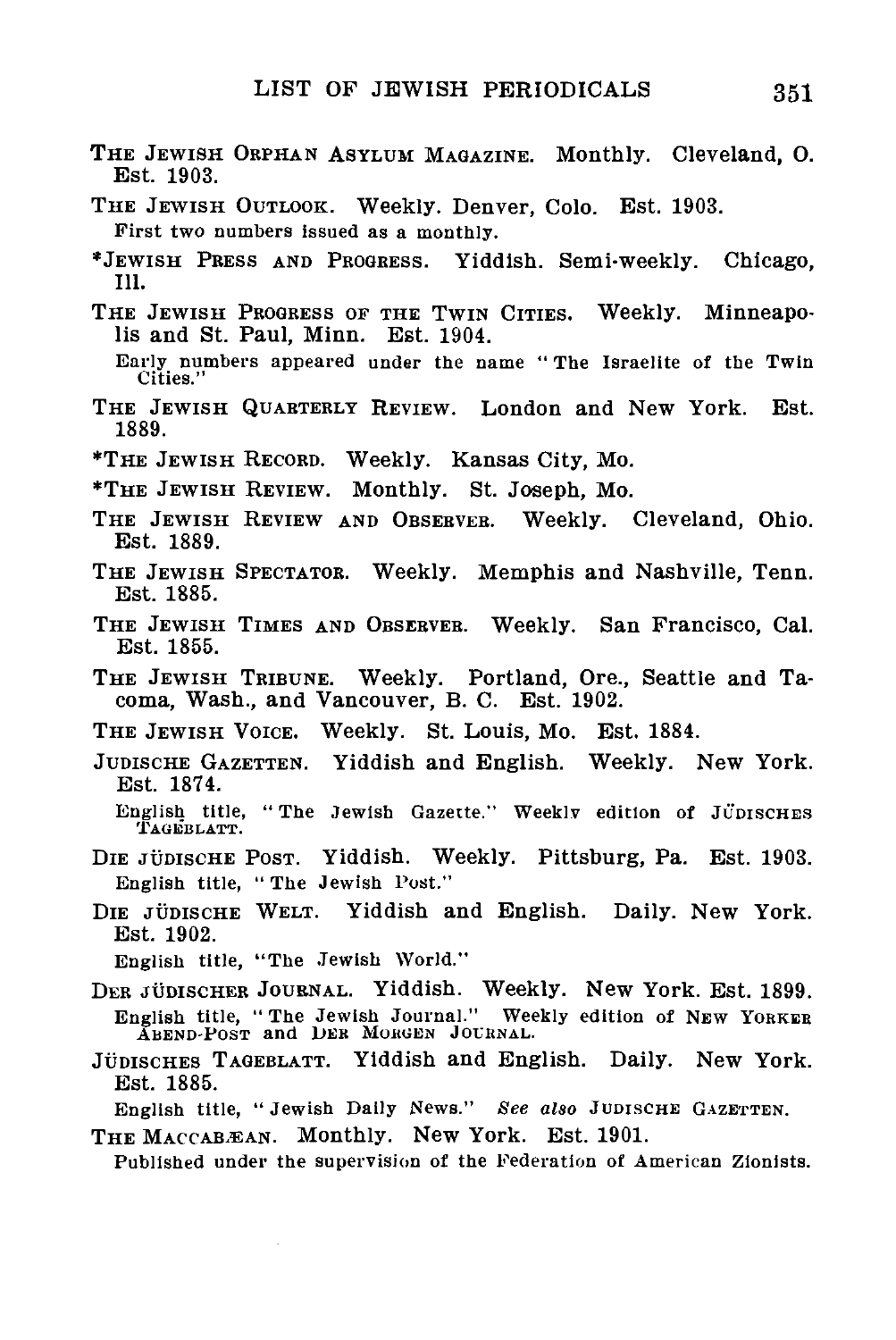THE JEWISH ORPHAN ASYLUM MAGAZINE. Monthly. Cleveland, O. Est. 1903.

THE JEWISH OUTLOOK. Weekly. Denver, Colo. Est. 1903.
First two numbers issued as a monthly.

*JEWISH PRESS AND PROGRESS. Yiddish. Semi-weekly. Chicago, Ill.

THE JEWISH PROGRESS OF THE TWIN CITIES. Weekly. Minneapolis and St. Paul, Minn. Est. 1904.
Early numbers appeared under the name "The Israelite of the Twin Cities."

THE JEWISH QUARTERLY REVIEW. London and New York. Est. 1889.

*THE JEWISH RECORD. Weekly. Kansas City, Mo.

*THE JEWISH REVIEW. Monthly. St. Joseph, Mo.

THE JEWISH REVIEW AND OBSERVER. Weekly. Cleveland, Ohio. Est. 1889.

THE JEWISH SPECTATOR. Weekly. Memphis and Nashville, Tenn. Est. 1885.

THE JEWISH TIMES AND OBSERVER. Weekly. San Francisco, Cal. Est. 1855.

THE JEWISH TRIBUNE. Weekly. Portland, Ore., Seattle and Tacoma, Wash., and Vancouver, B. C. Est. 1902.

THE JEWISH VOICE. Weekly. St. Louis, Mo. Est. 1884.

JUDISCHE GAZETTEN. Yiddish and English. Weekly. New York. Est. 1874.
English title, "The Jewish Gazette." Weekly edition of JÜDISCHES TAGEBLATT.

DIE JÜDISCHE POST. Yiddish. Weekly. Pittsburg, Pa. Est. 1903.
English title, "The Jewish Post."

DIE JÜDISCHE WELT. Yiddish and English. Daily. New York. Est. 1902.
English title, "The Jewish World."

DER JÜDISCHER JOURNAL. Yiddish. Weekly. New York. Est. 1899.
English title, "The Jewish Journal." Weekly edition of NEW YORKER ABEND-POST and DER MORGEN JOURNAL.

JÜDISCHES TAGEBLATT. Yiddish and English. Daily. New York. Est. 1885.
English title, "Jewish Daily News." *See also* JUDISCHE GAZETTEN.

THE MACCABÆAN. Monthly. New York. Est. 1901.
Published under the supervision of the Federation of American Zionists.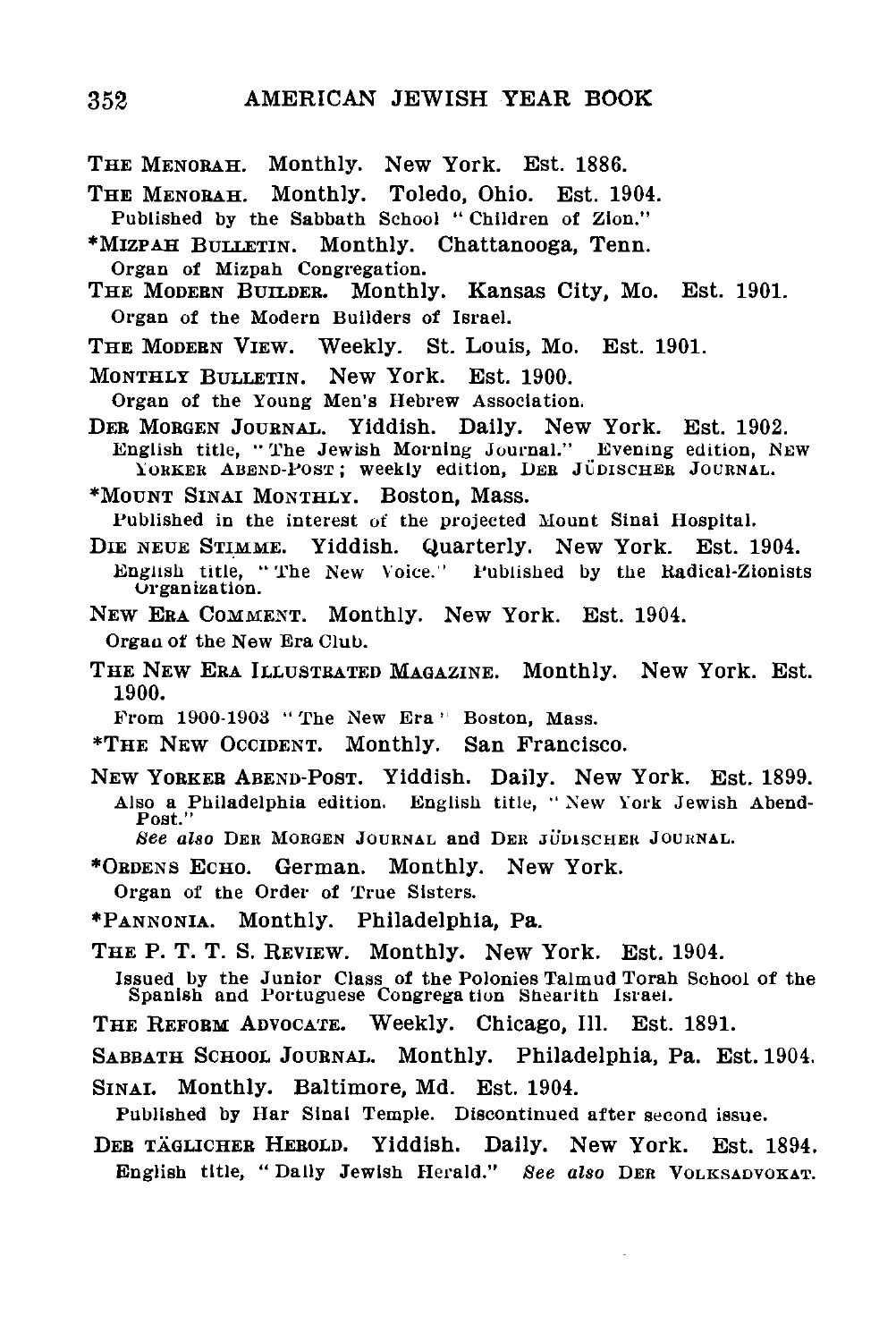THE MENORAH. Monthly. New York. Est. 1886.

THE MENORAH. Monthly. Toledo, Ohio. Est. 1904.
Published by the Sabbath School "Children of Zion."

*MIZPAH BULLETIN. Monthly. Chattanooga, Tenn.
Organ of Mizpah Congregation.

THE MODERN BUILDER. Monthly. Kansas City, Mo. Est. 1901.
Organ of the Modern Builders of Israel.

THE MODERN VIEW. Weekly. St. Louis, Mo. Est. 1901.

MONTHLY BULLETIN. New York. Est. 1900.
Organ of the Young Men's Hebrew Association.

DER MORGEN JOURNAL. Yiddish. Daily. New York. Est. 1902.
English title, "The Jewish Morning Journal." Evening edition, NEW YORKER ABEND-POST; weekly edition, DER JÜDISCHER JOURNAL.

*MOUNT SINAI MONTHLY. Boston, Mass.
Published in the interest of the projected Mount Sinai Hospital.

DIE NEUE STIMME. Yiddish. Quarterly. New York. Est. 1904.
English title, "The New Voice." Published by the Radical-Zionists Organization.

NEW ERA COMMENT. Monthly. New York. Est. 1904.
Organ of the New Era Club.

THE NEW ERA ILLUSTRATED MAGAZINE. Monthly. New York. Est. 1900.
From 1900-1903 "The New Era" Boston, Mass.

*THE NEW OCCIDENT. Monthly. San Francisco.

NEW YORKER ABEND-POST. Yiddish. Daily. New York. Est. 1899.
Also a Philadelphia edition. English title, "New York Jewish Abend-Post."
*See also* DER MORGEN JOURNAL and DER JÜDISCHER JOURNAL.

*ORDENS ECHO. German. Monthly. New York.
Organ of the Order of True Sisters.

*PANNONIA. Monthly. Philadelphia, Pa.

THE P. T. T. S. REVIEW. Monthly. New York. Est. 1904.
Issued by the Junior Class of the Polonies Talmud Torah School of the Spanish and Portuguese Congregation Shearith Israel.

THE REFORM ADVOCATE. Weekly. Chicago, Ill. Est. 1891.

SABBATH SCHOOL JOURNAL. Monthly. Philadelphia, Pa. Est. 1904.

SINAI. Monthly. Baltimore, Md. Est. 1904.
Published by Har Sinai Temple. Discontinued after second issue.

DER TÄGLICHER HEROLD. Yiddish. Daily. New York. Est. 1894.
English title, "Daily Jewish Herald." *See also* DER VOLKSADVOKAT.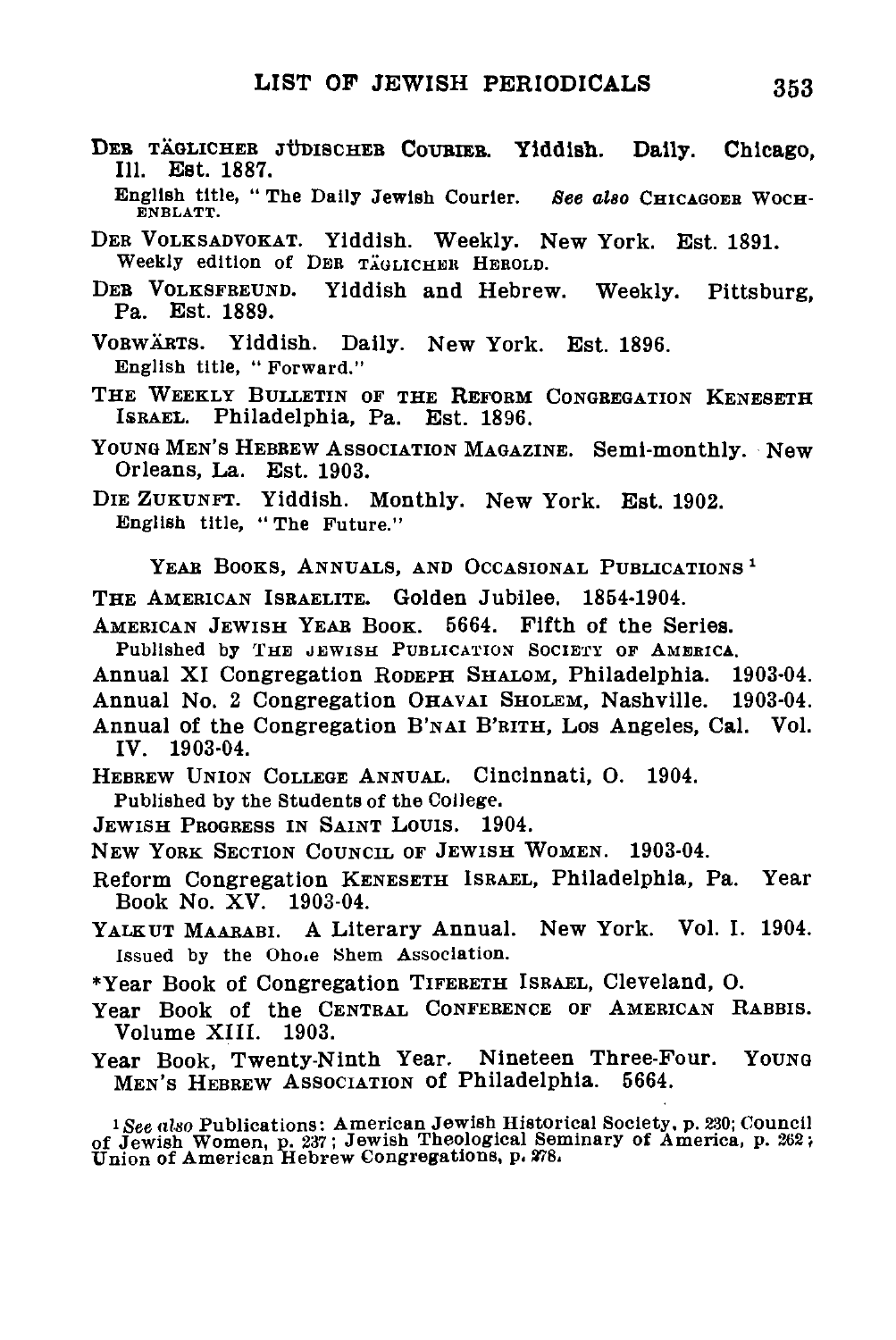DER TÄGLICHER JÜDISCHER COURIER. Yiddish. Daily. Chicago, Ill. Est. 1887.
English title, "The Daily Jewish Courier. *See also* CHICAGOER WOCHENBLATT.

DER VOLKSADVOKAT. Yiddish. Weekly. New York. Est. 1891.
Weekly edition of DER TÄGLICHER HEROLD.

DER VOLKSFREUND. Yiddish and Hebrew. Weekly. Pittsburg, Pa. Est. 1889.

VORWÄRTS. Yiddish. Daily. New York. Est. 1896.
English title, "Forward."

THE WEEKLY BULLETIN OF THE REFORM CONGREGATION KENESETH ISRAEL. Philadelphia, Pa. Est. 1896.

YOUNG MEN'S HEBREW ASSOCIATION MAGAZINE. Semi-monthly. New Orleans, La. Est. 1903.

DIE ZUKUNFT. Yiddish. Monthly. New York. Est. 1902.
English title, "The Future."

## YEAR BOOKS, ANNUALS, AND OCCASIONAL PUBLICATIONS [1]

THE AMERICAN ISRAELITE. Golden Jubilee. 1854-1904.

AMERICAN JEWISH YEAR BOOK. 5664. Fifth of the Series.
Published by THE JEWISH PUBLICATION SOCIETY OF AMERICA.

Annual XI Congregation RODEPH SHALOM, Philadelphia. 1903-04.

Annual No. 2 Congregation OHAVAI SHOLEM, Nashville. 1903-04.

Annual of the Congregation B'NAI B'RITH, Los Angeles, Cal. Vol. IV. 1903-04.

HEBREW UNION COLLEGE ANNUAL. Cincinnati, O. 1904.
Published by the Students of the College.

JEWISH PROGRESS IN SAINT LOUIS. 1904.

NEW YORK SECTION COUNCIL OF JEWISH WOMEN. 1903-04.

Reform Congregation KENESETH ISRAEL, Philadelphia, Pa. Year Book No. XV. 1903-04.

YALKUT MAARABI. A Literary Annual. New York. Vol. I. 1904.
Issued by the Ohole Shem Association.

*Year Book of Congregation TIFERETH ISRAEL, Cleveland, O.

Year Book of the CENTRAL CONFERENCE OF AMERICAN RABBIS. Volume XIII. 1903.

Year Book, Twenty-Ninth Year. Nineteen Three-Four. YOUNG MEN'S HEBREW ASSOCIATION of Philadelphia. 5664.

[1] *See also* Publications: American Jewish Historical Society, p. 230; Council of Jewish Women, p. 237; Jewish Theological Seminary of America, p. 262; Union of American Hebrew Congregations, p. 278.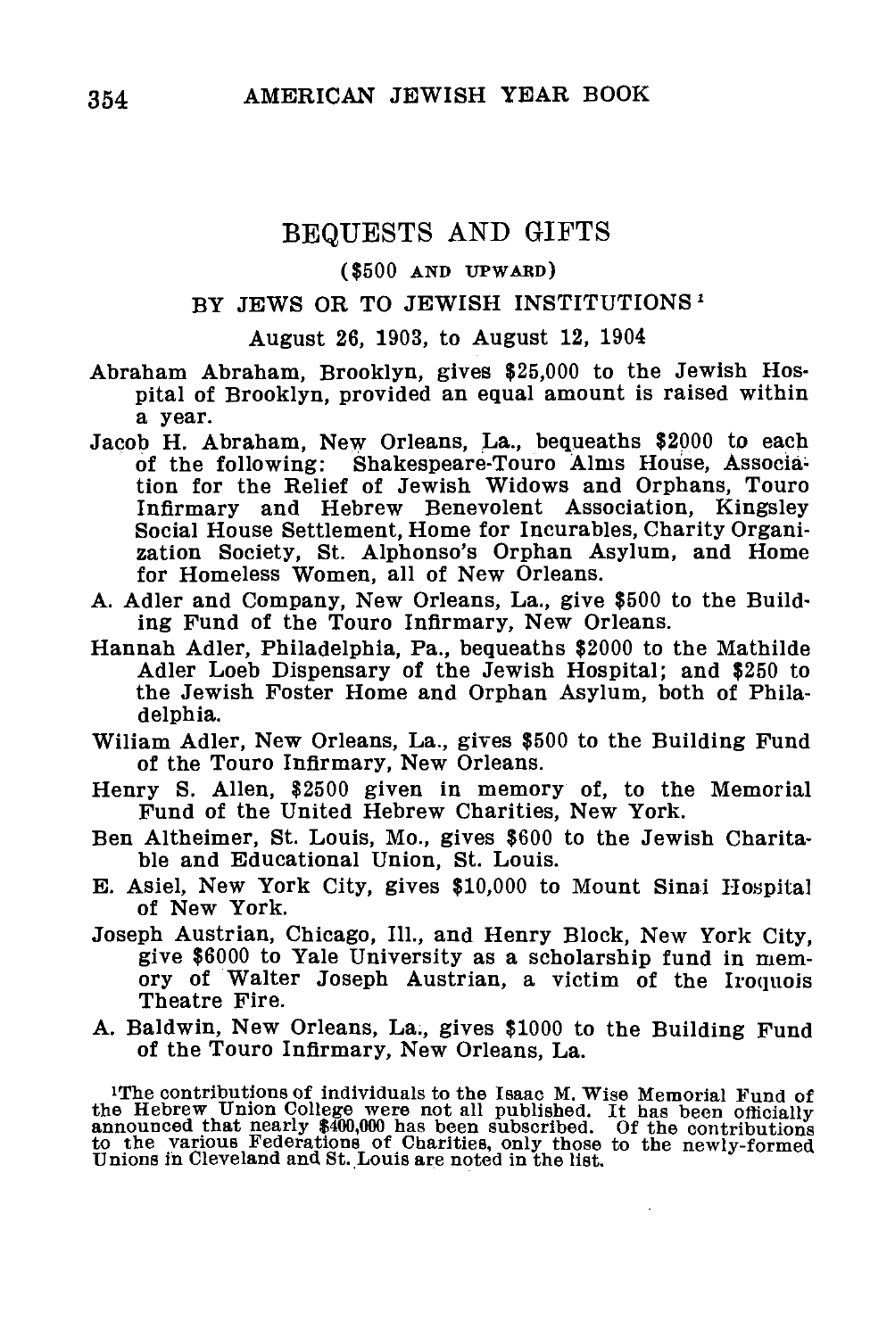## BEQUESTS AND GIFTS

($500 AND UPWARD)

BY JEWS OR TO JEWISH INSTITUTIONS[1]

August 26, 1903, to August 12, 1904

Abraham Abraham, Brooklyn, gives $25,000 to the Jewish Hospital of Brooklyn, provided an equal amount is raised within a year.

Jacob H. Abraham, New Orleans, La., bequeaths $2000 to each of the following: Shakespeare-Touro Alms House, Association for the Relief of Jewish Widows and Orphans, Touro Infirmary and Hebrew Benevolent Association, Kingsley Social House Settlement, Home for Incurables, Charity Organization Society, St. Alphonso's Orphan Asylum, and Home for Homeless Women, all of New Orleans.

A. Adler and Company, New Orleans, La., give $500 to the Building Fund of the Touro Infirmary, New Orleans.

Hannah Adler, Philadelphia, Pa., bequeaths $2000 to the Mathilde Adler Loeb Dispensary of the Jewish Hospital; and $250 to the Jewish Foster Home and Orphan Asylum, both of Philadelphia.

Wiliam Adler, New Orleans, La., gives $500 to the Building Fund of the Touro Infirmary, New Orleans.

Henry S. Allen, $2500 given in memory of, to the Memorial Fund of the United Hebrew Charities, New York.

Ben Altheimer, St. Louis, Mo., gives $600 to the Jewish Charitable and Educational Union, St. Louis.

E. Asiel, New York City, gives $10,000 to Mount Sinai Hospital of New York.

Joseph Austrian, Chicago, Ill., and Henry Block, New York City, give $6000 to Yale University as a scholarship fund in memory of Walter Joseph Austrian, a victim of the Iroquois Theatre Fire.

A. Baldwin, New Orleans, La., gives $1000 to the Building Fund of the Touro Infirmary, New Orleans, La.

[1]The contributions of individuals to the Isaac M. Wise Memorial Fund of the Hebrew Union College were not all published. It has been officially announced that nearly $400,000 has been subscribed. Of the contributions to the various Federations of Charities, only those to the newly-formed Unions in Cleveland and St. Louis are noted in the list.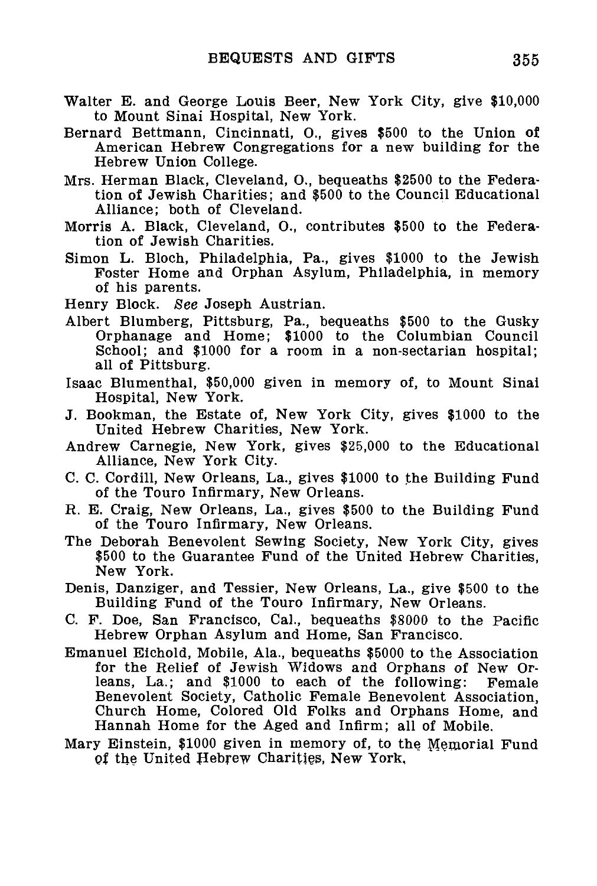Walter E. and George Louis Beer, New York City, give $10,000 to Mount Sinai Hospital, New York.

Bernard Bettmann, Cincinnati, O., gives $500 to the Union of American Hebrew Congregations for a new building for the Hebrew Union College.

Mrs. Herman Black, Cleveland, O., bequeaths $2500 to the Federation of Jewish Charities; and $500 to the Council Educational Alliance; both of Cleveland.

Morris A. Black, Cleveland, O., contributes $500 to the Federation of Jewish Charities.

Simon L. Bloch, Philadelphia, Pa., gives $1000 to the Jewish Foster Home and Orphan Asylum, Philadelphia, in memory of his parents.

Henry Block. *See* Joseph Austrian.

Albert Blumberg, Pittsburg, Pa., bequeaths $500 to the Gusky Orphanage and Home; $1000 to the Columbian Council School; and $1000 for a room in a non-sectarian hospital; all of Pittsburg.

Isaac Blumenthal, $50,000 given in memory of, to Mount Sinai Hospital, New York.

J. Bookman, the Estate of, New York City, gives $1000 to the United Hebrew Charities, New York.

Andrew Carnegie, New York, gives $25,000 to the Educational Alliance, New York City.

C. C. Cordill, New Orleans, La., gives $1000 to the Building Fund of the Touro Infirmary, New Orleans.

R. E. Craig, New Orleans, La., gives $500 to the Building Fund of the Touro Infirmary, New Orleans.

The Deborah Benevolent Sewing Society, New York City, gives $500 to the Guarantee Fund of the United Hebrew Charities, New York.

Denis, Danziger, and Tessier, New Orleans, La., give $500 to the Building Fund of the Touro Infirmary, New Orleans.

C. F. Doe, San Francisco, Cal., bequeaths $8000 to the Pacific Hebrew Orphan Asylum and Home, San Francisco.

Emanuel Eichold, Mobile, Ala., bequeaths $5000 to the Association for the Relief of Jewish Widows and Orphans of New Orleans, La.; and $1000 to each of the following: Female Benevolent Society, Catholic Female Benevolent Association, Church Home, Colored Old Folks and Orphans Home, and Hannah Home for the Aged and Infirm; all of Mobile.

Mary Einstein, $1000 given in memory of, to the Memorial Fund of the United Hebrew Charities, New York.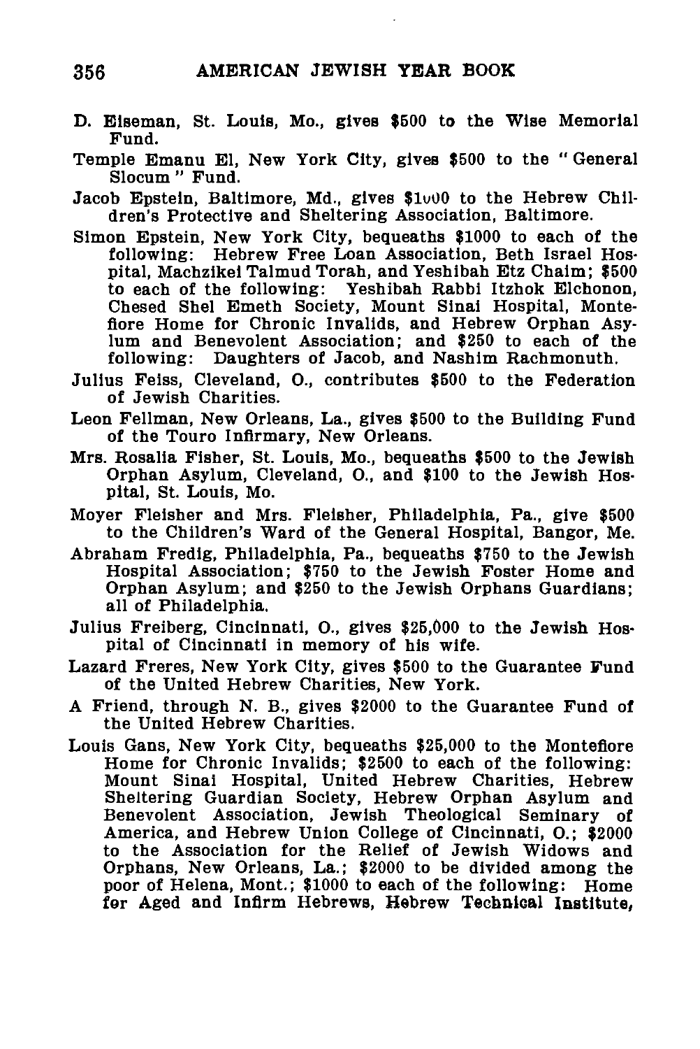D. Eiseman, St. Louis, Mo., gives $500 to the Wise Memorial Fund.

Temple Emanu El, New York City, gives $500 to the "General Slocum" Fund.

Jacob Epstein, Baltimore, Md., gives $1000 to the Hebrew Children's Protective and Sheltering Association, Baltimore.

Simon Epstein, New York City, bequeaths $1000 to each of the following: Hebrew Free Loan Association, Beth Israel Hospital, Machzikei Talmud Torah, and Yeshibah Etz Chaim; $500 to each of the following: Yeshibah Rabbi Itzhok Elchonon, Chesed Shel Emeth Society, Mount Sinai Hospital, Montefiore Home for Chronic Invalids, and Hebrew Orphan Asylum and Benevolent Association; and $250 to each of the following: Daughters of Jacob, and Nashim Rachmonuth.

Julius Feiss, Cleveland, O., contributes $500 to the Federation of Jewish Charities.

Leon Fellman, New Orleans, La., gives $500 to the Building Fund of the Touro Infirmary, New Orleans.

Mrs. Rosalia Fisher, St. Louis, Mo., bequeaths $500 to the Jewish Orphan Asylum, Cleveland, O., and $100 to the Jewish Hospital, St. Louis, Mo.

Moyer Fleisher and Mrs. Fleisher, Philadelphia, Pa., give $500 to the Children's Ward of the General Hospital, Bangor, Me.

Abraham Fredig, Philadelphia, Pa., bequeaths $750 to the Jewish Hospital Association; $750 to the Jewish Foster Home and Orphan Asylum; and $250 to the Jewish Orphans Guardians; all of Philadelphia.

Julius Freiberg, Cincinnati, O., gives $25,000 to the Jewish Hospital of Cincinnati in memory of his wife.

Lazard Freres, New York City, gives $500 to the Guarantee Fund of the United Hebrew Charities, New York.

A Friend, through N. B., gives $2000 to the Guarantee Fund of the United Hebrew Charities.

Louis Gans, New York City, bequeaths $25,000 to the Montefiore Home for Chronic Invalids; $2500 to each of the following: Mount Sinai Hospital, United Hebrew Charities, Hebrew Sheltering Guardian Society, Hebrew Orphan Asylum and Benevolent Association, Jewish Theological Seminary of America, and Hebrew Union College of Cincinnati, O.; $2000 to the Association for the Relief of Jewish Widows and Orphans, New Orleans, La.; $2000 to be divided among the poor of Helena, Mont.; $1000 to each of the following: Home for Aged and Infirm Hebrews, Hebrew Technical Institute,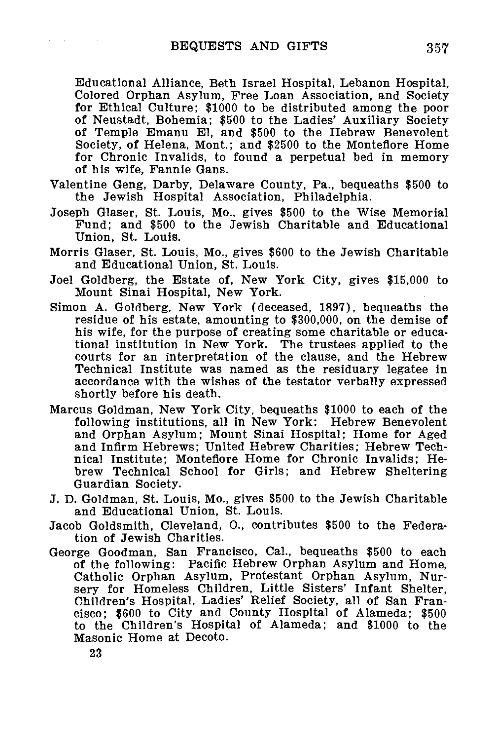Educational Alliance, Beth Israel Hospital, Lebanon Hospital, Colored Orphan Asylum, Free Loan Association, and Society for Ethical Culture; $1000 to be distributed among the poor of Neustadt, Bohemia; $500 to the Ladies' Auxiliary Society of Temple Emanu El, and $500 to the Hebrew Benevolent Society, of Helena, Mont.; and $2500 to the Montefiore Home for Chronic Invalids, to found a perpetual bed in memory of his wife, Fannie Gans.

Valentine Geng, Darby, Delaware County, Pa., bequeaths $500 to the Jewish Hospital Association, Philadelphia.

Joseph Glaser, St. Louis, Mo., gives $500 to the Wise Memorial Fund; and $500 to the Jewish Charitable and Educational Union, St. Louis.

Morris Glaser, St. Louis, Mo., gives $600 to the Jewish Charitable and Educational Union, St. Louis.

Joel Goldberg, the Estate of, New York City, gives $15,000 to Mount Sinai Hospital, New York.

Simon A. Goldberg, New York (deceased, 1897), bequeaths the residue of his estate, amounting to $300,000, on the demise of his wife, for the purpose of creating some charitable or educational institution in New York. The trustees applied to the courts for an interpretation of the clause, and the Hebrew Technical Institute was named as the residuary legatee in accordance with the wishes of the testator verbally expressed shortly before his death.

Marcus Goldman, New York City, bequeaths $1000 to each of the following institutions, all in New York: Hebrew Benevolent and Orphan Asylum; Mount Sinai Hospital; Home for Aged and Infirm Hebrews; United Hebrew Charities; Hebrew Technical Institute; Montefiore Home for Chronic Invalids; Hebrew Technical School for Girls; and Hebrew Sheltering Guardian Society.

J. D. Goldman, St. Louis, Mo., gives $500 to the Jewish Charitable and Educational Union, St. Louis.

Jacob Goldsmith, Cleveland, O., contributes $500 to the Federation of Jewish Charities.

George Goodman, San Francisco, Cal., bequeaths $500 to each of the following: Pacific Hebrew Orphan Asylum and Home, Catholic Orphan Asylum, Protestant Orphan Asylum, Nursery for Homeless Children, Little Sisters' Infant Shelter, Children's Hospital, Ladies' Relief Society, all of San Francisco; $600 to City and County Hospital of Alameda; $500 to the Children's Hospital of Alameda; and $1000 to the Masonic Home at Decoto.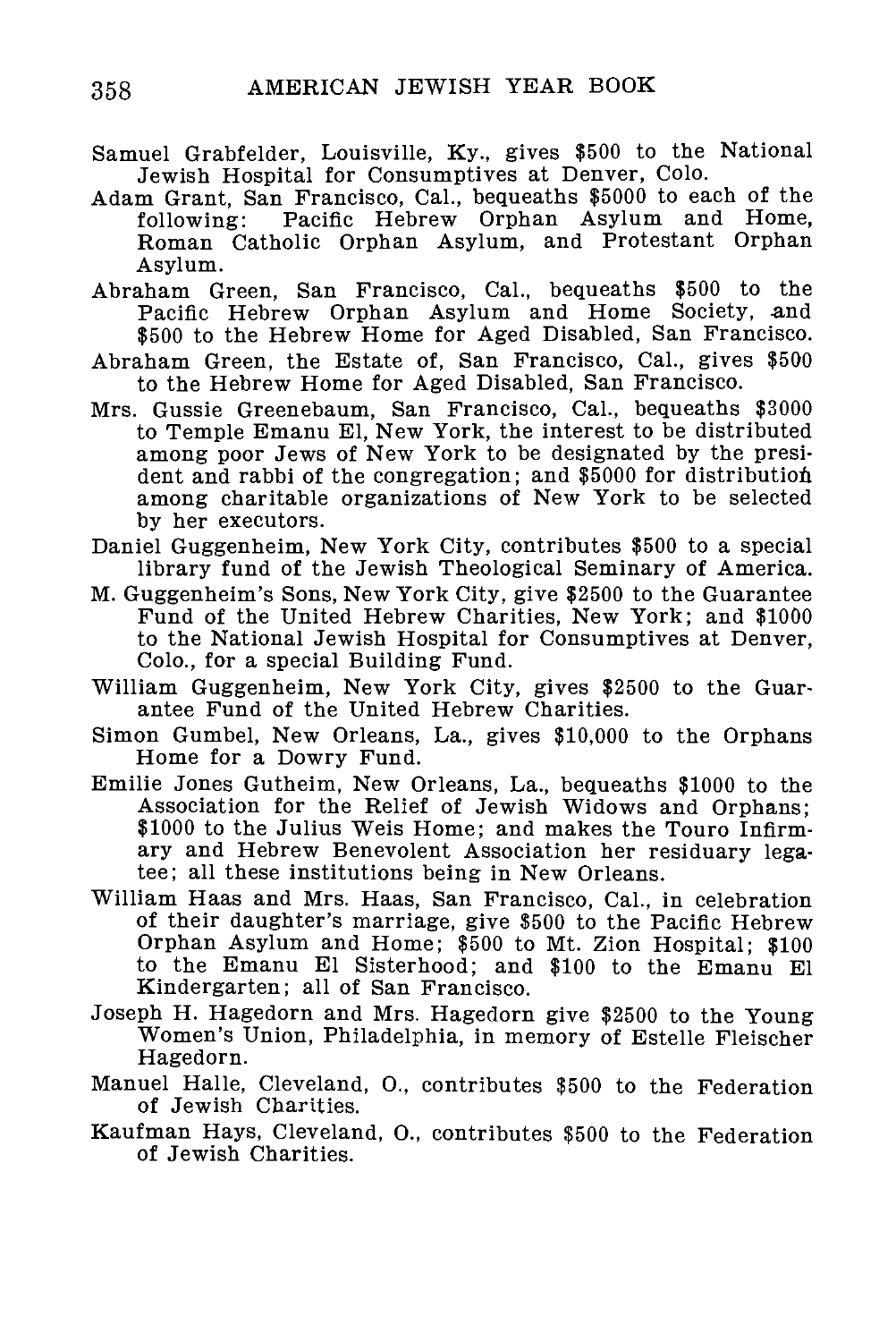Samuel Grabfelder, Louisville, Ky., gives $500 to the National Jewish Hospital for Consumptives at Denver, Colo.

Adam Grant, San Francisco, Cal., bequeaths $5000 to each of the following: Pacific Hebrew Orphan Asylum and Home, Roman Catholic Orphan Asylum, and Protestant Orphan Asylum.

Abraham Green, San Francisco, Cal., bequeaths $500 to the Pacific Hebrew Orphan Asylum and Home Society, and $500 to the Hebrew Home for Aged Disabled, San Francisco.

Abraham Green, the Estate of, San Francisco, Cal., gives $500 to the Hebrew Home for Aged Disabled, San Francisco.

Mrs. Gussie Greenebaum, San Francisco, Cal., bequeaths $3000 to Temple Emanu El, New York, the interest to be distributed among poor Jews of New York to be designated by the president and rabbi of the congregation; and $5000 for distribution among charitable organizations of New York to be selected by her executors.

Daniel Guggenheim, New York City, contributes $500 to a special library fund of the Jewish Theological Seminary of America.

M. Guggenheim's Sons, New York City, give $2500 to the Guarantee Fund of the United Hebrew Charities, New York; and $1000 to the National Jewish Hospital for Consumptives at Denver, Colo., for a special Building Fund.

William Guggenheim, New York City, gives $2500 to the Guarantee Fund of the United Hebrew Charities.

Simon Gumbel, New Orleans, La., gives $10,000 to the Orphans Home for a Dowry Fund.

Emilie Jones Gutheim, New Orleans, La., bequeaths $1000 to the Association for the Relief of Jewish Widows and Orphans; $1000 to the Julius Weis Home; and makes the Touro Infirmary and Hebrew Benevolent Association her residuary legatee; all these institutions being in New Orleans.

William Haas and Mrs. Haas, San Francisco, Cal., in celebration of their daughter's marriage, give $500 to the Pacific Hebrew Orphan Asylum and Home; $500 to Mt. Zion Hospital; $100 to the Emanu El Sisterhood; and $100 to the Emanu El Kindergarten; all of San Francisco.

Joseph H. Hagedorn and Mrs. Hagedorn give $2500 to the Young Women's Union, Philadelphia, in memory of Estelle Fleischer Hagedorn.

Manuel Halle, Cleveland, O., contributes $500 to the Federation of Jewish Charities.

Kaufman Hays, Cleveland, O., contributes $500 to the Federation of Jewish Charities.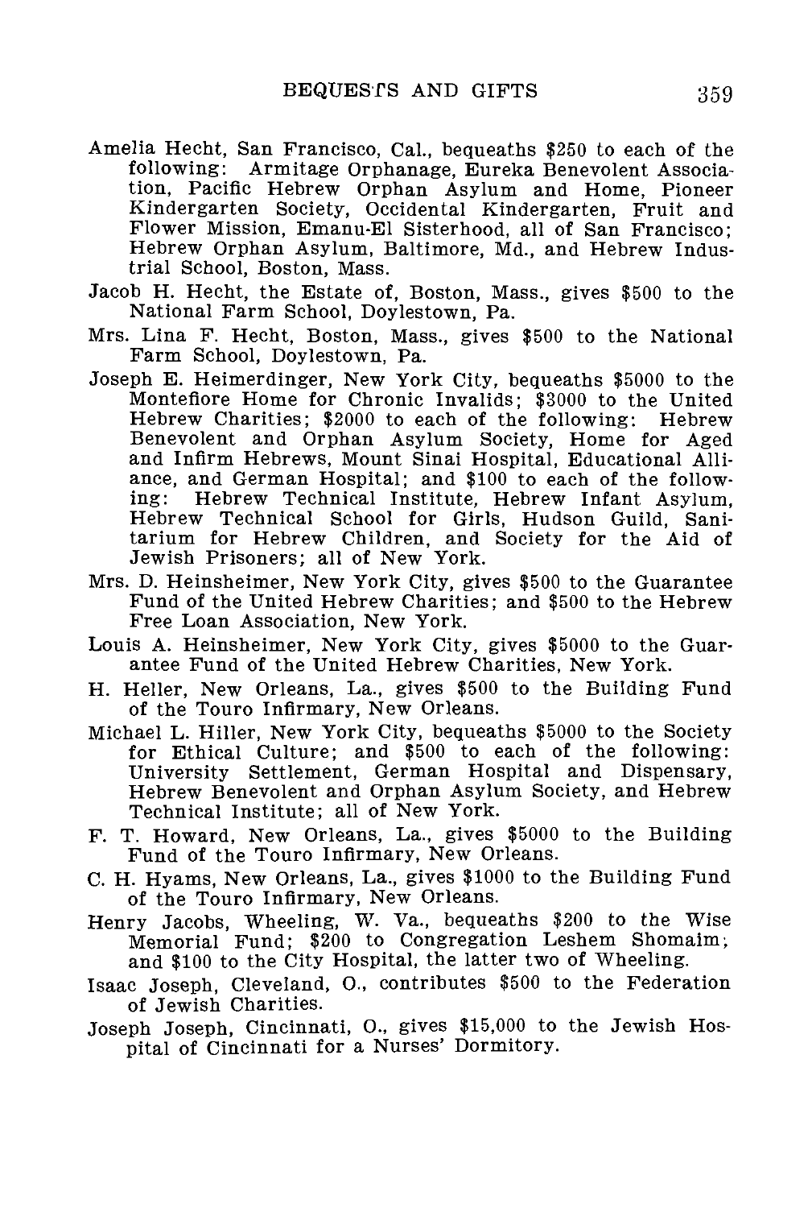Amelia Hecht, San Francisco, Cal., bequeaths $250 to each of the following: Armitage Orphanage, Eureka Benevolent Association, Pacific Hebrew Orphan Asylum and Home, Pioneer Kindergarten Society, Occidental Kindergarten, Fruit and Flower Mission, Emanu-El Sisterhood, all of San Francisco; Hebrew Orphan Asylum, Baltimore, Md., and Hebrew Industrial School, Boston, Mass.

Jacob H. Hecht, the Estate of, Boston, Mass., gives $500 to the National Farm School, Doylestown, Pa.

Mrs. Lina F. Hecht, Boston, Mass., gives $500 to the National Farm School, Doylestown, Pa.

Joseph E. Heimerdinger, New York City, bequeaths $5000 to the Montefiore Home for Chronic Invalids; $3000 to the United Hebrew Charities; $2000 to each of the following: Hebrew Benevolent and Orphan Asylum Society, Home for Aged and Infirm Hebrews, Mount Sinai Hospital, Educational Alliance, and German Hospital; and $100 to each of the following: Hebrew Technical Institute, Hebrew Infant Asylum, Hebrew Technical School for Girls, Hudson Guild, Sanitarium for Hebrew Children, and Society for the Aid of Jewish Prisoners; all of New York.

Mrs. D. Heinsheimer, New York City, gives $500 to the Guarantee Fund of the United Hebrew Charities; and $500 to the Hebrew Free Loan Association, New York.

Louis A. Heinsheimer, New York City, gives $5000 to the Guarantee Fund of the United Hebrew Charities, New York.

H. Heller, New Orleans, La., gives $500 to the Building Fund of the Touro Infirmary, New Orleans.

Michael L. Hiller, New York City, bequeaths $5000 to the Society for Ethical Culture; and $500 to each of the following: University Settlement, German Hospital and Dispensary, Hebrew Benevolent and Orphan Asylum Society, and Hebrew Technical Institute; all of New York.

F. T. Howard, New Orleans, La., gives $5000 to the Building Fund of the Touro Infirmary, New Orleans.

C. H. Hyams, New Orleans, La., gives $1000 to the Building Fund of the Touro Infirmary, New Orleans.

Henry Jacobs, Wheeling, W. Va., bequeaths $200 to the Wise Memorial Fund; $200 to Congregation Leshem Shomaim; and $100 to the City Hospital, the latter two of Wheeling.

Isaac Joseph, Cleveland, O., contributes $500 to the Federation of Jewish Charities.

Joseph Joseph, Cincinnati, O., gives $15,000 to the Jewish Hospital of Cincinnati for a Nurses' Dormitory.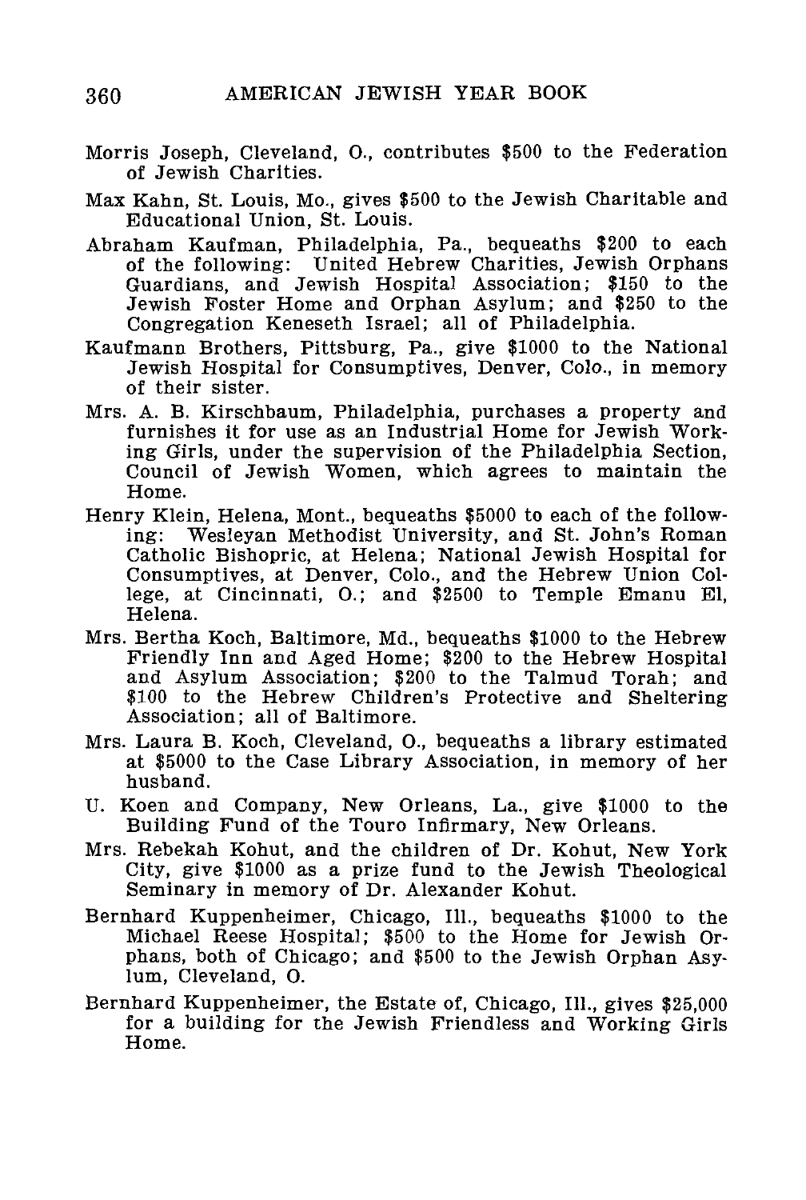Morris Joseph, Cleveland, O., contributes $500 to the Federation of Jewish Charities.

Max Kahn, St. Louis, Mo., gives $500 to the Jewish Charitable and Educational Union, St. Louis.

Abraham Kaufman, Philadelphia, Pa., bequeaths $200 to each of the following: United Hebrew Charities, Jewish Orphans Guardians, and Jewish Hospital Association; $150 to the Jewish Foster Home and Orphan Asylum; and $250 to the Congregation Keneseth Israel; all of Philadelphia.

Kaufmann Brothers, Pittsburg, Pa., give $1000 to the National Jewish Hospital for Consumptives, Denver, Colo., in memory of their sister.

Mrs. A. B. Kirschbaum, Philadelphia, purchases a property and furnishes it for use as an Industrial Home for Jewish Working Girls, under the supervision of the Philadelphia Section, Council of Jewish Women, which agrees to maintain the Home.

Henry Klein, Helena, Mont., bequeaths $5000 to each of the following: Wesleyan Methodist University, and St. John's Roman Catholic Bishopric, at Helena; National Jewish Hospital for Consumptives, at Denver, Colo., and the Hebrew Union College, at Cincinnati, O.; and $2500 to Temple Emanu El, Helena.

Mrs. Bertha Koch, Baltimore, Md., bequeaths $1000 to the Hebrew Friendly Inn and Aged Home; $200 to the Hebrew Hospital and Asylum Association; $200 to the Talmud Torah; and $100 to the Hebrew Children's Protective and Sheltering Association; all of Baltimore.

Mrs. Laura B. Koch, Cleveland, O., bequeaths a library estimated at $5000 to the Case Library Association, in memory of her husband.

U. Koen and Company, New Orleans, La., give $1000 to the Building Fund of the Touro Infirmary, New Orleans.

Mrs. Rebekah Kohut, and the children of Dr. Kohut, New York City, give $1000 as a prize fund to the Jewish Theological Seminary in memory of Dr. Alexander Kohut.

Bernhard Kuppenheimer, Chicago, Ill., bequeaths $1000 to the Michael Reese Hospital; $500 to the Home for Jewish Orphans, both of Chicago; and $500 to the Jewish Orphan Asylum, Cleveland, O.

Bernhard Kuppenheimer, the Estate of, Chicago, Ill., gives $25,000 for a building for the Jewish Friendless and Working Girls Home.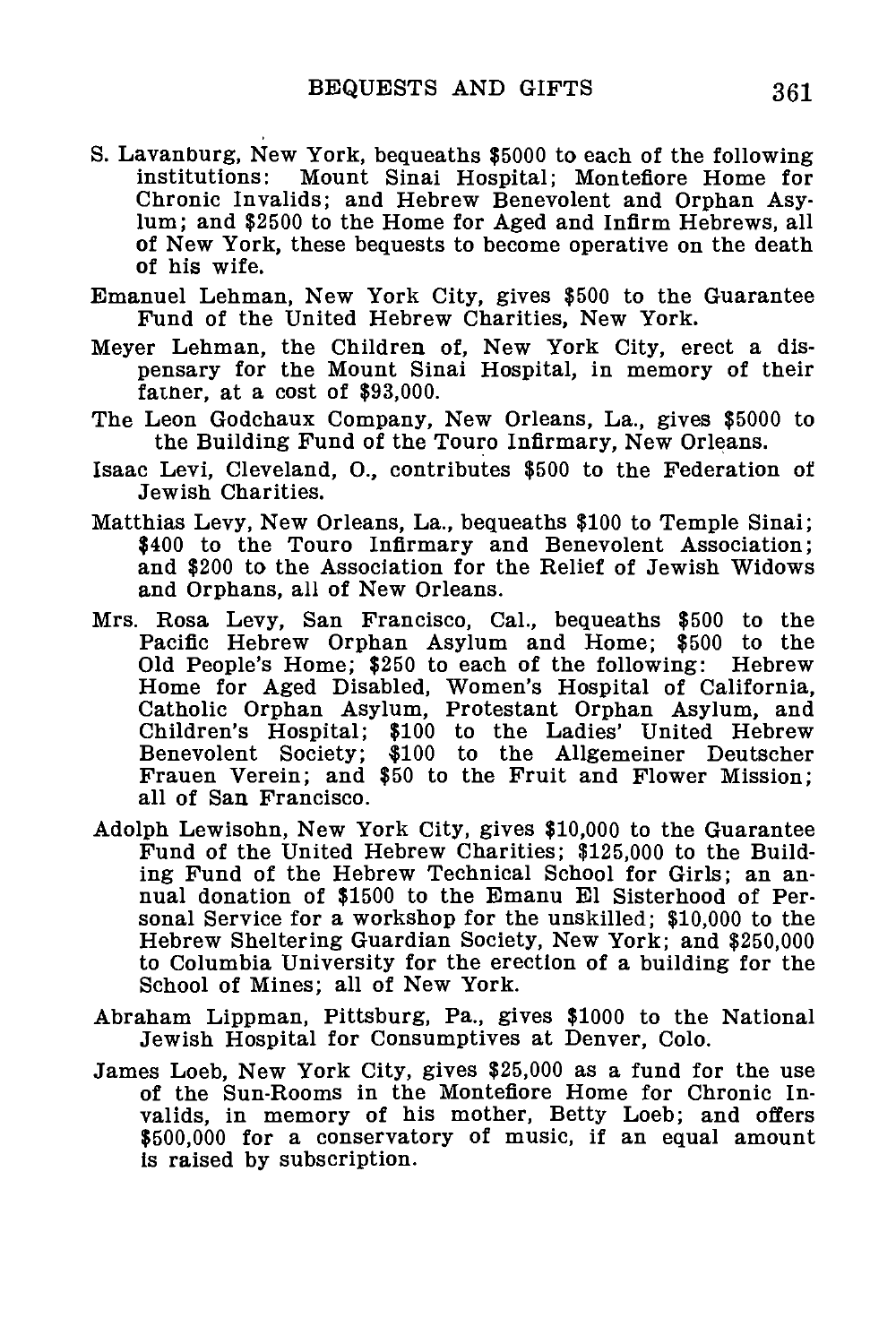S. Lavanburg, New York, bequeaths $5000 to each of the following institutions: Mount Sinai Hospital; Montefiore Home for Chronic Invalids; and Hebrew Benevolent and Orphan Asylum; and $2500 to the Home for Aged and Infirm Hebrews, all of New York, these bequests to become operative on the death of his wife.

Emanuel Lehman, New York City, gives $500 to the Guarantee Fund of the United Hebrew Charities, New York.

Meyer Lehman, the Children of, New York City, erect a dispensary for the Mount Sinai Hospital, in memory of their father, at a cost of $93,000.

The Leon Godchaux Company, New Orleans, La., gives $5000 to the Building Fund of the Touro Infirmary, New Orleans.

Isaac Levi, Cleveland, O., contributes $500 to the Federation of Jewish Charities.

Matthias Levy, New Orleans, La., bequeaths $100 to Temple Sinai; $400 to the Touro Infirmary and Benevolent Association; and $200 to the Association for the Relief of Jewish Widows and Orphans, all of New Orleans.

Mrs. Rosa Levy, San Francisco, Cal., bequeaths $500 to the Pacific Hebrew Orphan Asylum and Home; $500 to the Old People's Home; $250 to each of the following: Hebrew Home for Aged Disabled, Women's Hospital of California, Catholic Orphan Asylum, Protestant Orphan Asylum, and Children's Hospital; $100 to the Ladies' United Hebrew Benevolent Society; $100 to the Allgemeiner Deutscher Frauen Verein; and $50 to the Fruit and Flower Mission; all of San Francisco.

Adolph Lewisohn, New York City, gives $10,000 to the Guarantee Fund of the United Hebrew Charities; $125,000 to the Building Fund of the Hebrew Technical School for Girls; an annual donation of $1500 to the Emanu El Sisterhood of Personal Service for a workshop for the unskilled; $10,000 to the Hebrew Sheltering Guardian Society, New York; and $250,000 to Columbia University for the erection of a building for the School of Mines; all of New York.

Abraham Lippman, Pittsburg, Pa., gives $1000 to the National Jewish Hospital for Consumptives at Denver, Colo.

James Loeb, New York City, gives $25,000 as a fund for the use of the Sun-Rooms in the Montefiore Home for Chronic Invalids, in memory of his mother, Betty Loeb; and offers $500,000 for a conservatory of music, if an equal amount is raised by subscription.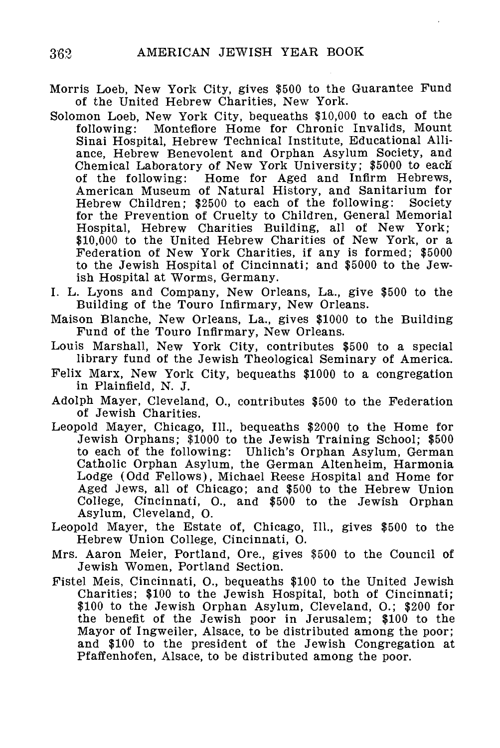Morris Loeb, New York City, gives $500 to the Guarantee Fund of the United Hebrew Charities, New York.

Solomon Loeb, New York City, bequeaths $10,000 to each of the following: Montefiore Home for Chronic Invalids, Mount Sinai Hospital, Hebrew Technical Institute, Educational Alliance, Hebrew Benevolent and Orphan Asylum Society, and Chemical Laboratory of New York University; $5000 to each of the following: Home for Aged and Infirm Hebrews, American Museum of Natural History, and Sanitarium for Hebrew Children; $2500 to each of the following: Society for the Prevention of Cruelty to Children, General Memorial Hospital, Hebrew Charities Building, all of New York; $10,000 to the United Hebrew Charities of New York, or a Federation of New York Charities, if any is formed; $5000 to the Jewish Hospital of Cincinnati; and $5000 to the Jewish Hospital at Worms, Germany.

I. L. Lyons and Company, New Orleans, La., give $500 to the Building of the Touro Infirmary, New Orleans.

Maison Blanche, New Orleans, La., gives $1000 to the Building Fund of the Touro Infirmary, New Orleans.

Louis Marshall, New York City, contributes $500 to a special library fund of the Jewish Theological Seminary of America.

Felix Marx, New York City, bequeaths $1000 to a congregation in Plainfield, N. J.

Adolph Mayer, Cleveland, O., contributes $500 to the Federation of Jewish Charities.

Leopold Mayer, Chicago, Ill., bequeaths $2000 to the Home for Jewish Orphans; $1000 to the Jewish Training School; $500 to each of the following: Uhlich's Orphan Asylum, German Catholic Orphan Asylum, the German Altenheim, Harmonia Lodge (Odd Fellows), Michael Reese Hospital and Home for Aged Jews, all of Chicago; and $500 to the Hebrew Union College, Cincinnati, O., and $500 to the Jewish Orphan Asylum, Cleveland, O.

Leopold Mayer, the Estate of, Chicago, Ill., gives $500 to the Hebrew Union College, Cincinnati, O.

Mrs. Aaron Meier, Portland, Ore., gives $500 to the Council of Jewish Women, Portland Section.

Fistel Meis, Cincinnati, O., bequeaths $100 to the United Jewish Charities; $100 to the Jewish Hospital, both of Cincinnati; $100 to the Jewish Orphan Asylum, Cleveland, O.; $200 for the benefit of the Jewish poor in Jerusalem; $100 to the Mayor of Ingweiler, Alsace, to be distributed among the poor; and $100 to the president of the Jewish Congregation at Pfaffenhofen, Alsace, to be distributed among the poor.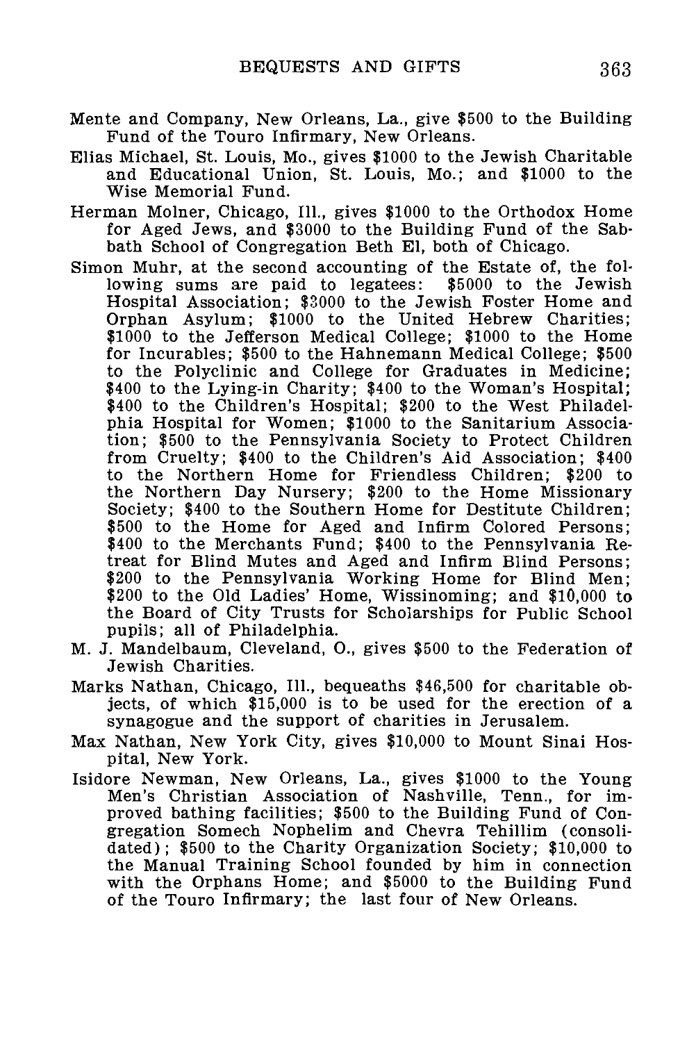Mente and Company, New Orleans, La., give $500 to the Building Fund of the Touro Infirmary, New Orleans.

Elias Michael, St. Louis, Mo., gives $1000 to the Jewish Charitable and Educational Union, St. Louis, Mo.; and $1000 to the Wise Memorial Fund.

Herman Molner, Chicago, Ill., gives $1000 to the Orthodox Home for Aged Jews, and $3000 to the Building Fund of the Sabbath School of Congregation Beth El, both of Chicago.

Simon Muhr, at the second accounting of the Estate of, the following sums are paid to legatees: $5000 to the Jewish Hospital Association; $3000 to the Jewish Foster Home and Orphan Asylum; $1000 to the United Hebrew Charities; $1000 to the Jefferson Medical College; $1000 to the Home for Incurables; $500 to the Hahnemann Medical College; $500 to the Polyclinic and College for Graduates in Medicine; $400 to the Lying-in Charity; $400 to the Woman's Hospital; $400 to the Children's Hospital; $200 to the West Philadelphia Hospital for Women; $1000 to the Sanitarium Association; $500 to the Pennsylvania Society to Protect Children from Cruelty; $400 to the Children's Aid Association; $400 to the Northern Home for Friendless Children; $200 to the Northern Day Nursery; $200 to the Home Missionary Society; $400 to the Southern Home for Destitute Children; $500 to the Home for Aged and Infirm Colored Persons; $400 to the Merchants Fund; $400 to the Pennsylvania Retreat for Blind Mutes and Aged and Infirm Blind Persons; $200 to the Pennsylvania Working Home for Blind Men; $200 to the Old Ladies' Home, Wissinoming; and $10,000 to the Board of City Trusts for Scholarships for Public School pupils; all of Philadelphia.

M. J. Mandelbaum, Cleveland, O., gives $500 to the Federation of Jewish Charities.

Marks Nathan, Chicago, Ill., bequeaths $46,500 for charitable objects, of which $15,000 is to be used for the erection of a synagogue and the support of charities in Jerusalem.

Max Nathan, New York City, gives $10,000 to Mount Sinai Hospital, New York.

Isidore Newman, New Orleans, La., gives $1000 to the Young Men's Christian Association of Nashville, Tenn., for improved bathing facilities; $500 to the Building Fund of Congregation Somech Nophelim and Chevra Tehillim (consolidated); $500 to the Charity Organization Society; $10,000 to the Manual Training School founded by him in connection with the Orphans Home; and $5000 to the Building Fund of the Touro Infirmary; the last four of New Orleans.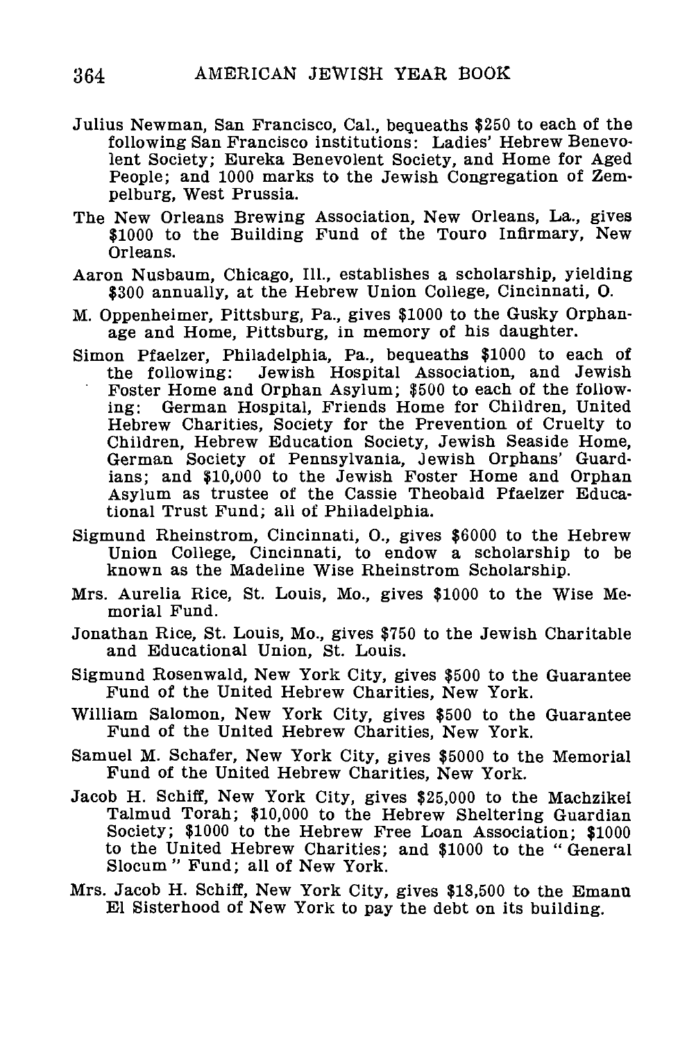Julius Newman, San Francisco, Cal., bequeaths $250 to each of the following San Francisco institutions: Ladies' Hebrew Benevolent Society; Eureka Benevolent Society, and Home for Aged People; and 1000 marks to the Jewish Congregation of Zempelburg, West Prussia.

The New Orleans Brewing Association, New Orleans, La., gives $1000 to the Building Fund of the Touro Infirmary, New Orleans.

Aaron Nusbaum, Chicago, Ill., establishes a scholarship, yielding $300 annually, at the Hebrew Union College, Cincinnati, O.

M. Oppenheimer, Pittsburg, Pa., gives $1000 to the Gusky Orphanage and Home, Pittsburg, in memory of his daughter.

Simon Pfaelzer, Philadelphia, Pa., bequeaths $1000 to each of the following: Jewish Hospital Association, and Jewish Foster Home and Orphan Asylum; $500 to each of the following: German Hospital, Friends Home for Children, United Hebrew Charities, Society for the Prevention of Cruelty to Children, Hebrew Education Society, Jewish Seaside Home, German Society of Pennsylvania, Jewish Orphans' Guardians; and $10,000 to the Jewish Foster Home and Orphan Asylum as trustee of the Cassie Theobald Pfaelzer Educational Trust Fund; all of Philadelphia.

Sigmund Rheinstrom, Cincinnati, O., gives $6000 to the Hebrew Union College, Cincinnati, to endow a scholarship to be known as the Madeline Wise Rheinstrom Scholarship.

Mrs. Aurelia Rice, St. Louis, Mo., gives $1000 to the Wise Memorial Fund.

Jonathan Rice, St. Louis, Mo., gives $750 to the Jewish Charitable and Educational Union, St. Louis.

Sigmund Rosenwald, New York City, gives $500 to the Guarantee Fund of the United Hebrew Charities, New York.

William Salomon, New York City, gives $500 to the Guarantee Fund of the United Hebrew Charities, New York.

Samuel M. Schafer, New York City, gives $5000 to the Memorial Fund of the United Hebrew Charities, New York.

Jacob H. Schiff, New York City, gives $25,000 to the Machzikei Talmud Torah; $10,000 to the Hebrew Sheltering Guardian Society; $1000 to the Hebrew Free Loan Association; $1000 to the United Hebrew Charities; and $1000 to the "General Slocum" Fund; all of New York.

Mrs. Jacob H. Schiff, New York City, gives $18,500 to the Emanu El Sisterhood of New York to pay the debt on its building.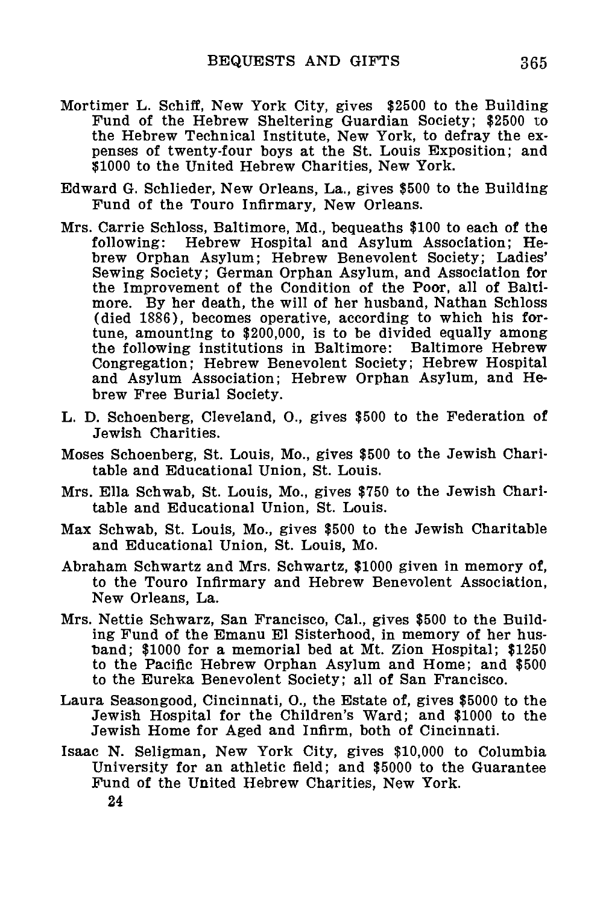Mortimer L. Schiff, New York City, gives $2500 to the Building Fund of the Hebrew Sheltering Guardian Society; $2500 to the Hebrew Technical Institute, New York, to defray the expenses of twenty-four boys at the St. Louis Exposition; and $1000 to the United Hebrew Charities, New York.

Edward G. Schlieder, New Orleans, La., gives $500 to the Building Fund of the Touro Infirmary, New Orleans.

Mrs. Carrie Schloss, Baltimore, Md., bequeaths $100 to each of the following: Hebrew Hospital and Asylum Association; Hebrew Orphan Asylum; Hebrew Benevolent Society; Ladies' Sewing Society; German Orphan Asylum, and Association for the Improvement of the Condition of the Poor, all of Baltimore. By her death, the will of her husband, Nathan Schloss (died 1886), becomes operative, according to which his fortune, amounting to $200,000, is to be divided equally among the following institutions in Baltimore: Baltimore Hebrew Congregation; Hebrew Benevolent Society; Hebrew Hospital and Asylum Association; Hebrew Orphan Asylum, and Hebrew Free Burial Society.

L. D. Schoenberg, Cleveland, O., gives $500 to the Federation of Jewish Charities.

Moses Schoenberg, St. Louis, Mo., gives $500 to the Jewish Charitable and Educational Union, St. Louis.

Mrs. Ella Schwab, St. Louis, Mo., gives $750 to the Jewish Charitable and Educational Union, St. Louis.

Max Schwab, St. Louis, Mo., gives $500 to the Jewish Charitable and Educational Union, St. Louis, Mo.

Abraham Schwartz and Mrs. Schwartz, $1000 given in memory of, to the Touro Infirmary and Hebrew Benevolent Association, New Orleans, La.

Mrs. Nettie Schwarz, San Francisco, Cal., gives $500 to the Building Fund of the Emanu El Sisterhood, in memory of her husband; $1000 for a memorial bed at Mt. Zion Hospital; $1250 to the Pacific Hebrew Orphan Asylum and Home; and $500 to the Eureka Benevolent Society; all of San Francisco.

Laura Seasongood, Cincinnati, O., the Estate of, gives $5000 to the Jewish Hospital for the Children's Ward; and $1000 to the Jewish Home for Aged and Infirm, both of Cincinnati.

Isaac N. Seligman, New York City, gives $10,000 to Columbia University for an athletic field; and $5000 to the Guarantee Fund of the United Hebrew Charities, New York.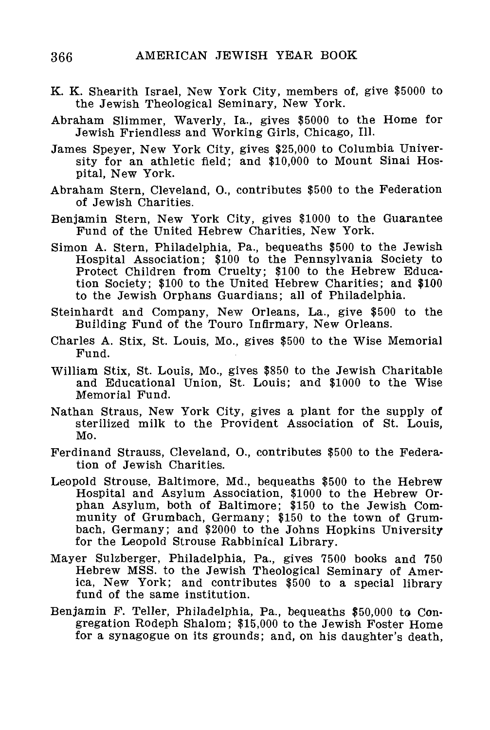K. K. Shearith Israel, New York City, members of, give $5000 to the Jewish Theological Seminary, New York.

Abraham Slimmer, Waverly, Ia., gives $5000 to the Home for Jewish Friendless and Working Girls, Chicago, Ill.

James Speyer, New York City, gives $25,000 to Columbia University for an athletic field; and $10,000 to Mount Sinai Hospital, New York.

Abraham Stern, Cleveland, O., contributes $500 to the Federation of Jewish Charities.

Benjamin Stern, New York City, gives $1000 to the Guarantee Fund of the United Hebrew Charities, New York.

Simon A. Stern, Philadelphia, Pa., bequeaths $500 to the Jewish Hospital Association; $100 to the Pennsylvania Society to Protect Children from Cruelty; $100 to the Hebrew Education Society; $100 to the United Hebrew Charities; and $100 to the Jewish Orphans Guardians; all of Philadelphia.

Steinhardt and Company, New Orleans, La., give $500 to the Building Fund of the Touro Infirmary, New Orleans.

Charles A. Stix, St. Louis, Mo., gives $500 to the Wise Memorial Fund.

William Stix, St. Louis, Mo., gives $850 to the Jewish Charitable and Educational Union, St. Louis; and $1000 to the Wise Memorial Fund.

Nathan Straus, New York City, gives a plant for the supply of sterilized milk to the Provident Association of St. Louis, Mo.

Ferdinand Strauss, Cleveland, O., contributes $500 to the Federation of Jewish Charities.

Leopold Strouse, Baltimore, Md., bequeaths $500 to the Hebrew Hospital and Asylum Association, $1000 to the Hebrew Orphan Asylum, both of Baltimore; $150 to the Jewish Community of Grumbach, Germany; $150 to the town of Grumbach, Germany; and $2000 to the Johns Hopkins University for the Leopold Strouse Rabbinical Library.

Mayer Sulzberger, Philadelphia, Pa., gives 7500 books and 750 Hebrew MSS. to the Jewish Theological Seminary of America, New York; and contributes $500 to a special library fund of the same institution.

Benjamin F. Teller, Philadelphia, Pa., bequeaths $50,000 to Congregation Rodeph Shalom; $15,000 to the Jewish Foster Home for a synagogue on its grounds; and, on his daughter's death,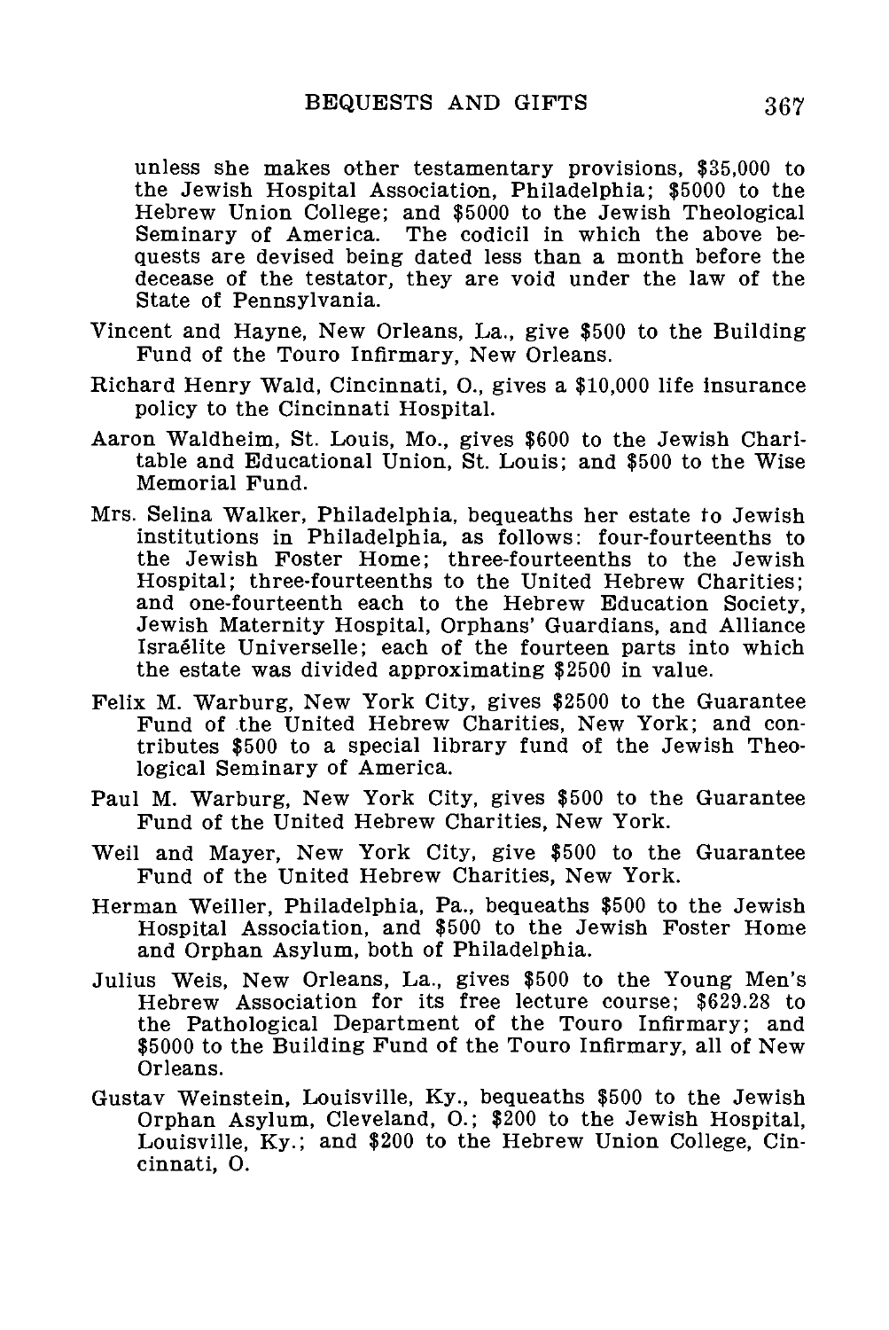unless she makes other testamentary provisions, $35,000 to the Jewish Hospital Association, Philadelphia; $5000 to the Hebrew Union College; and $5000 to the Jewish Theological Seminary of America. The codicil in which the above bequests are devised being dated less than a month before the decease of the testator, they are void under the law of the State of Pennsylvania.

Vincent and Hayne, New Orleans, La., give $500 to the Building Fund of the Touro Infirmary, New Orleans.

Richard Henry Wald, Cincinnati, O., gives a $10,000 life insurance policy to the Cincinnati Hospital.

Aaron Waldheim, St. Louis, Mo., gives $600 to the Jewish Charitable and Educational Union, St. Louis; and $500 to the Wise Memorial Fund.

Mrs. Selina Walker, Philadelphia, bequeaths her estate to Jewish institutions in Philadelphia, as follows: four-fourteenths to the Jewish Foster Home; three-fourteenths to the Jewish Hospital; three-fourteenths to the United Hebrew Charities; and one-fourteenth each to the Hebrew Education Society, Jewish Maternity Hospital, Orphans' Guardians, and Alliance Israélite Universelle; each of the fourteen parts into which the estate was divided approximating $2500 in value.

Felix M. Warburg, New York City, gives $2500 to the Guarantee Fund of the United Hebrew Charities, New York; and contributes $500 to a special library fund of the Jewish Theological Seminary of America.

Paul M. Warburg, New York City, gives $500 to the Guarantee Fund of the United Hebrew Charities, New York.

Weil and Mayer, New York City, give $500 to the Guarantee Fund of the United Hebrew Charities, New York.

Herman Weiller, Philadelphia, Pa., bequeaths $500 to the Jewish Hospital Association, and $500 to the Jewish Foster Home and Orphan Asylum, both of Philadelphia.

Julius Weis, New Orleans, La., gives $500 to the Young Men's Hebrew Association for its free lecture course; $629.28 to the Pathological Department of the Touro Infirmary; and $5000 to the Building Fund of the Touro Infirmary, all of New Orleans.

Gustav Weinstein, Louisville, Ky., bequeaths $500 to the Jewish Orphan Asylum, Cleveland, O.; $200 to the Jewish Hospital, Louisville, Ky.; and $200 to the Hebrew Union College, Cincinnati, O.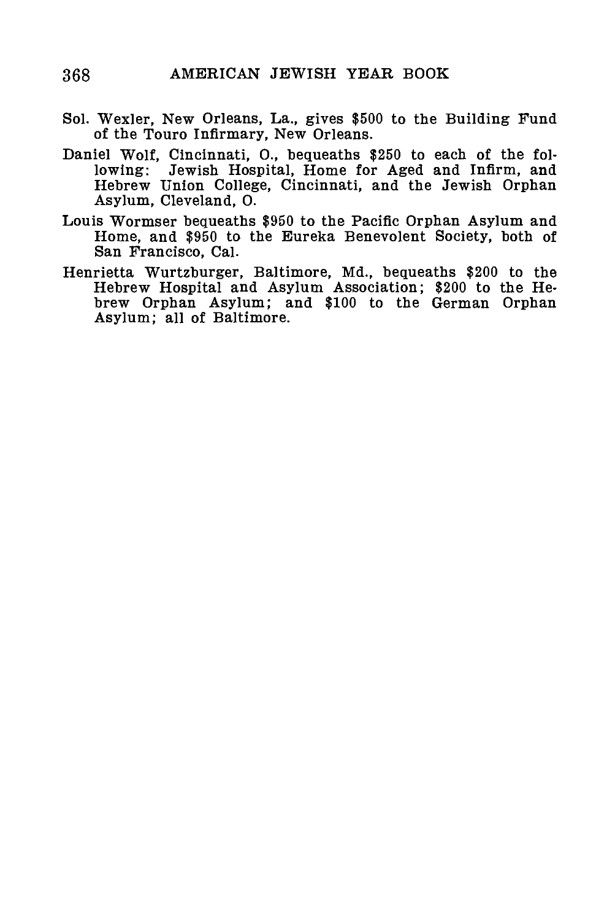Sol. Wexler, New Orleans, La., gives $500 to the Building Fund of the Touro Infirmary, New Orleans.

Daniel Wolf, Cincinnati, O., bequeaths $250 to each of the following: Jewish Hospital, Home for Aged and Infirm, and Hebrew Union College, Cincinnati, and the Jewish Orphan Asylum, Cleveland, O.

Louis Wormser bequeaths $950 to the Pacific Orphan Asylum and Home, and $950 to the Eureka Benevolent Society, both of San Francisco, Cal.

Henrietta Wurtzburger, Baltimore, Md., bequeaths $200 to the Hebrew Hospital and Asylum Association; $200 to the Hebrew Orphan Asylum; and $100 to the German Orphan Asylum; all of Baltimore.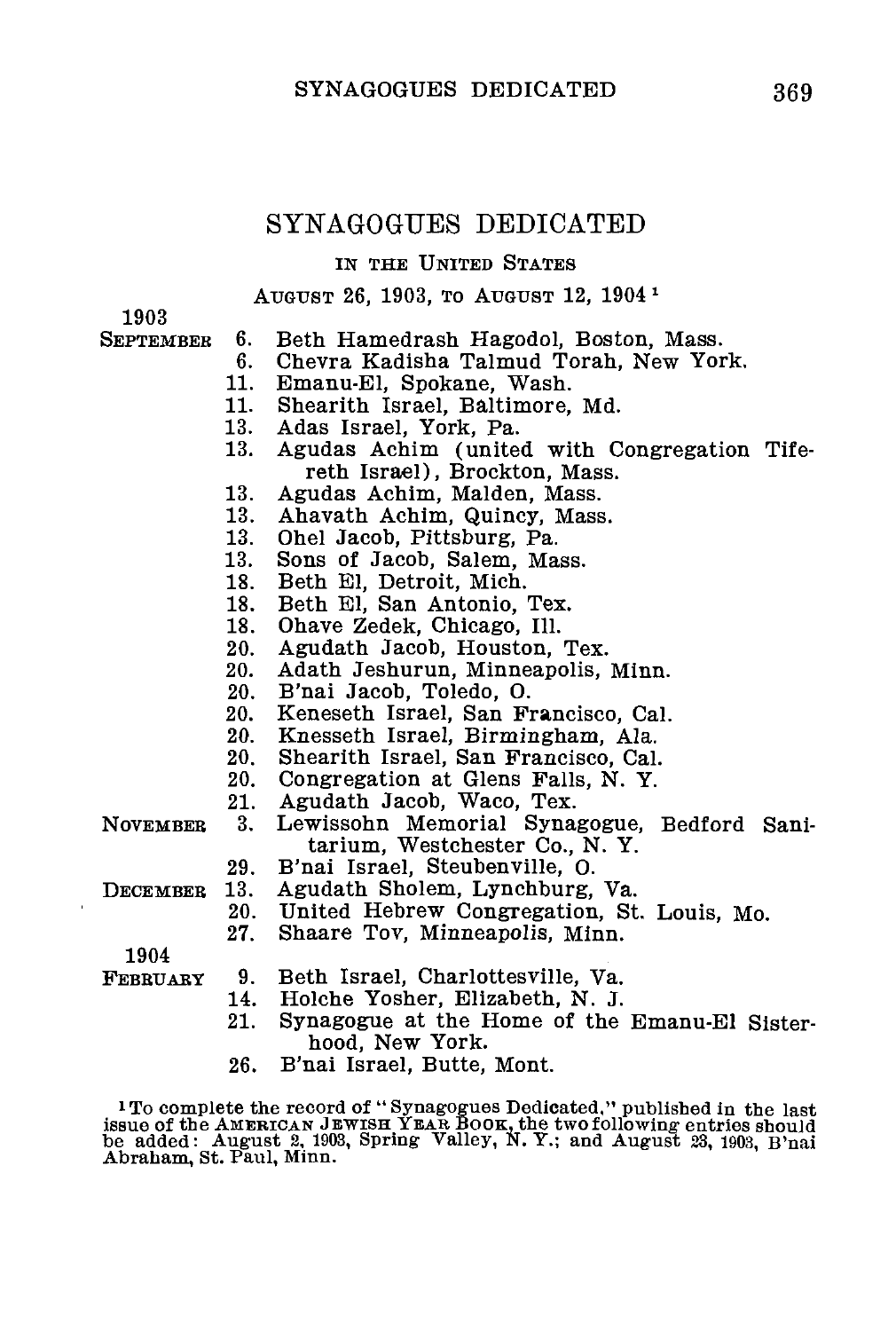# SYNAGOGUES DEDICATED

## IN THE UNITED STATES

### AUGUST 26, 1903, TO AUGUST 12, 1904 [1]

**1903**

**SEPTEMBER**

- 6. Beth Hamedrash Hagodol, Boston, Mass.
- 6. Chevra Kadisha Talmud Torah, New York.
- 11. Emanu-El, Spokane, Wash.
- 11. Shearith Israel, Baltimore, Md.
- 13. Adas Israel, York, Pa.
- 13. Agudas Achim (united with Congregation Tifereth Israel), Brockton, Mass.
- 13. Agudas Achim, Malden, Mass.
- 13. Ahavath Achim, Quincy, Mass.
- 13. Ohel Jacob, Pittsburg, Pa.
- 13. Sons of Jacob, Salem, Mass.
- 18. Beth El, Detroit, Mich.
- 18. Beth El, San Antonio, Tex.
- 18. Ohave Zedek, Chicago, Ill.
- 20. Agudath Jacob, Houston, Tex.
- 20. Adath Jeshurun, Minneapolis, Minn.
- 20. B'nai Jacob, Toledo, O.
- 20. Keneseth Israel, San Francisco, Cal.
- 20. Knesseth Israel, Birmingham, Ala.
- 20. Shearith Israel, San Francisco, Cal.
- 20. Congregation at Glens Falls, N. Y.
- 21. Agudath Jacob, Waco, Tex.

**NOVEMBER**

- 3. Lewissohn Memorial Synagogue, Bedford Sanitarium, Westchester Co., N. Y.
- 29. B'nai Israel, Steubenville, O.

**DECEMBER**

- 13. Agudath Sholem, Lynchburg, Va.
- 20. United Hebrew Congregation, St. Louis, Mo.
- 27. Shaare Tov, Minneapolis, Minn.

**1904**

**FEBRUARY**

- 9. Beth Israel, Charlottesville, Va.
- 14. Holche Yosher, Elizabeth, N. J.
- 21. Synagogue at the Home of the Emanu-El Sisterhood, New York.
- 26. B'nai Israel, Butte, Mont.

[1] To complete the record of "Synagogues Dedicated," published in the last issue of the AMERICAN JEWISH YEAR BOOK, the two following entries should be added: August 2, 1903, Spring Valley, N. Y.; and August 23, 1903, B'nai Abraham, St. Paul, Minn.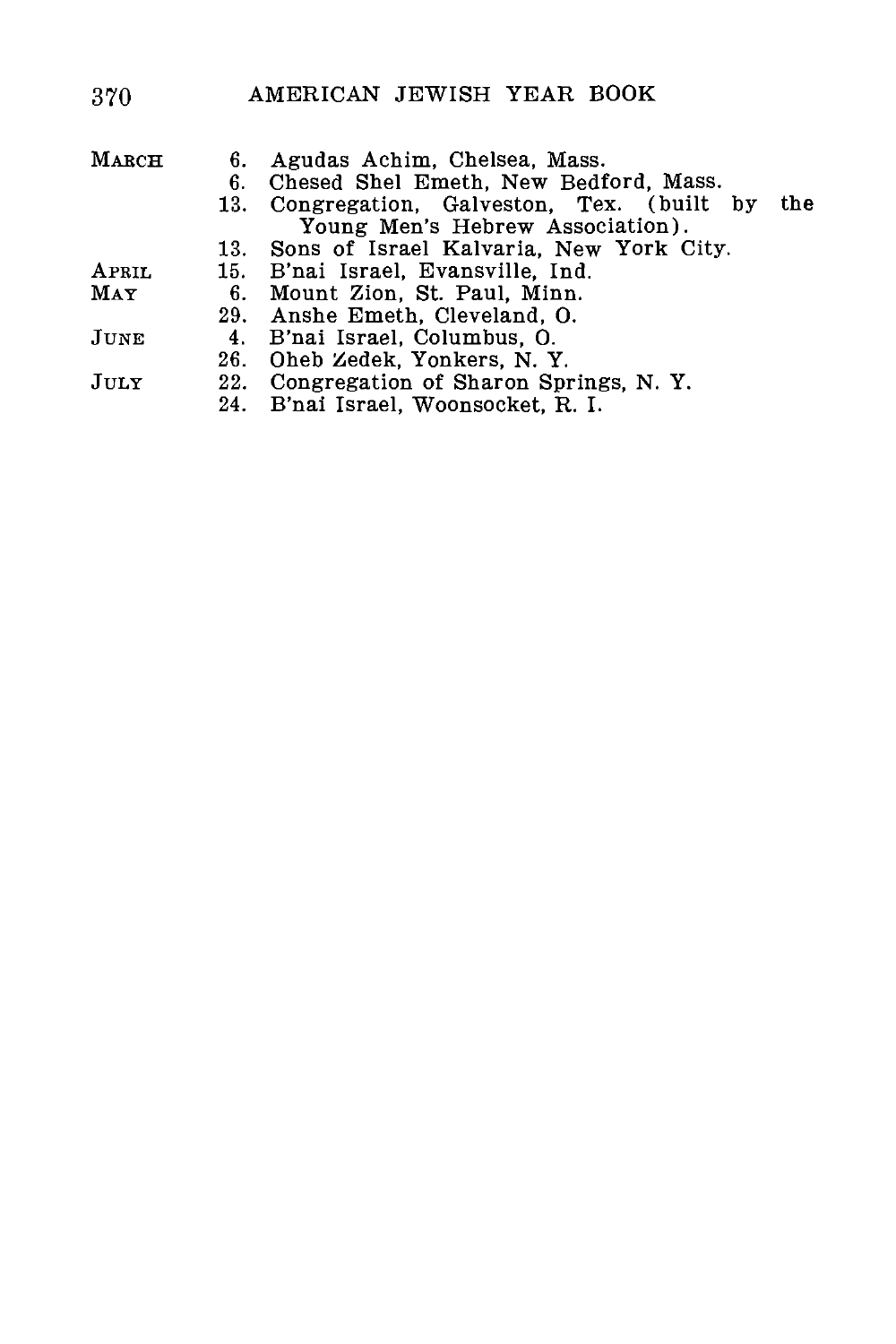MARCH 6. Agudas Achim, Chelsea, Mass.

6. Chesed Shel Emeth, New Bedford, Mass.

13. Congregation, Galveston, Tex. (built by the Young Men's Hebrew Association).

13. Sons of Israel Kalvaria, New York City.

APRIL 15. B'nai Israel, Evansville, Ind.

MAY 6. Mount Zion, St. Paul, Minn.

29. Anshe Emeth, Cleveland, O.

JUNE 4. B'nai Israel, Columbus, O.

26. Oheb Zedek, Yonkers, N. Y.

JULY 22. Congregation of Sharon Springs, N. Y.

24. B'nai Israel, Woonsocket, R. I.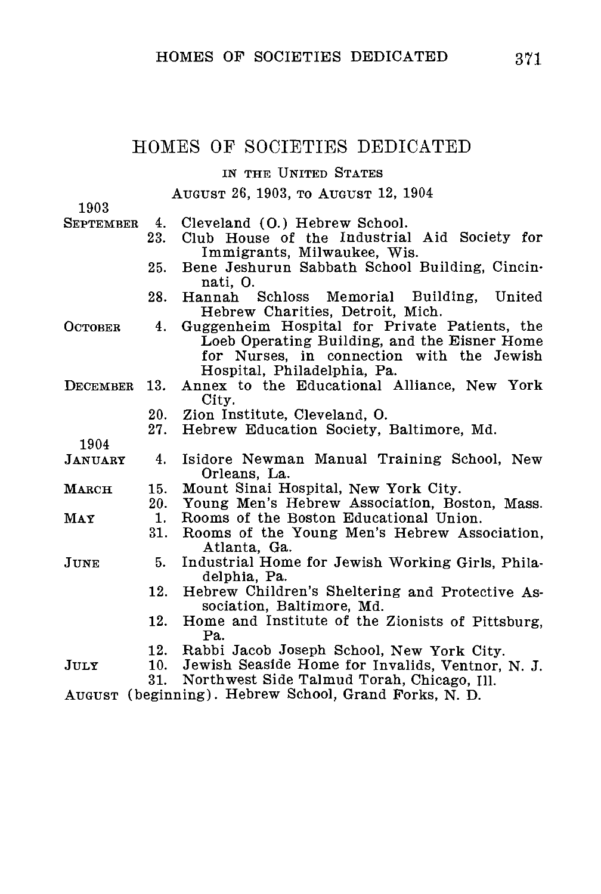# HOMES OF SOCIETIES DEDICATED

IN THE UNITED STATES

AUGUST 26, 1903, TO AUGUST 12, 1904

1903

SEPTEMBER 4. Cleveland (O.) Hebrew School.

23. Club House of the Industrial Aid Society for Immigrants, Milwaukee, Wis.

25. Bene Jeshurun Sabbath School Building, Cincinnati, O.

28. Hannah Schloss Memorial Building, United Hebrew Charities, Detroit, Mich.

OCTOBER 4. Guggenheim Hospital for Private Patients, the Loeb Operating Building, and the Eisner Home for Nurses, in connection with the Jewish Hospital, Philadelphia, Pa.

DECEMBER 13. Annex to the Educational Alliance, New York City.

20. Zion Institute, Cleveland, O.

27. Hebrew Education Society, Baltimore, Md.

1904

JANUARY 4. Isidore Newman Manual Training School, New Orleans, La.

MARCH 15. Mount Sinai Hospital, New York City.

20. Young Men's Hebrew Association, Boston, Mass.

MAY 1. Rooms of the Boston Educational Union.

31. Rooms of the Young Men's Hebrew Association, Atlanta, Ga.

JUNE 5. Industrial Home for Jewish Working Girls, Philadelphia, Pa.

12. Hebrew Children's Sheltering and Protective Association, Baltimore, Md.

12. Home and Institute of the Zionists of Pittsburg, Pa.

12. Rabbi Jacob Joseph School, New York City.

JULY 10. Jewish Seaside Home for Invalids, Ventnor, N. J.

31. Northwest Side Talmud Torah, Chicago, Ill.

AUGUST (beginning). Hebrew School, Grand Forks, N. D.